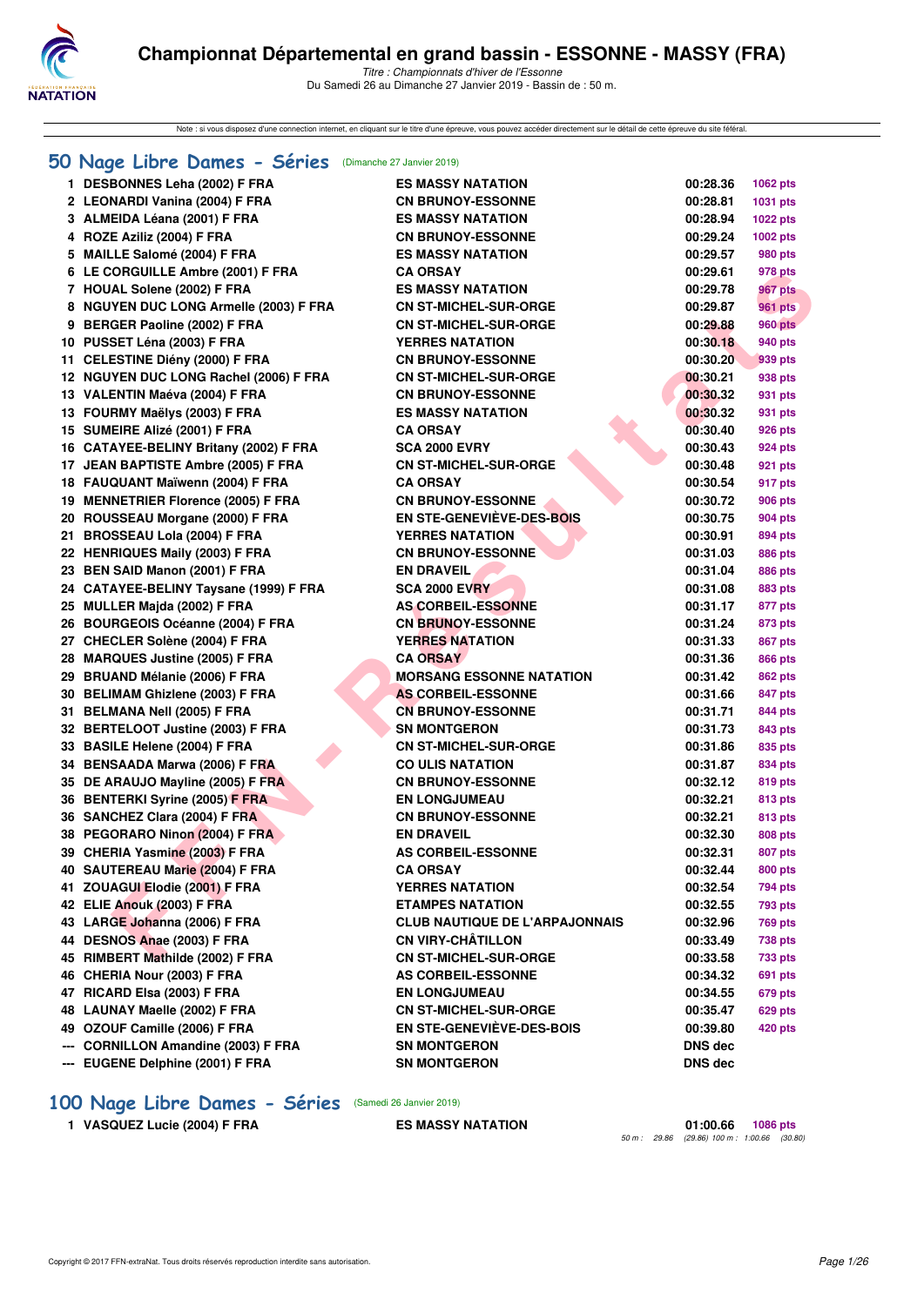# Championnat Départemental en grand bassin - ESSONNE - MASSY (FRA)

*Titre : Championnats d'hiver de l'Essonne*

Du Samedi 26 au Dimanche 27 Janvier 2019 - Bassin de : 50 m.

Note : si vous disposez d'une connexion internet, en cliquant sur le titre d'une épreuve, vous pouvez accéder directement sur le détail de cette épreuve du site féféral.

## 50 Nage Libre Dames - Séries (Dimanche 27 Janvier 2019)

| | Nom | Club | Temps | Points |
|---|---|---|---|---|
| 1 | DESBONNES Leha (2002) F FRA | ES MASSY NATATION | 00:28.36 | 1062 pts |
| 2 | LEONARDI Vanina (2004) F FRA | CN BRUNOY-ESSONNE | 00:28.81 | 1031 pts |
| 3 | ALMEIDA Léana (2001) F FRA | ES MASSY NATATION | 00:28.94 | 1022 pts |
| 4 | ROZE Aziliz (2004) F FRA | CN BRUNOY-ESSONNE | 00:29.24 | 1002 pts |
| 5 | MAILLE Salomé (2004) F FRA | ES MASSY NATATION | 00:29.57 | 980 pts |
| 6 | LE CORGUILLE Ambre (2001) F FRA | CA ORSAY | 00:29.61 | 978 pts |
| 7 | HOUAL Solene (2002) F FRA | ES MASSY NATATION | 00:29.78 | 967 pts |
| 8 | NGUYEN DUC LONG Armelle (2003) F FRA | CN ST-MICHEL-SUR-ORGE | 00:29.87 | 961 pts |
| 9 | BERGER Paoline (2002) F FRA | CN ST-MICHEL-SUR-ORGE | 00:29.88 | 960 pts |
| 10 | PUSSET Léna (2003) F FRA | YERRES NATATION | 00:30.18 | 940 pts |
| 11 | CELESTINE Diény (2000) F FRA | CN BRUNOY-ESSONNE | 00:30.20 | 939 pts |
| 12 | NGUYEN DUC LONG Rachel (2006) F FRA | CN ST-MICHEL-SUR-ORGE | 00:30.21 | 938 pts |
| 13 | VALENTIN Maéva (2004) F FRA | CN BRUNOY-ESSONNE | 00:30.32 | 931 pts |
| 13 | FOURMY Maëlys (2003) F FRA | ES MASSY NATATION | 00:30.32 | 931 pts |
| 15 | SUMEIRE Alizé (2001) F FRA | CA ORSAY | 00:30.40 | 926 pts |
| 16 | CATAYEE-BELINY Britany (2002) F FRA | SCA 2000 EVRY | 00:30.43 | 924 pts |
| 17 | JEAN BAPTISTE Ambre (2005) F FRA | CN ST-MICHEL-SUR-ORGE | 00:30.48 | 921 pts |
| 18 | FAUQUANT Maïwenn (2004) F FRA | CA ORSAY | 00:30.54 | 917 pts |
| 19 | MENNETRIER Florence (2005) F FRA | CN BRUNOY-ESSONNE | 00:30.72 | 906 pts |
| 20 | ROUSSEAU Morgane (2000) F FRA | EN STE-GENEVIÈVE-DES-BOIS | 00:30.75 | 904 pts |
| 21 | BROSSEAU Lola (2004) F FRA | YERRES NATATION | 00:30.91 | 894 pts |
| 22 | HENRIQUES Maily (2003) F FRA | CN BRUNOY-ESSONNE | 00:31.03 | 886 pts |
| 23 | BEN SAID Manon (2001) F FRA | EN DRAVEIL | 00:31.04 | 886 pts |
| 24 | CATAYEE-BELINY Taysane (1999) F FRA | SCA 2000 EVRY | 00:31.08 | 883 pts |
| 25 | MULLER Majda (2002) F FRA | AS CORBEIL-ESSONNE | 00:31.17 | 877 pts |
| 26 | BOURGEOIS Océanne (2004) F FRA | CN BRUNOY-ESSONNE | 00:31.24 | 873 pts |
| 27 | CHECLER Solène (2004) F FRA | YERRES NATATION | 00:31.33 | 867 pts |
| 28 | MARQUES Justine (2005) F FRA | CA ORSAY | 00:31.36 | 866 pts |
| 29 | BRUAND Mélanie (2006) F FRA | MORSANG ESSONNE NATATION | 00:31.42 | 862 pts |
| 30 | BELIMAM Ghizlene (2003) F FRA | AS CORBEIL-ESSONNE | 00:31.66 | 847 pts |
| 31 | BELMANA Nell (2005) F FRA | CN BRUNOY-ESSONNE | 00:31.71 | 844 pts |
| 32 | BERTELOOT Justine (2003) F FRA | SN MONTGERON | 00:31.73 | 843 pts |
| 33 | BASILE Helene (2004) F FRA | CN ST-MICHEL-SUR-ORGE | 00:31.86 | 835 pts |
| 34 | BENSAADA Marwa (2006) F FRA | CO ULIS NATATION | 00:31.87 | 834 pts |
| 35 | DE ARAUJO Mayline (2005) F FRA | CN BRUNOY-ESSONNE | 00:32.12 | 819 pts |
| 36 | BENTERKI Syrine (2005) F FRA | EN LONGJUMEAU | 00:32.21 | 813 pts |
| 36 | SANCHEZ Clara (2004) F FRA | CN BRUNOY-ESSONNE | 00:32.21 | 813 pts |
| 38 | PEGORARO Ninon (2004) F FRA | EN DRAVEIL | 00:32.30 | 808 pts |
| 39 | CHERIA Yasmine (2003) F FRA | AS CORBEIL-ESSONNE | 00:32.31 | 807 pts |
| 40 | SAUTEREAU Marie (2004) F FRA | CA ORSAY | 00:32.44 | 800 pts |
| 41 | ZOUAGUI Elodie (2001) F FRA | YERRES NATATION | 00:32.54 | 794 pts |
| 42 | ELIE Anouk (2003) F FRA | ETAMPES NATATION | 00:32.55 | 793 pts |
| 43 | LARGE Johanna (2006) F FRA | CLUB NAUTIQUE DE L'ARPAJONNAIS | 00:32.96 | 769 pts |
| 44 | DESNOS Anae (2003) F FRA | CN VIRY-CHÂTILLON | 00:33.49 | 738 pts |
| 45 | RIMBERT Mathilde (2002) F FRA | CN ST-MICHEL-SUR-ORGE | 00:33.58 | 733 pts |
| 46 | CHERIA Nour (2003) F FRA | AS CORBEIL-ESSONNE | 00:34.32 | 691 pts |
| 47 | RICARD Elsa (2003) F FRA | EN LONGJUMEAU | 00:34.55 | 679 pts |
| 48 | LAUNAY Maelle (2002) F FRA | CN ST-MICHEL-SUR-ORGE | 00:35.47 | 629 pts |
| 49 | OZOUF Camille (2006) F FRA | EN STE-GENEVIÈVE-DES-BOIS | 00:39.80 | 420 pts |
| --- | CORNILLON Amandine (2003) F FRA | SN MONTGERON | DNS dec | |
| --- | EUGENE Delphine (2001) F FRA | SN MONTGERON | DNS dec | |

## 100 Nage Libre Dames - Séries (Samedi 26 Janvier 2019)

| | Nom | Club | Temps | Points |
|---|---|---|---|---|
| 1 | VASQUEZ Lucie (2004) F FRA | ES MASSY NATATION | 01:00.66 | 1086 pts |

50 m : 29.86 (29.86) 100 m : 1:00.66 (30.80)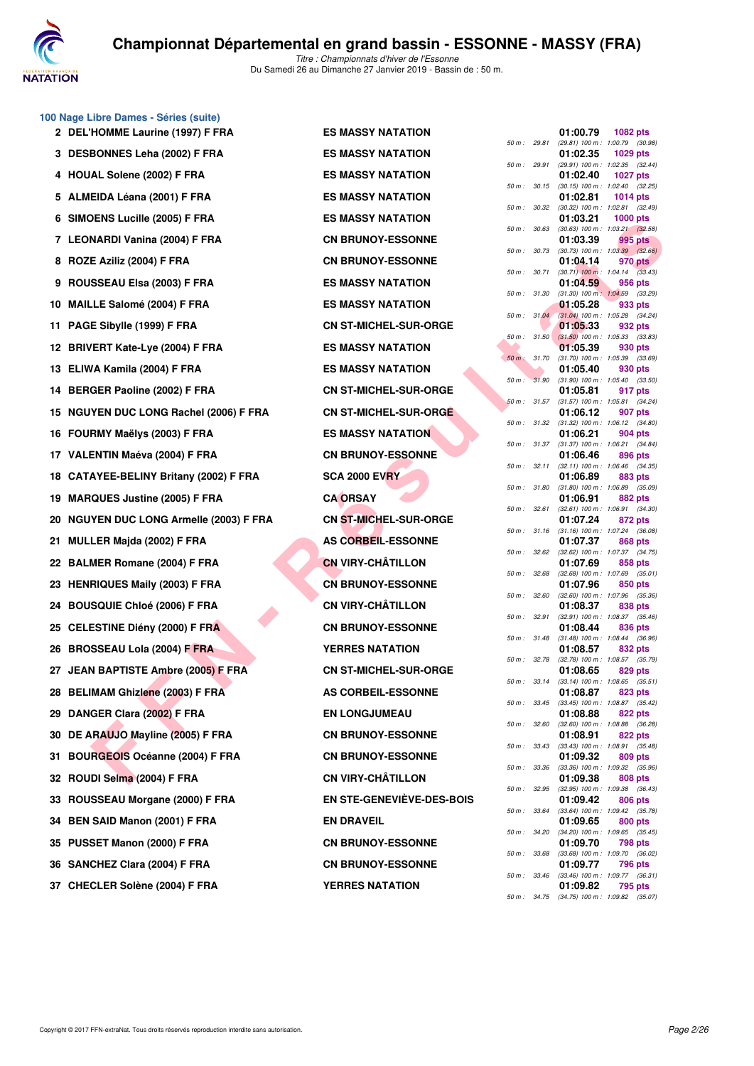# Championnat Départemental en grand bassin - ESSONNE - MASSY (FRA)

*Titre : Championnats d'hiver de l'Essonne*

Du Samedi 26 au Dimanche 27 Janvier 2019 - Bassin de : 50 m.

## 100 Nage Libre Dames - Séries (suite)

| Rang | Nom | Club | Temps | Points | 50 m | 100 m |
|---|---|---|---|---|---|---|
| 2 | DEL'HOMME Laurine (1997) F FRA | ES MASSY NATATION | 01:00.79 | 1082 pts | 29.81 | (29.81) 1:00.79 (30.98) |
| 3 | DESBONNES Leha (2002) F FRA | ES MASSY NATATION | 01:02.35 | 1029 pts | 29.91 | (29.91) 1:02.35 (32.44) |
| 4 | HOUAL Solene (2002) F FRA | ES MASSY NATATION | 01:02.40 | 1027 pts | 30.15 | (30.15) 1:02.40 (32.25) |
| 5 | ALMEIDA Léana (2001) F FRA | ES MASSY NATATION | 01:02.81 | 1014 pts | 30.32 | (30.32) 1:02.81 (32.49) |
| 6 | SIMOENS Lucille (2005) F FRA | ES MASSY NATATION | 01:03.21 | 1000 pts | 30.63 | (30.63) 1:03.21 (32.58) |
| 7 | LEONARDI Vanina (2004) F FRA | CN BRUNOY-ESSONNE | 01:03.39 | 995 pts | 30.73 | (30.73) 1:03.39 (32.66) |
| 8 | ROZE Aziliz (2004) F FRA | CN BRUNOY-ESSONNE | 01:04.14 | 970 pts | 30.71 | (30.71) 1:04.14 (33.43) |
| 9 | ROUSSEAU Elsa (2003) F FRA | ES MASSY NATATION | 01:04.59 | 956 pts | 31.30 | (31.30) 1:04.59 (33.29) |
| 10 | MAILLE Salomé (2004) F FRA | ES MASSY NATATION | 01:05.28 | 933 pts | 31.04 | (31.04) 1:05.28 (34.24) |
| 11 | PAGE Sibylle (1999) F FRA | CN ST-MICHEL-SUR-ORGE | 01:05.33 | 932 pts | 31.50 | (31.50) 1:05.33 (33.83) |
| 12 | BRIVERT Kate-Lye (2004) F FRA | ES MASSY NATATION | 01:05.39 | 930 pts | 31.70 | (31.70) 1:05.39 (33.69) |
| 13 | ELIWA Kamila (2004) F FRA | ES MASSY NATATION | 01:05.40 | 930 pts | 31.90 | (31.90) 1:05.40 (33.50) |
| 14 | BERGER Paoline (2002) F FRA | CN ST-MICHEL-SUR-ORGE | 01:05.81 | 917 pts | 31.57 | (31.57) 1:05.81 (34.24) |
| 15 | NGUYEN DUC LONG Rachel (2006) F FRA | CN ST-MICHEL-SUR-ORGE | 01:06.12 | 907 pts | 31.32 | (31.32) 1:06.12 (34.80) |
| 16 | FOURMY Maëlys (2003) F FRA | ES MASSY NATATION | 01:06.21 | 904 pts | 31.37 | (31.37) 1:06.21 (34.84) |
| 17 | VALENTIN Maéva (2004) F FRA | CN BRUNOY-ESSONNE | 01:06.46 | 896 pts | 32.11 | (32.11) 1:06.46 (34.35) |
| 18 | CATAYEE-BELINY Britany (2002) F FRA | SCA 2000 EVRY | 01:06.89 | 883 pts | 31.80 | (31.80) 1:06.89 (35.09) |
| 19 | MARQUES Justine (2005) F FRA | CA ORSAY | 01:06.91 | 882 pts | 32.61 | (32.61) 1:06.91 (34.30) |
| 20 | NGUYEN DUC LONG Armelle (2003) F FRA | CN ST-MICHEL-SUR-ORGE | 01:07.24 | 872 pts | 31.16 | (31.16) 1:07.24 (36.08) |
| 21 | MULLER Majda (2002) F FRA | AS CORBEIL-ESSONNE | 01:07.37 | 868 pts | 32.62 | (32.62) 1:07.37 (34.75) |
| 22 | BALMER Romane (2004) F FRA | CN VIRY-CHÂTILLON | 01:07.69 | 858 pts | 32.68 | (32.68) 1:07.69 (35.01) |
| 23 | HENRIQUES Maily (2003) F FRA | CN BRUNOY-ESSONNE | 01:07.96 | 850 pts | 32.60 | (32.60) 1:07.96 (35.36) |
| 24 | BOUSQUIE Chloé (2006) F FRA | CN VIRY-CHÂTILLON | 01:08.37 | 838 pts | 32.91 | (32.91) 1:08.37 (35.46) |
| 25 | CELESTINE Diény (2000) F FRA | CN BRUNOY-ESSONNE | 01:08.44 | 836 pts | 31.48 | (31.48) 1:08.44 (36.96) |
| 26 | BROSSEAU Lola (2004) F FRA | YERRES NATATION | 01:08.57 | 832 pts | 32.78 | (32.78) 1:08.57 (35.79) |
| 27 | JEAN BAPTISTE Ambre (2005) F FRA | CN ST-MICHEL-SUR-ORGE | 01:08.65 | 829 pts | 33.14 | (33.14) 1:08.65 (35.51) |
| 28 | BELIMAM Ghizlene (2003) F FRA | AS CORBEIL-ESSONNE | 01:08.87 | 823 pts | 33.45 | (33.45) 1:08.87 (35.42) |
| 29 | DANGER Clara (2002) F FRA | EN LONGJUMEAU | 01:08.88 | 822 pts | 32.60 | (32.60) 1:08.88 (36.28) |
| 30 | DE ARAUJO Mayline (2005) F FRA | CN BRUNOY-ESSONNE | 01:08.91 | 822 pts | 33.43 | (33.43) 1:08.91 (35.48) |
| 31 | BOURGEOIS Océanne (2004) F FRA | CN BRUNOY-ESSONNE | 01:09.32 | 809 pts | 33.36 | (33.36) 1:09.32 (35.96) |
| 32 | ROUDI Selma (2004) F FRA | CN VIRY-CHÂTILLON | 01:09.38 | 808 pts | 32.95 | (32.95) 1:09.38 (36.43) |
| 33 | ROUSSEAU Morgane (2000) F FRA | EN STE-GENEVIÈVE-DES-BOIS | 01:09.42 | 806 pts | 33.64 | (33.64) 1:09.42 (35.78) |
| 34 | BEN SAID Manon (2001) F FRA | EN DRAVEIL | 01:09.65 | 800 pts | 34.20 | (34.20) 1:09.65 (35.45) |
| 35 | PUSSET Manon (2000) F FRA | CN BRUNOY-ESSONNE | 01:09.70 | 798 pts | 33.68 | (33.68) 1:09.70 (36.02) |
| 36 | SANCHEZ Clara (2004) F FRA | CN BRUNOY-ESSONNE | 01:09.77 | 796 pts | 33.46 | (33.46) 1:09.77 (36.31) |
| 37 | CHECLER Solène (2004) F FRA | YERRES NATATION | 01:09.82 | 795 pts | 34.75 | (34.75) 1:09.82 (35.07) |

Copyright © 2017 FFN-extraNat. Tous droits réservés reproduction interdite sans autorisation.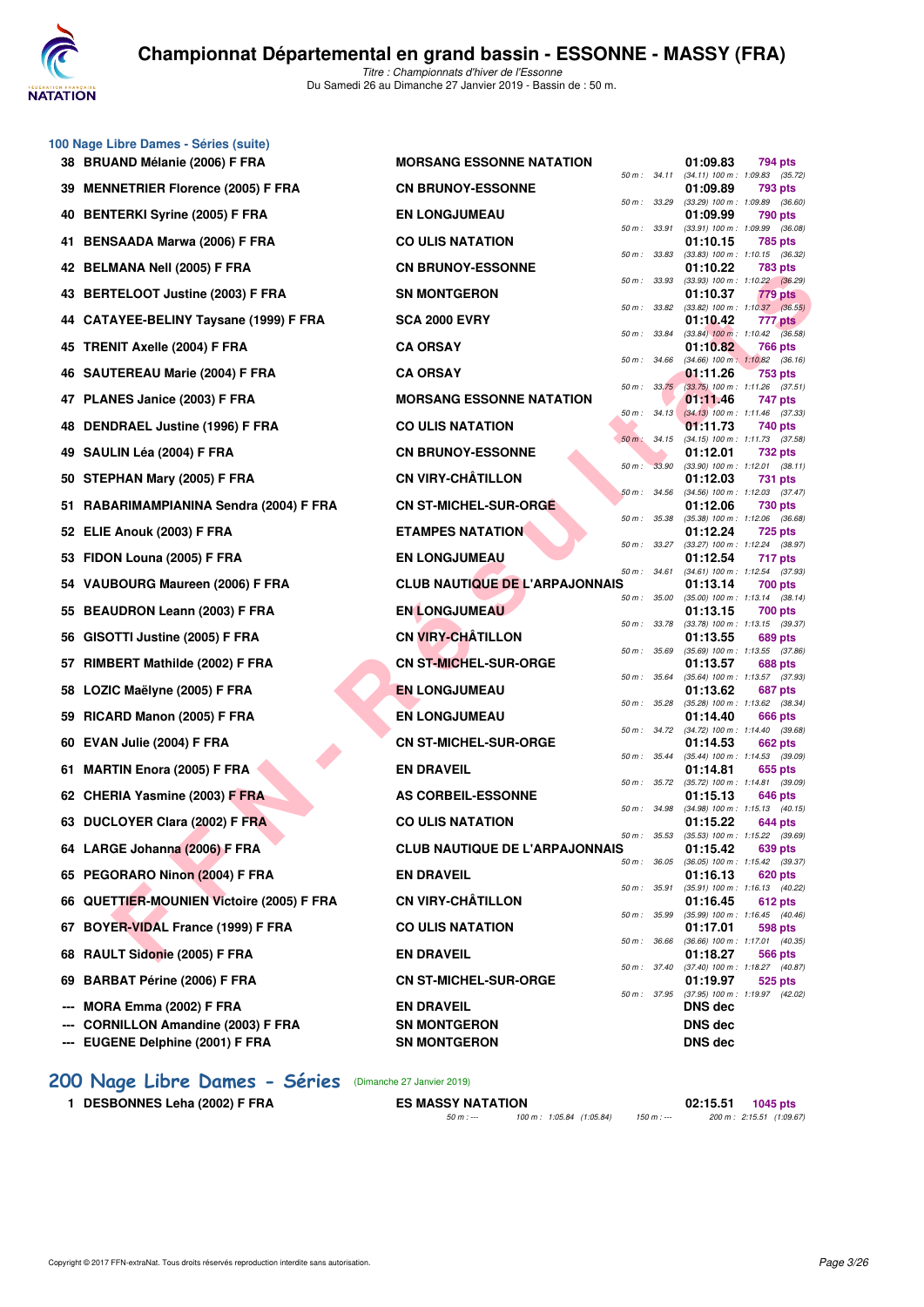# Championnat Départemental en grand bassin - ESSONNE - MASSY (FRA)

*Titre : Championnats d'hiver de l'Essonne*

Du Samedi 26 au Dimanche 27 Janvier 2019 - Bassin de : 50 m.

## 100 Nage Libre Dames - Séries (suite)

| Rang | Nom | Club | Temps | Points | 50 m | 100 m |
|---|---|---|---|---|---|---|
| 38 | BRUAND Mélanie (2006) F FRA | MORSANG ESSONNE NATATION | 01:09.83 | 794 pts | 34.11 | (34.11) 1:09.83 (35.72) |
| 39 | MENNETRIER Florence (2005) F FRA | CN BRUNOY-ESSONNE | 01:09.89 | 793 pts | 33.29 | (33.29) 1:09.89 (36.60) |
| 40 | BENTERKI Syrine (2005) F FRA | EN LONGJUMEAU | 01:09.99 | 790 pts | 33.91 | (33.91) 1:09.99 (36.08) |
| 41 | BENSAADA Marwa (2006) F FRA | CO ULIS NATATION | 01:10.15 | 785 pts | 33.83 | (33.83) 1:10.15 (36.32) |
| 42 | BELMANA Nell (2005) F FRA | CN BRUNOY-ESSONNE | 01:10.22 | 783 pts | 33.93 | (33.93) 1:10.22 (36.29) |
| 43 | BERTELOOT Justine (2003) F FRA | SN MONTGERON | 01:10.37 | 779 pts | 33.82 | (33.82) 1:10.37 (36.55) |
| 44 | CATAYEE-BELINY Taysane (1999) F FRA | SCA 2000 EVRY | 01:10.42 | 777 pts | 33.84 | (33.84) 1:10.42 (36.58) |
| 45 | TRENIT Axelle (2004) F FRA | CA ORSAY | 01:10.82 | 766 pts | 34.66 | (34.66) 1:10.82 (36.16) |
| 46 | SAUTEREAU Marie (2004) F FRA | CA ORSAY | 01:11.26 | 753 pts | 33.75 | (33.75) 1:11.26 (37.51) |
| 47 | PLANES Janice (2003) F FRA | MORSANG ESSONNE NATATION | 01:11.46 | 747 pts | 34.13 | (34.13) 1:11.46 (37.33) |
| 48 | DENDRAEL Justine (1996) F FRA | CO ULIS NATATION | 01:11.73 | 740 pts | 34.15 | (34.15) 1:11.73 (37.58) |
| 49 | SAULIN Léa (2004) F FRA | CN BRUNOY-ESSONNE | 01:12.01 | 732 pts | 33.90 | (33.90) 1:12.01 (38.11) |
| 50 | STEPHAN Mary (2005) F FRA | CN VIRY-CHÂTILLON | 01:12.03 | 731 pts | 34.56 | (34.56) 1:12.03 (37.47) |
| 51 | RABARIMAMPIANINA Sendra (2004) F FRA | CN ST-MICHEL-SUR-ORGE | 01:12.06 | 730 pts | 35.38 | (35.38) 1:12.06 (36.68) |
| 52 | ELIE Anouk (2003) F FRA | ETAMPES NATATION | 01:12.24 | 725 pts | 33.27 | (33.27) 1:12.24 (38.97) |
| 53 | FIDON Louna (2005) F FRA | EN LONGJUMEAU | 01:12.54 | 717 pts | 34.61 | (34.61) 1:12.54 (37.93) |
| 54 | VAUBOURG Maureen (2006) F FRA | CLUB NAUTIQUE DE L'ARPAJONNAIS | 01:13.14 | 700 pts | 35.00 | (35.00) 1:13.14 (38.14) |
| 55 | BEAUDRON Leann (2003) F FRA | EN LONGJUMEAU | 01:13.15 | 700 pts | 33.78 | (33.78) 1:13.15 (39.37) |
| 56 | GISOTTI Justine (2005) F FRA | CN VIRY-CHÂTILLON | 01:13.55 | 689 pts | 35.69 | (35.69) 1:13.55 (37.86) |
| 57 | RIMBERT Mathilde (2002) F FRA | CN ST-MICHEL-SUR-ORGE | 01:13.57 | 688 pts | 35.64 | (35.64) 1:13.57 (37.93) |
| 58 | LOZIC Maëlyne (2005) F FRA | EN LONGJUMEAU | 01:13.62 | 687 pts | 35.28 | (35.28) 1:13.62 (38.34) |
| 59 | RICARD Manon (2005) F FRA | EN LONGJUMEAU | 01:14.40 | 666 pts | 34.72 | (34.72) 1:14.40 (39.68) |
| 60 | EVAN Julie (2004) F FRA | CN ST-MICHEL-SUR-ORGE | 01:14.53 | 662 pts | 35.44 | (35.44) 1:14.53 (39.09) |
| 61 | MARTIN Enora (2005) F FRA | EN DRAVEIL | 01:14.81 | 655 pts | 35.72 | (35.72) 1:14.81 (39.09) |
| 62 | CHERIA Yasmine (2003) F FRA | AS CORBEIL-ESSONNE | 01:15.13 | 646 pts | 34.98 | (34.98) 1:15.13 (40.15) |
| 63 | DUCLOYER Clara (2002) F FRA | CO ULIS NATATION | 01:15.22 | 644 pts | 35.53 | (35.53) 1:15.22 (39.69) |
| 64 | LARGE Johanna (2006) F FRA | CLUB NAUTIQUE DE L'ARPAJONNAIS | 01:15.42 | 639 pts | 36.05 | (36.05) 1:15.42 (39.37) |
| 65 | PEGORARO Ninon (2004) F FRA | EN DRAVEIL | 01:16.13 | 620 pts | 35.91 | (35.91) 1:16.13 (40.22) |
| 66 | QUETTIER-MOUNIEN Victoire (2005) F FRA | CN VIRY-CHÂTILLON | 01:16.45 | 612 pts | 35.99 | (35.99) 1:16.45 (40.46) |
| 67 | BOYER-VIDAL France (1999) F FRA | CO ULIS NATATION | 01:17.01 | 598 pts | 36.66 | (36.66) 1:17.01 (40.35) |
| 68 | RAULT Sidonie (2005) F FRA | EN DRAVEIL | 01:18.27 | 566 pts | 37.40 | (37.40) 1:18.27 (40.87) |
| 69 | BARBAT Périne (2006) F FRA | CN ST-MICHEL-SUR-ORGE | 01:19.97 | 525 pts | 37.95 | (37.95) 1:19.97 (42.02) |
| --- | MORA Emma (2002) F FRA | EN DRAVEIL | DNS dec | | | |
| --- | CORNILLON Amandine (2003) F FRA | SN MONTGERON | DNS dec | | | |
| --- | EUGENE Delphine (2001) F FRA | SN MONTGERON | DNS dec | | | |

## 200 Nage Libre Dames - Séries (Dimanche 27 Janvier 2019)

| Rang | Nom | Club | Temps | Points | 50 m | 100 m | 150 m | 200 m |
|---|---|---|---|---|---|---|---|---|
| 1 | DESBONNES Leha (2002) F FRA | ES MASSY NATATION | 02:15.51 | 1045 pts | --- | 1:05.84 (1:05.84) | --- | 2:15.51 (1:09.67) |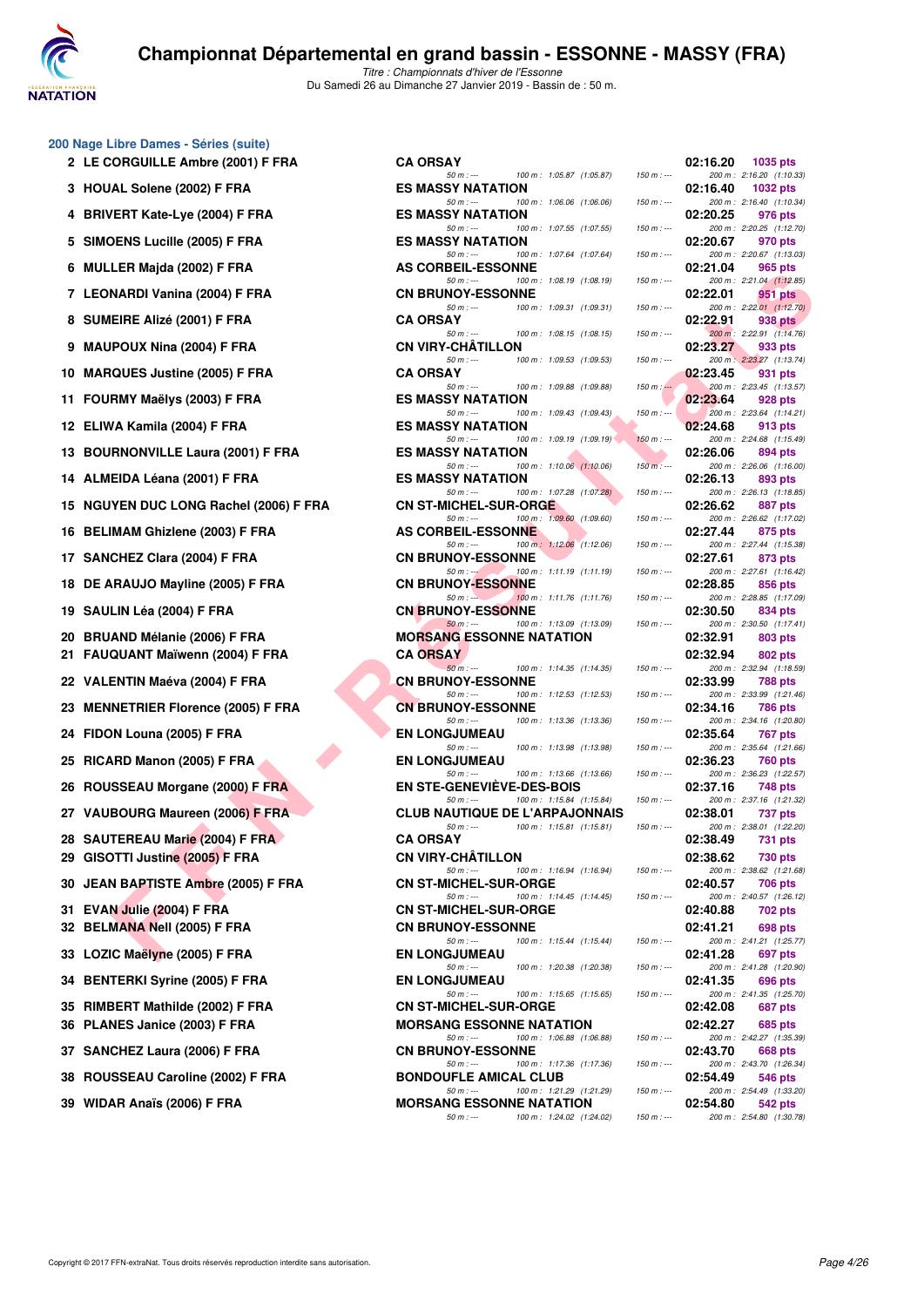# Championnat Départemental en grand bassin - ESSONNE - MASSY (FRA)

*Titre : Championnats d'hiver de l'Essonne*
Du Samedi 26 au Dimanche 27 Janvier 2019 - Bassin de : 50 m.

## 200 Nage Libre Dames - Séries (suite)

| Rang | Nom | Club | Temps | Points |
|---|---|---|---|---|
| 2 | LE CORGUILLE Ambre (2001) F FRA | CA ORSAY | 02:16.20 | 1035 pts |
| | | 50 m : --- 100 m : 1:05.87 (1:05.87) 150 m : --- 200 m : 2:16.20 (1:10.33) | | |
| 3 | HOUAL Solene (2002) F FRA | ES MASSY NATATION | 02:16.40 | 1032 pts |
| | | 50 m : --- 100 m : 1:06.06 (1:06.06) 150 m : --- 200 m : 2:16.40 (1:10.34) | | |
| 4 | BRIVERT Kate-Lye (2004) F FRA | ES MASSY NATATION | 02:20.25 | 976 pts |
| | | 50 m : --- 100 m : 1:07.55 (1:07.55) 150 m : --- 200 m : 2:20.25 (1:12.70) | | |
| 5 | SIMOENS Lucille (2005) F FRA | ES MASSY NATATION | 02:20.67 | 970 pts |
| | | 50 m : --- 100 m : 1:07.64 (1:07.64) 150 m : --- 200 m : 2:20.67 (1:13.03) | | |
| 6 | MULLER Majda (2002) F FRA | AS CORBEIL-ESSONNE | 02:21.04 | 965 pts |
| | | 50 m : --- 100 m : 1:08.19 (1:08.19) 150 m : --- 200 m : 2:21.04 (1:12.85) | | |
| 7 | LEONARDI Vanina (2004) F FRA | CN BRUNOY-ESSONNE | 02:22.01 | 951 pts |
| | | 50 m : --- 100 m : 1:09.31 (1:09.31) 150 m : --- 200 m : 2:22.01 (1:12.70) | | |
| 8 | SUMEIRE Alizé (2001) F FRA | CA ORSAY | 02:22.91 | 938 pts |
| | | 50 m : --- 100 m : 1:08.15 (1:08.15) 150 m : --- 200 m : 2:22.91 (1:14.76) | | |
| 9 | MAUPOUX Nina (2004) F FRA | CN VIRY-CHÂTILLON | 02:23.27 | 933 pts |
| | | 50 m : --- 100 m : 1:09.53 (1:09.53) 150 m : --- 200 m : 2:23.27 (1:13.74) | | |
| 10 | MARQUES Justine (2005) F FRA | CA ORSAY | 02:23.45 | 931 pts |
| | | 50 m : --- 100 m : 1:09.88 (1:09.88) 150 m : --- 200 m : 2:23.45 (1:13.57) | | |
| 11 | FOURMY Maëlys (2003) F FRA | ES MASSY NATATION | 02:23.64 | 928 pts |
| | | 50 m : --- 100 m : 1:09.43 (1:09.43) 150 m : --- 200 m : 2:23.64 (1:14.21) | | |
| 12 | ELIWA Kamila (2004) F FRA | ES MASSY NATATION | 02:24.68 | 913 pts |
| | | 50 m : --- 100 m : 1:09.19 (1:09.19) 150 m : --- 200 m : 2:24.68 (1:15.49) | | |
| 13 | BOURNONVILLE Laura (2001) F FRA | ES MASSY NATATION | 02:26.06 | 894 pts |
| | | 50 m : --- 100 m : 1:10.06 (1:10.06) 150 m : --- 200 m : 2:26.06 (1:16.00) | | |
| 14 | ALMEIDA Léana (2001) F FRA | ES MASSY NATATION | 02:26.13 | 893 pts |
| | | 50 m : --- 100 m : 1:07.28 (1:07.28) 150 m : --- 200 m : 2:26.13 (1:18.85) | | |
| 15 | NGUYEN DUC LONG Rachel (2006) F FRA | CN ST-MICHEL-SUR-ORGE | 02:26.62 | 887 pts |
| | | 50 m : --- 100 m : 1:09.60 (1:09.60) 150 m : --- 200 m : 2:26.62 (1:17.02) | | |
| 16 | BELIMAM Ghizlene (2003) F FRA | AS CORBEIL-ESSONNE | 02:27.44 | 875 pts |
| | | 50 m : --- 100 m : 1:12.06 (1:12.06) 150 m : --- 200 m : 2:27.44 (1:15.38) | | |
| 17 | SANCHEZ Clara (2004) F FRA | CN BRUNOY-ESSONNE | 02:27.61 | 873 pts |
| | | 50 m : --- 100 m : 1:11.19 (1:11.19) 150 m : --- 200 m : 2:27.61 (1:16.42) | | |
| 18 | DE ARAUJO Mayline (2005) F FRA | CN BRUNOY-ESSONNE | 02:28.85 | 856 pts |
| | | 50 m : --- 100 m : 1:11.76 (1:11.76) 150 m : --- 200 m : 2:28.85 (1:17.09) | | |
| 19 | SAULIN Léa (2004) F FRA | CN BRUNOY-ESSONNE | 02:30.50 | 834 pts |
| | | 50 m : --- 100 m : 1:13.09 (1:13.09) 150 m : --- 200 m : 2:30.50 (1:17.41) | | |
| 20 | BRUAND Mélanie (2006) F FRA | MORSANG ESSONNE NATATION | 02:32.91 | 803 pts |
| 21 | FAUQUANT Maïwenn (2004) F FRA | CA ORSAY | 02:32.94 | 802 pts |
| | | 50 m : --- 100 m : 1:14.35 (1:14.35) 150 m : --- 200 m : 2:32.94 (1:18.59) | | |
| 22 | VALENTIN Maéva (2004) F FRA | CN BRUNOY-ESSONNE | 02:33.99 | 788 pts |
| | | 50 m : --- 100 m : 1:12.53 (1:12.53) 150 m : --- 200 m : 2:33.99 (1:21.46) | | |
| 23 | MENNETRIER Florence (2005) F FRA | CN BRUNOY-ESSONNE | 02:34.16 | 786 pts |
| | | 50 m : --- 100 m : 1:13.36 (1:13.36) 150 m : --- 200 m : 2:34.16 (1:20.80) | | |
| 24 | FIDON Louna (2005) F FRA | EN LONGJUMEAU | 02:35.64 | 767 pts |
| | | 50 m : --- 100 m : 1:13.98 (1:13.98) 150 m : --- 200 m : 2:35.64 (1:21.66) | | |
| 25 | RICARD Manon (2005) F FRA | EN LONGJUMEAU | 02:36.23 | 760 pts |
| | | 50 m : --- 100 m : 1:13.66 (1:13.66) 150 m : --- 200 m : 2:36.23 (1:22.57) | | |
| 26 | ROUSSEAU Morgane (2000) F FRA | EN STE-GENEVIÈVE-DES-BOIS | 02:37.16 | 748 pts |
| | | 50 m : --- 100 m : 1:15.84 (1:15.84) 150 m : --- 200 m : 2:37.16 (1:21.32) | | |
| 27 | VAUBOURG Maureen (2006) F FRA | CLUB NAUTIQUE DE L'ARPAJONNAIS | 02:38.01 | 737 pts |
| | | 50 m : --- 100 m : 1:15.81 (1:15.81) 150 m : --- 200 m : 2:38.01 (1:22.20) | | |
| 28 | SAUTEREAU Marie (2004) F FRA | CA ORSAY | 02:38.49 | 731 pts |
| 29 | GISOTTI Justine (2005) F FRA | CN VIRY-CHÂTILLON | 02:38.62 | 730 pts |
| | | 50 m : --- 100 m : 1:16.94 (1:16.94) 150 m : --- 200 m : 2:38.62 (1:21.68) | | |
| 30 | JEAN BAPTISTE Ambre (2005) F FRA | CN ST-MICHEL-SUR-ORGE | 02:40.57 | 706 pts |
| | | 50 m : --- 100 m : 1:14.45 (1:14.45) 150 m : --- 200 m : 2:40.57 (1:26.12) | | |
| 31 | EVAN Julie (2004) F FRA | CN ST-MICHEL-SUR-ORGE | 02:40.88 | 702 pts |
| 32 | BELMANA Nell (2005) F FRA | CN BRUNOY-ESSONNE | 02:41.21 | 698 pts |
| | | 50 m : --- 100 m : 1:15.44 (1:15.44) 150 m : --- 200 m : 2:41.21 (1:25.77) | | |
| 33 | LOZIC Maëlyne (2005) F FRA | EN LONGJUMEAU | 02:41.28 | 697 pts |
| | | 50 m : --- 100 m : 1:20.38 (1:20.38) 150 m : --- 200 m : 2:41.28 (1:20.90) | | |
| 34 | BENTERKI Syrine (2005) F FRA | EN LONGJUMEAU | 02:41.35 | 696 pts |
| | | 50 m : --- 100 m : 1:15.65 (1:15.65) 150 m : --- 200 m : 2:41.35 (1:25.70) | | |
| 35 | RIMBERT Mathilde (2002) F FRA | CN ST-MICHEL-SUR-ORGE | 02:42.08 | 687 pts |
| 36 | PLANES Janice (2003) F FRA | MORSANG ESSONNE NATATION | 02:42.27 | 685 pts |
| | | 50 m : --- 100 m : 1:06.88 (1:06.88) 150 m : --- 200 m : 2:42.27 (1:35.39) | | |
| 37 | SANCHEZ Laura (2006) F FRA | CN BRUNOY-ESSONNE | 02:43.70 | 668 pts |
| | | 50 m : --- 100 m : 1:17.36 (1:17.36) 150 m : --- 200 m : 2:43.70 (1:26.34) | | |
| 38 | ROUSSEAU Caroline (2002) F FRA | BONDOUFLE AMICAL CLUB | 02:54.49 | 546 pts |
| | | 50 m : --- 100 m : 1:21.29 (1:21.29) 150 m : --- 200 m : 2:54.49 (1:33.20) | | |
| 39 | WIDAR Anaïs (2006) F FRA | MORSANG ESSONNE NATATION | 02:54.80 | 542 pts |
| | | 50 m : --- 100 m : 1:24.02 (1:24.02) 150 m : --- 200 m : 2:54.80 (1:30.78) | | |

Copyright © 2017 FFN-extraNat. Tous droits réservés reproduction interdite sans autorisation.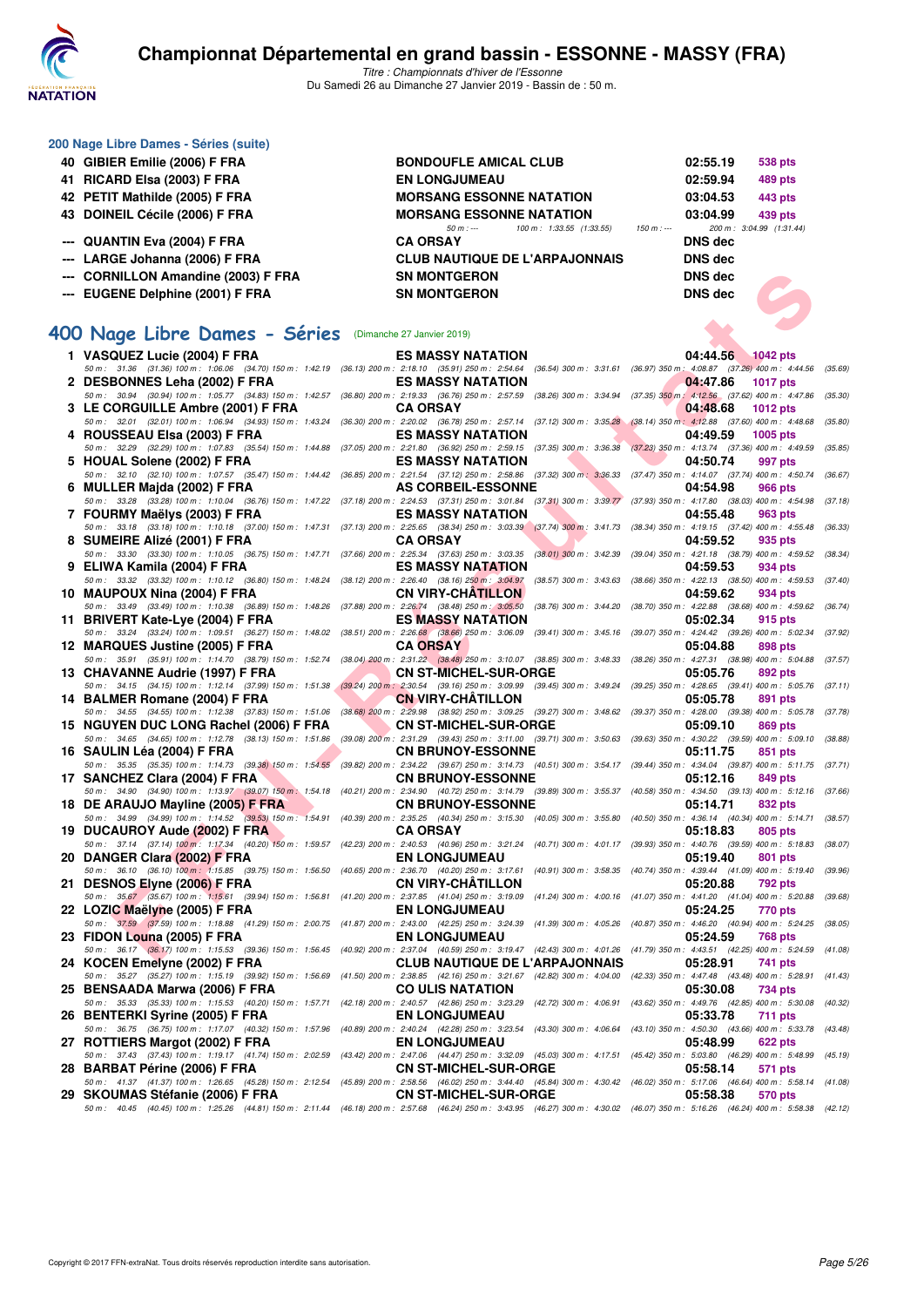# Championnat Départemental en grand bassin - ESSONNE - MASSY (FRA)

*Titre : Championnats d'hiver de l'Essonne*
Du Samedi 26 au Dimanche 27 Janvier 2019 - Bassin de : 50 m.

## 200 Nage Libre Dames - Séries (suite)

| Rang | Nom | Club | Temps | Points |
|---|---|---|---|---|
| 40 | GIBIER Emilie (2006) F FRA | BONDOUFLE AMICAL CLUB | 02:55.19 | 538 pts |
| 41 | RICARD Elsa (2003) F FRA | EN LONGJUMEAU | 02:59.94 | 489 pts |
| 42 | PETIT Mathilde (2005) F FRA | MORSANG ESSONNE NATATION | 03:04.53 | 443 pts |
| 43 | DOINEIL Cécile (2006) F FRA | MORSANG ESSONNE NATATION | 03:04.99 | 439 pts |
| | 50 m : --- 100 m : 1:33.55 (1:33.55) 150 m : --- 200 m : 3:04.99 (1:31.44) | | | |
| --- | QUANTIN Eva (2004) F FRA | CA ORSAY | DNS dec | |
| --- | LARGE Johanna (2006) F FRA | CLUB NAUTIQUE DE L'ARPAJONNAIS | DNS dec | |
| --- | CORNILLON Amandine (2003) F FRA | SN MONTGERON | DNS dec | |
| --- | EUGENE Delphine (2001) F FRA | SN MONTGERON | DNS dec | |

## 400 Nage Libre Dames - Séries (Dimanche 27 Janvier 2019)

| Rang | Nom | Club | Temps | Points |
|---|---|---|---|---|
| 1 | VASQUEZ Lucie (2004) F FRA | ES MASSY NATATION | 04:44.56 | 1042 pts |
| | 50 m : 31.36 (31.36) 100 m : 1:06.06 (34.70) 150 m : 1:42.19 (36.13) 200 m : 2:18.10 (35.91) 250 m : 2:54.64 (36.54) 300 m : 3:31.61 (36.97) 350 m : 4:08.87 (37.26) 400 m : 4:44.56 (35.69) | | | |
| 2 | DESBONNES Leha (2002) F FRA | ES MASSY NATATION | 04:47.86 | 1017 pts |
| | 50 m : 30.94 (30.94) 100 m : 1:05.77 (34.83) 150 m : 1:42.57 (36.80) 200 m : 2:19.33 (36.76) 250 m : 2:57.59 (38.26) 300 m : 3:34.94 (37.35) 350 m : 4:12.56 (37.62) 400 m : 4:47.86 (35.30) | | | |
| 3 | LE CORGUILLE Ambre (2001) F FRA | CA ORSAY | 04:48.68 | 1012 pts |
| | 50 m : 32.01 (32.01) 100 m : 1:06.94 (34.93) 150 m : 1:43.24 (36.30) 200 m : 2:20.02 (36.78) 250 m : 2:57.14 (37.12) 300 m : 3:35.28 (38.14) 350 m : 4:12.88 (37.60) 400 m : 4:48.68 (35.80) | | | |
| 4 | ROUSSEAU Elsa (2003) F FRA | ES MASSY NATATION | 04:49.59 | 1005 pts |
| | 50 m : 32.29 (32.29) 100 m : 1:07.83 (35.54) 150 m : 1:44.88 (37.05) 200 m : 2:21.80 (36.92) 250 m : 2:59.15 (37.35) 300 m : 3:36.38 (37.23) 350 m : 4:13.74 (37.36) 400 m : 4:49.59 (35.85) | | | |
| 5 | HOUAL Solene (2002) F FRA | ES MASSY NATATION | 04:50.74 | 997 pts |
| | 50 m : 32.10 (32.10) 100 m : 1:07.57 (35.47) 150 m : 1:44.42 (36.85) 200 m : 2:21.54 (37.12) 250 m : 2:58.86 (37.32) 300 m : 3:36.33 (37.47) 350 m : 4:14.07 (37.74) 400 m : 4:50.74 (36.67) | | | |
| 6 | MULLER Majda (2002) F FRA | AS CORBEIL-ESSONNE | 04:54.98 | 966 pts |
| | 50 m : 33.28 (33.28) 100 m : 1:10.04 (36.76) 150 m : 1:47.22 (37.18) 200 m : 2:24.53 (37.31) 250 m : 3:01.84 (37.31) 300 m : 3:39.77 (37.93) 350 m : 4:17.80 (38.03) 400 m : 4:54.98 (37.18) | | | |
| 7 | FOURMY Maëlys (2003) F FRA | ES MASSY NATATION | 04:55.48 | 963 pts |
| | 50 m : 33.18 (33.18) 100 m : 1:10.18 (37.00) 150 m : 1:47.31 (37.13) 200 m : 2:25.65 (38.34) 250 m : 3:03.39 (37.74) 300 m : 3:41.73 (38.34) 350 m : 4:19.15 (37.42) 400 m : 4:55.48 (36.33) | | | |
| 8 | SUMEIRE Alizé (2001) F FRA | CA ORSAY | 04:59.52 | 935 pts |
| | 50 m : 33.30 (33.30) 100 m : 1:10.05 (36.75) 150 m : 1:47.71 (37.66) 200 m : 2:25.34 (37.63) 250 m : 3:03.35 (38.01) 300 m : 3:42.39 (39.04) 350 m : 4:21.18 (38.79) 400 m : 4:59.52 (38.34) | | | |
| 9 | ELIWA Kamila (2004) F FRA | ES MASSY NATATION | 04:59.53 | 934 pts |
| | 50 m : 33.32 (33.32) 100 m : 1:10.12 (36.80) 150 m : 1:48.24 (38.12) 200 m : 2:26.40 (38.16) 250 m : 3:04.97 (38.57) 300 m : 3:43.63 (38.66) 350 m : 4:22.13 (38.50) 400 m : 4:59.53 (37.40) | | | |
| 10 | MAUPOUX Nina (2004) F FRA | CN VIRY-CHÂTILLON | 04:59.62 | 934 pts |
| | 50 m : 33.49 (33.49) 100 m : 1:10.38 (36.89) 150 m : 1:48.26 (37.88) 200 m : 2:26.74 (38.48) 250 m : 3:05.50 (38.76) 300 m : 3:44.20 (38.70) 350 m : 4:22.88 (38.68) 400 m : 4:59.62 (36.74) | | | |
| 11 | BRIVERT Kate-Lye (2004) F FRA | ES MASSY NATATION | 05:02.34 | 915 pts |
| | 50 m : 33.24 (33.24) 100 m : 1:09.51 (36.27) 150 m : 1:48.02 (38.51) 200 m : 2:26.68 (38.66) 250 m : 3:06.09 (39.41) 300 m : 3:45.16 (39.07) 350 m : 4:24.42 (39.26) 400 m : 5:02.34 (37.92) | | | |
| 12 | MARQUES Justine (2005) F FRA | CA ORSAY | 05:04.88 | 898 pts |
| | 50 m : 35.91 (35.91) 100 m : 1:14.70 (38.79) 150 m : 1:52.74 (38.04) 200 m : 2:31.22 (38.48) 250 m : 3:10.07 (38.85) 300 m : 3:48.33 (38.26) 350 m : 4:27.31 (38.98) 400 m : 5:04.88 (37.57) | | | |
| 13 | CHAVANNE Audrie (1997) F FRA | CN ST-MICHEL-SUR-ORGE | 05:05.76 | 892 pts |
| | 50 m : 34.15 (34.15) 100 m : 1:12.14 (37.99) 150 m : 1:51.38 (39.24) 200 m : 2:30.54 (39.16) 250 m : 3:09.99 (39.45) 300 m : 3:49.24 (39.25) 350 m : 4:28.65 (39.41) 400 m : 5:05.76 (37.11) | | | |
| 14 | BALMER Romane (2004) F FRA | CN VIRY-CHÂTILLON | 05:05.78 | 891 pts |
| | 50 m : 34.55 (34.55) 100 m : 1:12.38 (37.83) 150 m : 1:51.06 (38.68) 200 m : 2:29.98 (38.92) 250 m : 3:09.25 (39.27) 300 m : 3:48.62 (39.37) 350 m : 4:28.00 (39.38) 400 m : 5:05.78 (37.78) | | | |
| 15 | NGUYEN DUC LONG Rachel (2006) F FRA | CN ST-MICHEL-SUR-ORGE | 05:09.10 | 869 pts |
| | 50 m : 34.65 (34.65) 100 m : 1:12.78 (38.13) 150 m : 1:51.86 (39.08) 200 m : 2:31.29 (39.43) 250 m : 3:11.00 (39.71) 300 m : 3:50.63 (39.63) 350 m : 4:30.22 (39.59) 400 m : 5:09.10 (38.88) | | | |
| 16 | SAULIN Léa (2004) F FRA | CN BRUNOY-ESSONNE | 05:11.75 | 851 pts |
| | 50 m : 35.35 (35.35) 100 m : 1:14.73 (39.38) 150 m : 1:54.55 (39.82) 200 m : 2:34.22 (39.67) 250 m : 3:14.73 (40.51) 300 m : 3:54.17 (39.44) 350 m : 4:34.04 (39.87) 400 m : 5:11.75 (37.71) | | | |
| 17 | SANCHEZ Clara (2004) F FRA | CN BRUNOY-ESSONNE | 05:12.16 | 849 pts |
| | 50 m : 34.90 (34.90) 100 m : 1:13.97 (39.07) 150 m : 1:54.18 (40.21) 200 m : 2:34.90 (40.72) 250 m : 3:14.79 (39.89) 300 m : 3:55.37 (40.58) 350 m : 4:34.50 (39.13) 400 m : 5:12.16 (37.66) | | | |
| 18 | DE ARAUJO Mayline (2005) F FRA | CN BRUNOY-ESSONNE | 05:14.71 | 832 pts |
| | 50 m : 34.99 (34.99) 100 m : 1:14.52 (39.53) 150 m : 1:54.91 (40.39) 200 m : 2:35.25 (40.34) 250 m : 3:15.30 (40.05) 300 m : 3:55.80 (40.50) 350 m : 4:36.14 (40.34) 400 m : 5:14.71 (38.57) | | | |
| 19 | DUCAUROY Aude (2002) F FRA | CA ORSAY | 05:18.83 | 805 pts |
| | 50 m : 37.14 (37.14) 100 m : 1:17.34 (40.20) 150 m : 1:59.57 (42.23) 200 m : 2:40.53 (40.96) 250 m : 3:21.24 (40.71) 300 m : 4:01.17 (39.93) 350 m : 4:40.76 (39.59) 400 m : 5:18.83 (38.07) | | | |
| 20 | DANGER Clara (2002) F FRA | EN LONGJUMEAU | 05:19.40 | 801 pts |
| | 50 m : 36.10 (36.10) 100 m : 1:15.85 (39.75) 150 m : 1:56.50 (40.65) 200 m : 2:36.70 (40.20) 250 m : 3:17.61 (40.91) 300 m : 3:58.35 (40.74) 350 m : 4:39.44 (41.09) 400 m : 5:19.40 (39.96) | | | |
| 21 | DESNOS Elyne (2006) F FRA | CN VIRY-CHÂTILLON | 05:20.88 | 792 pts |
| | 50 m : 35.67 (35.67) 100 m : 1:15.61 (39.94) 150 m : 1:56.81 (41.20) 200 m : 2:37.85 (41.04) 250 m : 3:19.09 (41.24) 300 m : 4:00.16 (41.07) 350 m : 4:41.20 (41.04) 400 m : 5:20.88 (39.68) | | | |
| 22 | LOZIC Maëlyne (2005) F FRA | EN LONGJUMEAU | 05:24.25 | 770 pts |
| | 50 m : 37.59 (37.59) 100 m : 1:18.88 (41.29) 150 m : 2:00.75 (41.87) 200 m : 2:43.00 (42.25) 250 m : 3:24.39 (41.39) 300 m : 4:05.26 (40.87) 350 m : 4:46.20 (40.94) 400 m : 5:24.25 (38.05) | | | |
| 23 | FIDON Louna (2005) F FRA | EN LONGJUMEAU | 05:24.59 | 768 pts |
| | 50 m : 36.17 (36.17) 100 m : 1:15.53 (39.36) 150 m : 1:56.45 (40.92) 200 m : 2:37.04 (40.59) 250 m : 3:19.47 (42.43) 300 m : 4:01.26 (41.79) 350 m : 4:43.51 (42.25) 400 m : 5:24.59 (41.08) | | | |
| 24 | KOCEN Emelyne (2002) F FRA | CLUB NAUTIQUE DE L'ARPAJONNAIS | 05:28.91 | 741 pts |
| | 50 m : 35.27 (35.27) 100 m : 1:15.19 (39.92) 150 m : 1:56.69 (41.50) 200 m : 2:38.85 (42.16) 250 m : 3:21.67 (42.82) 300 m : 4:04.00 (42.33) 350 m : 4:47.48 (43.48) 400 m : 5:28.91 (41.43) | | | |
| 25 | BENSAADA Marwa (2006) F FRA | CO ULIS NATATION | 05:30.08 | 734 pts |
| | 50 m : 35.33 (35.33) 100 m : 1:15.53 (40.20) 150 m : 1:57.71 (42.18) 200 m : 2:40.57 (42.86) 250 m : 3:23.29 (42.72) 300 m : 4:06.91 (43.62) 350 m : 4:49.76 (42.85) 400 m : 5:30.08 (40.32) | | | |
| 26 | BENTERKI Syrine (2005) F FRA | EN LONGJUMEAU | 05:33.78 | 711 pts |
| | 50 m : 36.75 (36.75) 100 m : 1:17.07 (40.32) 150 m : 1:57.96 (40.89) 200 m : 2:40.24 (42.28) 250 m : 3:23.54 (43.30) 300 m : 4:06.64 (43.10) 350 m : 4:50.30 (43.66) 400 m : 5:33.78 (43.48) | | | |
| 27 | ROTTIERS Margot (2002) F FRA | EN LONGJUMEAU | 05:48.99 | 622 pts |
| | 50 m : 37.43 (37.43) 100 m : 1:19.17 (41.74) 150 m : 2:02.59 (43.42) 200 m : 2:47.06 (44.47) 250 m : 3:32.09 (45.03) 300 m : 4:17.51 (45.42) 350 m : 5:03.80 (46.29) 400 m : 5:48.99 (45.19) | | | |
| 28 | BARBAT Périne (2006) F FRA | CN ST-MICHEL-SUR-ORGE | 05:58.14 | 571 pts |
| | 50 m : 41.37 (41.37) 100 m : 1:26.65 (45.28) 150 m : 2:12.54 (45.89) 200 m : 2:58.56 (46.02) 250 m : 3:44.40 (45.84) 300 m : 4:30.42 (46.02) 350 m : 5:17.06 (46.64) 400 m : 5:58.14 (41.08) | | | |
| 29 | SKOUMAS Stéfanie (2006) F FRA | CN ST-MICHEL-SUR-ORGE | 05:58.38 | 570 pts |
| | 50 m : 40.45 (40.45) 100 m : 1:25.26 (44.81) 150 m : 2:11.44 (46.18) 200 m : 2:57.68 (46.24) 250 m : 3:43.95 (46.27) 300 m : 4:30.02 (46.07) 350 m : 5:16.26 (46.24) 400 m : 5:58.38 (42.12) | | | |

Copyright © 2017 FFN-extraNat. Tous droits réservés reproduction interdite sans autorisation.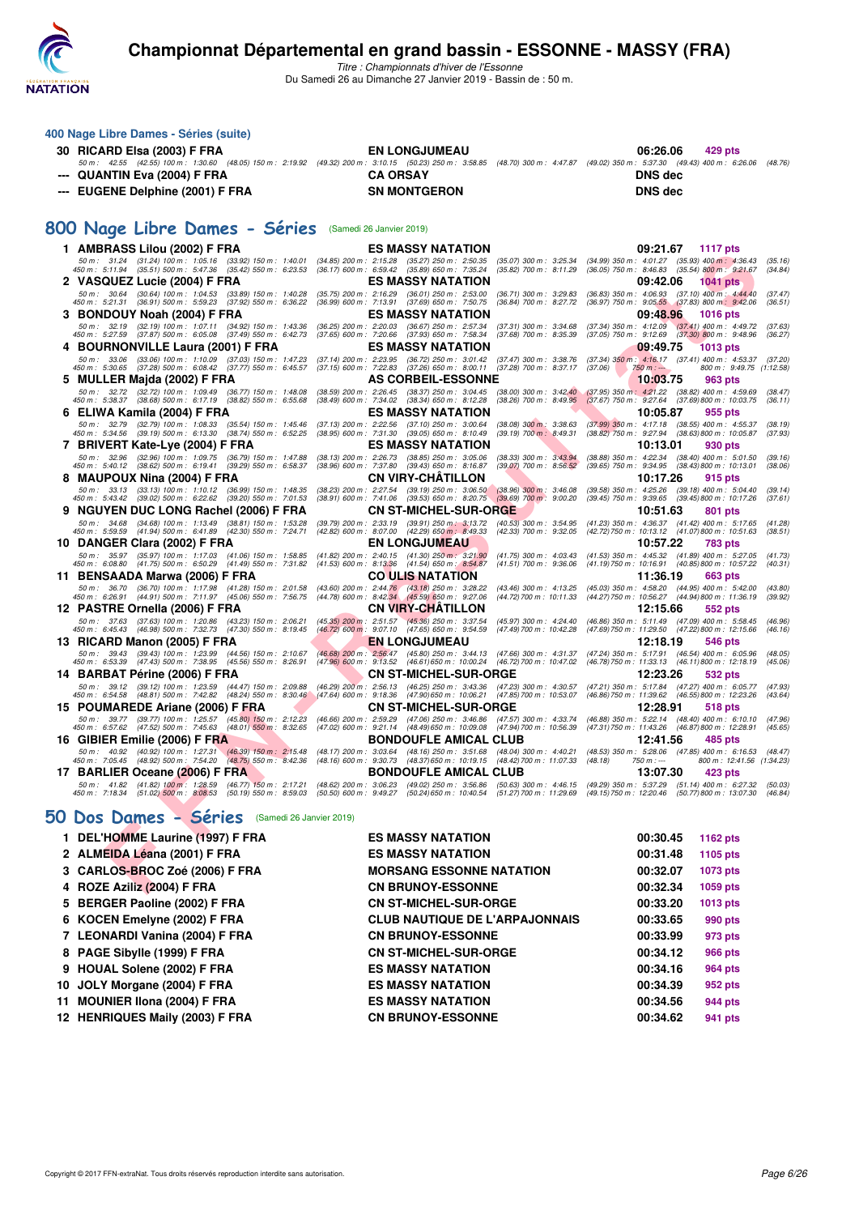# Championnat Départemental en grand bassin - ESSONNE - MASSY (FRA)

*Titre : Championnats d'hiver de l'Essonne*

Du Samedi 26 au Dimanche 27 Janvier 2019 - Bassin de : 50 m.

## 400 Nage Libre Dames - Séries (suite)

| | | | | |
|---|---|---|---|---|
| 30 | RICARD Elsa (2003) F FRA | EN LONGJUMEAU | 06:26.06 | 429 pts |

50 m : 42.55 (42.55) 100 m : 1:30.60 (48.05) 150 m : 2:19.92 (49.32) 200 m : 3:10.15 (50.23) 250 m : 3:58.85 (48.70) 300 m : 4:47.87 (49.02) 350 m : 5:37.30 (49.43) 400 m : 6:26.06 (48.76)

| | | | | |
|---|---|---|---|---|
| --- | QUANTIN Eva (2004) F FRA | CA ORSAY | DNS dec | |
| --- | EUGENE Delphine (2001) F FRA | SN MONTGERON | DNS dec | |

## 800 Nage Libre Dames - Séries (Samedi 26 Janvier 2019)

**1 AMBRASS Lilou (2002) F FRA** — ES MASSY NATATION — 09:21.67 — 1117 pts
50 m : 31.24 (31.24) 100 m : 1:05.16 (33.92) 150 m : 1:40.01 (34.85) 200 m : 2:15.28 (35.27) 250 m : 2:50.35 (35.07) 300 m : 3:25.34 (34.99) 350 m : 4:01.27 (35.93) 400 m : 4:36.43 (35.16)
450 m : 5:11.94 (35.51) 500 m : 5:47.36 (35.42) 550 m : 6:23.53 (36.17) 600 m : 6:59.42 (35.89) 650 m : 7:35.24 (35.82) 700 m : 8:11.29 (36.05) 750 m : 8:46.83 (35.54) 800 m : 9:21.67 (34.84)

**2 VASQUEZ Lucie (2004) F FRA** — ES MASSY NATATION — 09:42.06 — 1041 pts
50 m : 30.64 (30.64) 100 m : 1:04.53 (33.89) 150 m : 1:40.28 (35.75) 200 m : 2:16.29 (36.01) 250 m : 2:53.00 (36.71) 300 m : 3:29.83 (36.83) 350 m : 4:06.93 (37.10) 400 m : 4:44.40 (37.47)
450 m : 5:21.31 (36.91) 500 m : 5:59.23 (37.92) 550 m : 6:36.22 (36.99) 600 m : 7:13.91 (37.69) 650 m : 7:50.75 (36.84) 700 m : 8:27.72 (36.97) 750 m : 9:05.55 (37.83) 800 m : 9:42.06 (36.51)

**3 BONDOUY Noah (2004) F FRA** — ES MASSY NATATION — 09:48.96 — 1016 pts
50 m : 32.19 (32.19) 100 m : 1:07.11 (34.92) 150 m : 1:43.36 (36.25) 200 m : 2:20.03 (36.67) 250 m : 2:57.34 (37.31) 300 m : 3:34.68 (37.34) 350 m : 4:12.09 (37.41) 400 m : 4:49.72 (37.63)
450 m : 5:27.59 (37.87) 500 m : 6:05.08 (37.49) 550 m : 6:42.73 (37.65) 600 m : 7:20.66 (37.93) 650 m : 7:58.34 (37.68) 700 m : 8:35.39 (37.05) 750 m : 9:12.69 (37.30) 800 m : 9:48.96 (36.27)

**4 BOURNONVILLE Laura (2001) F FRA** — ES MASSY NATATION — 09:49.75 — 1013 pts
50 m : 33.06 (33.06) 100 m : 1:10.09 (37.03) 150 m : 1:47.23 (37.14) 200 m : 2:23.95 (36.72) 250 m : 3:01.42 (37.47) 300 m : 3:38.76 (37.34) 350 m : 4:16.17 (37.41) 400 m : 4:53.37 (37.20)
450 m : 5:30.65 (37.28) 500 m : 6:08.42 (37.77) 550 m : 6:45.57 (37.15) 600 m : 7:22.83 (37.26) 650 m : 8:00.11 (37.28) 700 m : 8:37.17 (37.06) 750 m : --- 800 m : 9:49.75 (1:12.58)

**5 MULLER Majda (2002) F FRA** — AS CORBEIL-ESSONNE — 10:03.75 — 963 pts
50 m : 32.72 (32.72) 100 m : 1:09.49 (36.77) 150 m : 1:48.08 (38.59) 200 m : 2:26.45 (38.37) 250 m : 3:04.45 (38.00) 300 m : 3:42.40 (37.95) 350 m : 4:21.22 (38.82) 400 m : 4:59.69 (38.47)
450 m : 5:38.37 (38.68) 500 m : 6:17.19 (38.82) 550 m : 6:55.68 (38.49) 600 m : 7:34.02 (38.34) 650 m : 8:12.28 (38.26) 700 m : 8:49.95 (37.67) 750 m : 9:27.64 (37.69) 800 m : 10:03.75 (36.11)

**6 ELIWA Kamila (2004) F FRA** — ES MASSY NATATION — 10:05.87 — 955 pts
50 m : 32.79 (32.79) 100 m : 1:08.33 (35.54) 150 m : 1:45.46 (37.13) 200 m : 2:22.56 (37.10) 250 m : 3:00.64 (38.08) 300 m : 3:38.63 (37.99) 350 m : 4:17.18 (38.55) 400 m : 4:55.37 (38.19)
450 m : 5:34.56 (39.19) 500 m : 6:13.30 (38.74) 550 m : 6:52.25 (38.95) 600 m : 7:31.30 (39.05) 650 m : 8:10.49 (39.19) 700 m : 8:49.31 (38.82) 750 m : 9:27.94 (38.63) 800 m : 10:05.87 (37.93)

**7 BRIVERT Kate-Lye (2004) F FRA** — ES MASSY NATATION — 10:13.01 — 930 pts
50 m : 32.96 (32.96) 100 m : 1:09.75 (36.79) 150 m : 1:47.88 (38.13) 200 m : 2:26.73 (38.85) 250 m : 3:05.06 (38.33) 300 m : 3:43.94 (38.88) 350 m : 4:22.34 (38.40) 400 m : 5:01.50 (39.16)
450 m : 5:40.12 (38.62) 500 m : 6:19.41 (39.29) 550 m : 6:58.37 (38.96) 600 m : 7:37.80 (39.43) 650 m : 8:16.87 (39.07) 700 m : 8:56.52 (39.65) 750 m : 9:34.95 (38.43) 800 m : 10:13.01 (38.06)

**8 MAUPOUX Nina (2004) F FRA** — CN VIRY-CHÂTILLON — 10:17.26 — 915 pts
50 m : 33.13 (33.13) 100 m : 1:10.12 (36.99) 150 m : 1:48.35 (38.23) 200 m : 2:27.54 (39.19) 250 m : 3:06.50 (38.96) 300 m : 3:46.08 (39.58) 350 m : 4:25.26 (39.18) 400 m : 5:04.40 (39.14)
450 m : 5:43.42 (39.02) 500 m : 6:22.62 (39.20) 550 m : 7:01.53 (38.91) 600 m : 7:41.06 (39.53) 650 m : 8:20.75 (39.69) 700 m : 9:00.20 (39.45) 750 m : 9:39.65 (39.45) 800 m : 10:17.26 (37.61)

**9 NGUYEN DUC LONG Rachel (2006) F FRA** — CN ST-MICHEL-SUR-ORGE — 10:51.63 — 801 pts
50 m : 34.68 (34.68) 100 m : 1:13.49 (38.81) 150 m : 1:53.28 (39.79) 200 m : 2:33.19 (39.91) 250 m : 3:13.72 (40.53) 300 m : 3:54.95 (41.23) 350 m : 4:36.37 (41.42) 400 m : 5:17.65 (41.28)
450 m : 5:59.59 (41.94) 500 m : 6:41.89 (42.30) 550 m : 7:24.71 (42.82) 600 m : 8:07.00 (42.29) 650 m : 8:49.33 (42.33) 700 m : 9:32.05 (42.72) 750 m : 10:13.12 (41.07) 800 m : 10:51.63 (38.51)

**10 DANGER Clara (2002) F FRA** — EN LONGJUMEAU — 10:57.22 — 783 pts
50 m : 35.97 (35.97) 100 m : 1:17.03 (41.06) 150 m : 1:58.85 (41.82) 200 m : 2:40.15 (41.30) 250 m : 3:21.90 (41.75) 300 m : 4:03.43 (41.53) 350 m : 4:45.32 (41.89) 400 m : 5:27.05 (41.73)
450 m : 6:08.80 (41.75) 500 m : 6:50.29 (41.49) 550 m : 7:31.82 (41.53) 600 m : 8:13.36 (41.54) 650 m : 8:54.87 (41.51) 700 m : 9:36.06 (41.19) 750 m : 10:16.91 (40.85) 800 m : 10:57.22 (40.31)

**11 BENSAADA Marwa (2006) F FRA** — CO ULIS NATATION — 11:36.19 — 663 pts
50 m : 36.70 (36.70) 100 m : 1:17.98 (41.28) 150 m : 2:01.58 (43.60) 200 m : 2:44.76 (43.18) 250 m : 3:28.22 (43.46) 300 m : 4:13.25 (45.03) 350 m : 4:58.20 (44.95) 400 m : 5:42.00 (43.80)
450 m : 6:26.91 (44.91) 500 m : 7:11.97 (45.06) 550 m : 7:56.75 (44.78) 600 m : 8:42.34 (45.59) 650 m : 9:27.06 (44.72) 700 m : 10:11.33 (44.27) 750 m : 10:56.27 (44.94) 800 m : 11:36.19 (39.92)

**12 PASTRE Ornella (2006) F FRA** — CN VIRY-CHÂTILLON — 12:15.66 — 552 pts
50 m : 37.63 (37.63) 100 m : 1:20.86 (43.23) 150 m : 2:06.21 (45.35) 200 m : 2:51.57 (45.36) 250 m : 3:37.54 (45.97) 300 m : 4:24.40 (46.86) 350 m : 5:11.49 (47.09) 400 m : 5:58.45 (46.96)
450 m : 6:45.43 (46.98) 500 m : 7:32.73 (47.30) 550 m : 8:19.45 (46.72) 600 m : 9:07.10 (47.65) 650 m : 9:54.59 (47.49) 700 m : 10:42.28 (47.69) 750 m : 11:29.50 (47.22) 800 m : 12:15.66 (46.16)

**13 RICARD Manon (2005) F FRA** — EN LONGJUMEAU — 12:18.19 — 546 pts
50 m : 39.43 (39.43) 100 m : 1:23.99 (44.56) 150 m : 2:10.67 (46.68) 200 m : 2:56.47 (45.80) 250 m : 3:44.13 (47.66) 300 m : 4:31.37 (47.24) 350 m : 5:17.91 (46.54) 400 m : 6:05.96 (48.05)
450 m : 6:53.39 (47.43) 500 m : 7:38.95 (45.56) 550 m : 8:26.91 (47.96) 600 m : 9:13.52 (46.61) 650 m : 10:00.24 (46.72) 700 m : 10:47.02 (46.78) 750 m : 11:33.13 (46.11) 800 m : 12:18.19 (45.06)

**14 BARBAT Périne (2006) F FRA** — CN ST-MICHEL-SUR-ORGE — 12:23.26 — 532 pts
50 m : 39.12 (39.12) 100 m : 1:23.59 (44.47) 150 m : 2:09.88 (46.29) 200 m : 2:56.13 (46.25) 250 m : 3:43.36 (47.23) 300 m : 4:30.57 (47.21) 350 m : 5:17.84 (47.27) 400 m : 6:05.77 (47.93)
450 m : 6:54.58 (48.81) 500 m : 7:42.82 (48.24) 550 m : 8:30.46 (47.64) 600 m : 9:18.36 (47.90) 650 m : 10:06.21 (47.85) 700 m : 10:53.07 (46.86) 750 m : 11:39.62 (46.55) 800 m : 12:23.26 (43.64)

**15 POUMAREDE Ariane (2006) F FRA** — CN ST-MICHEL-SUR-ORGE — 12:28.91 — 518 pts
50 m : 39.77 (39.77) 100 m : 1:25.57 (45.80) 150 m : 2:12.23 (46.66) 200 m : 2:59.29 (47.06) 250 m : 3:46.86 (47.57) 300 m : 4:33.74 (46.88) 350 m : 5:22.14 (48.40) 400 m : 6:10.10 (47.96)
450 m : 6:57.62 (47.52) 500 m : 7:45.63 (48.01) 550 m : 8:32.65 (47.02) 600 m : 9:21.14 (48.49) 650 m : 10:09.08 (47.94) 700 m : 10:56.39 (47.31) 750 m : 11:43.26 (46.87) 800 m : 12:28.91 (45.65)

**16 GIBIER Emilie (2006) F FRA** — BONDOUFLE AMICAL CLUB — 12:41.56 — 485 pts
50 m : 40.92 (40.92) 100 m : 1:27.31 (46.39) 150 m : 2:15.48 (48.17) 200 m : 3:03.64 (48.16) 250 m : 3:51.68 (48.04) 300 m : 4:40.21 (48.53) 350 m : 5:28.06 (47.85) 400 m : 6:16.53 (48.47)
450 m : 7:05.45 (48.92) 500 m : 7:54.20 (48.75) 550 m : 8:42.36 (48.16) 600 m : 9:30.73 (48.37) 650 m : 10:19.15 (48.42) 700 m : 11:07.33 (48.18) 750 m : --- 800 m : 12:41.56 (1:34.23)

**17 BARLIER Oceane (2006) F FRA** — BONDOUFLE AMICAL CLUB — 13:07.30 — 423 pts
50 m : 41.82 (41.82) 100 m : 1:28.59 (46.77) 150 m : 2:17.21 (48.62) 200 m : 3:06.23 (49.02) 250 m : 3:56.86 (50.63) 300 m : 4:46.15 (49.29) 350 m : 5:37.29 (51.14) 400 m : 6:27.32 (50.03)
450 m : 7:18.34 (51.02) 500 m : 8:08.53 (50.19) 550 m : 8:59.03 (50.50) 600 m : 9:49.27 (50.24) 650 m : 10:40.54 (51.27) 700 m : 11:29.69 (49.15) 750 m : 12:20.46 (50.77) 800 m : 13:07.30 (46.84)

## 50 Dos Dames - Séries (Samedi 26 Janvier 2019)

| | | | | |
|---|---|---|---|---|
| 1 | DEL'HOMME Laurine (1997) F FRA | ES MASSY NATATION | 00:30.45 | 1162 pts |
| 2 | ALMEIDA Léana (2001) F FRA | ES MASSY NATATION | 00:31.48 | 1105 pts |
| 3 | CARLOS-BROC Zoé (2006) F FRA | MORSANG ESSONNE NATATION | 00:32.07 | 1073 pts |
| 4 | ROZE Aziliz (2004) F FRA | CN BRUNOY-ESSONNE | 00:32.34 | 1059 pts |
| 5 | BERGER Paoline (2002) F FRA | CN ST-MICHEL-SUR-ORGE | 00:33.20 | 1013 pts |
| 6 | KOCEN Emelyne (2002) F FRA | CLUB NAUTIQUE DE L'ARPAJONNAIS | 00:33.65 | 990 pts |
| 7 | LEONARDI Vanina (2004) F FRA | CN BRUNOY-ESSONNE | 00:33.99 | 973 pts |
| 8 | PAGE Sibylle (1999) F FRA | CN ST-MICHEL-SUR-ORGE | 00:34.12 | 966 pts |
| 9 | HOUAL Solene (2002) F FRA | ES MASSY NATATION | 00:34.16 | 964 pts |
| 10 | JOLY Morgane (2004) F FRA | ES MASSY NATATION | 00:34.39 | 952 pts |
| 11 | MOUNIER Ilona (2004) F FRA | ES MASSY NATATION | 00:34.56 | 944 pts |
| 12 | HENRIQUES Maily (2003) F FRA | CN BRUNOY-ESSONNE | 00:34.62 | 941 pts |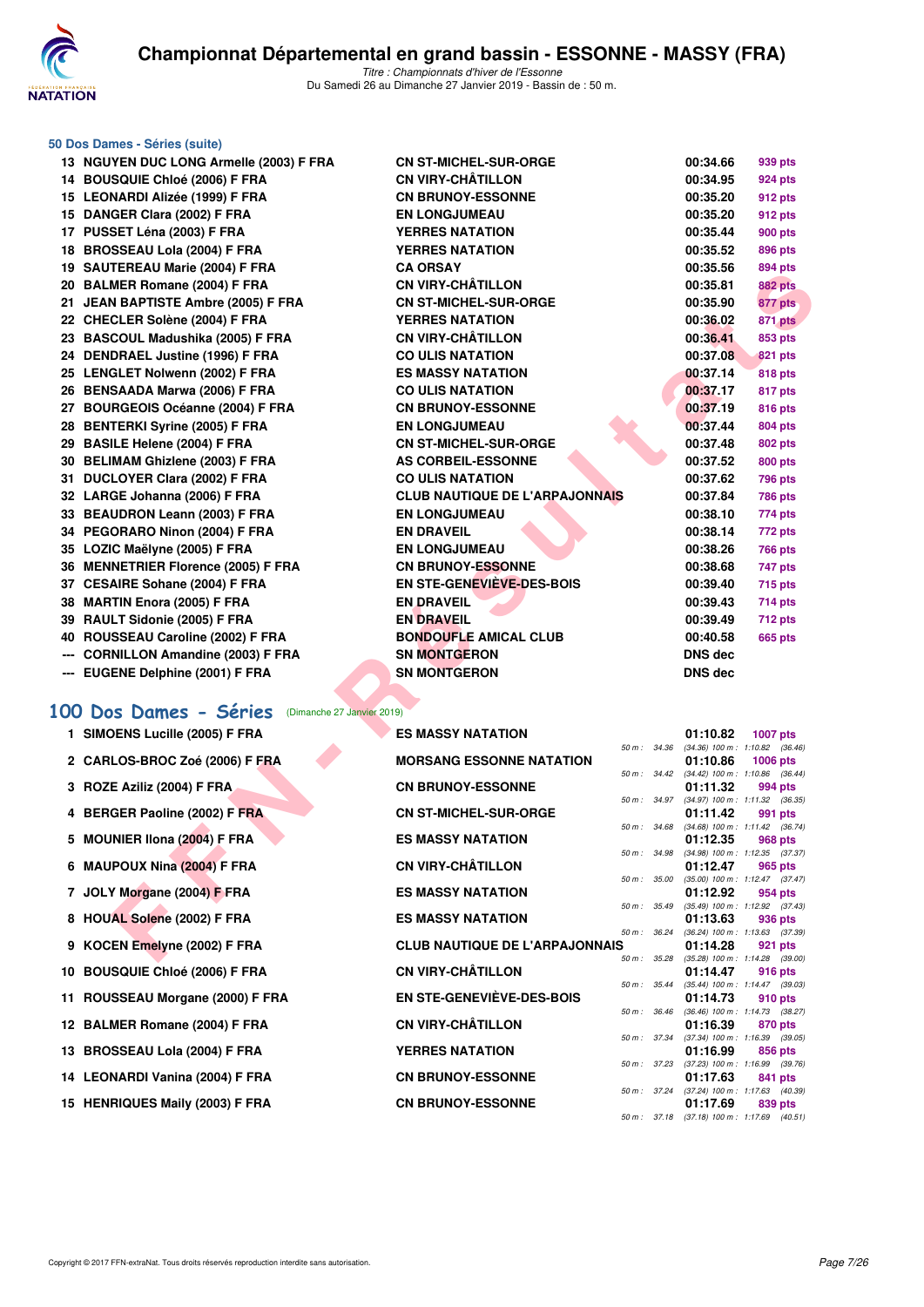### 50 Dos Dames - Séries (suite)

| Rang | Nom | Club | Temps | Points |
|---|---|---|---|---|
| 13 | NGUYEN DUC LONG Armelle (2003) F FRA | CN ST-MICHEL-SUR-ORGE | 00:34.66 | 939 pts |
| 14 | BOUSQUIE Chloé (2006) F FRA | CN VIRY-CHÂTILLON | 00:34.95 | 924 pts |
| 15 | LEONARDI Alizée (1999) F FRA | CN BRUNOY-ESSONNE | 00:35.20 | 912 pts |
| 15 | DANGER Clara (2002) F FRA | EN LONGJUMEAU | 00:35.20 | 912 pts |
| 17 | PUSSET Léna (2003) F FRA | YERRES NATATION | 00:35.44 | 900 pts |
| 18 | BROSSEAU Lola (2004) F FRA | YERRES NATATION | 00:35.52 | 896 pts |
| 19 | SAUTEREAU Marie (2004) F FRA | CA ORSAY | 00:35.56 | 894 pts |
| 20 | BALMER Romane (2004) F FRA | CN VIRY-CHÂTILLON | 00:35.81 | 882 pts |
| 21 | JEAN BAPTISTE Ambre (2005) F FRA | CN ST-MICHEL-SUR-ORGE | 00:35.90 | 877 pts |
| 22 | CHECLER Solène (2004) F FRA | YERRES NATATION | 00:36.02 | 871 pts |
| 23 | BASCOUL Madushika (2005) F FRA | CN VIRY-CHÂTILLON | 00:36.41 | 853 pts |
| 24 | DENDRAEL Justine (1996) F FRA | CO ULIS NATATION | 00:37.08 | 821 pts |
| 25 | LENGLET Nolwenn (2002) F FRA | ES MASSY NATATION | 00:37.14 | 818 pts |
| 26 | BENSAADA Marwa (2006) F FRA | CO ULIS NATATION | 00:37.17 | 817 pts |
| 27 | BOURGEOIS Océanne (2004) F FRA | CN BRUNOY-ESSONNE | 00:37.19 | 816 pts |
| 28 | BENTERKI Syrine (2005) F FRA | EN LONGJUMEAU | 00:37.44 | 804 pts |
| 29 | BASILE Helene (2004) F FRA | CN ST-MICHEL-SUR-ORGE | 00:37.48 | 802 pts |
| 30 | BELIMAM Ghizlene (2003) F FRA | AS CORBEIL-ESSONNE | 00:37.52 | 800 pts |
| 31 | DUCLOYER Clara (2002) F FRA | CO ULIS NATATION | 00:37.62 | 796 pts |
| 32 | LARGE Johanna (2006) F FRA | CLUB NAUTIQUE DE L'ARPAJONNAIS | 00:37.84 | 786 pts |
| 33 | BEAUDRON Leann (2003) F FRA | EN LONGJUMEAU | 00:38.10 | 774 pts |
| 34 | PEGORARO Ninon (2004) F FRA | EN DRAVEIL | 00:38.14 | 772 pts |
| 35 | LOZIC Maëlyne (2005) F FRA | EN LONGJUMEAU | 00:38.26 | 766 pts |
| 36 | MENNETRIER Florence (2005) F FRA | CN BRUNOY-ESSONNE | 00:38.68 | 747 pts |
| 37 | CESAIRE Sohane (2004) F FRA | EN STE-GENEVIÈVE-DES-BOIS | 00:39.40 | 715 pts |
| 38 | MARTIN Enora (2005) F FRA | EN DRAVEIL | 00:39.43 | 714 pts |
| 39 | RAULT Sidonie (2005) F FRA | EN DRAVEIL | 00:39.49 | 712 pts |
| 40 | ROUSSEAU Caroline (2002) F FRA | BONDOUFLE AMICAL CLUB | 00:40.58 | 665 pts |
| --- | CORNILLON Amandine (2003) F FRA | SN MONTGERON | DNS dec | |
| --- | EUGENE Delphine (2001) F FRA | SN MONTGERON | DNS dec | |

## 100 Dos Dames - Séries (Dimanche 27 Janvier 2019)

| Rang | Nom | Club | Temps | Points | Splits |
|---|---|---|---|---|---|
| 1 | SIMOENS Lucille (2005) F FRA | ES MASSY NATATION | 01:10.82 | 1007 pts | 50 m : 34.36 (34.36) 100 m : 1:10.82 (36.46) |
| 2 | CARLOS-BROC Zoé (2006) F FRA | MORSANG ESSONNE NATATION | 01:10.86 | 1006 pts | 50 m : 34.42 (34.42) 100 m : 1:10.86 (36.44) |
| 3 | ROZE Aziliz (2004) F FRA | CN BRUNOY-ESSONNE | 01:11.32 | 994 pts | 50 m : 34.97 (34.97) 100 m : 1:11.32 (36.35) |
| 4 | BERGER Paoline (2002) F FRA | CN ST-MICHEL-SUR-ORGE | 01:11.42 | 991 pts | 50 m : 34.68 (34.68) 100 m : 1:11.42 (36.74) |
| 5 | MOUNIER Ilona (2004) F FRA | ES MASSY NATATION | 01:12.35 | 968 pts | 50 m : 34.98 (34.98) 100 m : 1:12.35 (37.37) |
| 6 | MAUPOUX Nina (2004) F FRA | CN VIRY-CHÂTILLON | 01:12.47 | 965 pts | 50 m : 35.00 (35.00) 100 m : 1:12.47 (37.47) |
| 7 | JOLY Morgane (2004) F FRA | ES MASSY NATATION | 01:12.92 | 954 pts | 50 m : 35.49 (35.49) 100 m : 1:12.92 (37.43) |
| 8 | HOUAL Solene (2002) F FRA | ES MASSY NATATION | 01:13.63 | 936 pts | 50 m : 36.24 (36.24) 100 m : 1:13.63 (37.39) |
| 9 | KOCEN Emelyne (2002) F FRA | CLUB NAUTIQUE DE L'ARPAJONNAIS | 01:14.28 | 921 pts | 50 m : 35.28 (35.28) 100 m : 1:14.28 (39.00) |
| 10 | BOUSQUIE Chloé (2006) F FRA | CN VIRY-CHÂTILLON | 01:14.47 | 916 pts | 50 m : 35.44 (35.44) 100 m : 1:14.47 (39.03) |
| 11 | ROUSSEAU Morgane (2000) F FRA | EN STE-GENEVIÈVE-DES-BOIS | 01:14.73 | 910 pts | 50 m : 36.46 (36.46) 100 m : 1:14.73 (38.27) |
| 12 | BALMER Romane (2004) F FRA | CN VIRY-CHÂTILLON | 01:16.39 | 870 pts | 50 m : 37.34 (37.34) 100 m : 1:16.39 (39.05) |
| 13 | BROSSEAU Lola (2004) F FRA | YERRES NATATION | 01:16.99 | 856 pts | 50 m : 37.23 (37.23) 100 m : 1:16.99 (39.76) |
| 14 | LEONARDI Vanina (2004) F FRA | CN BRUNOY-ESSONNE | 01:17.63 | 841 pts | 50 m : 37.24 (37.24) 100 m : 1:17.63 (40.39) |
| 15 | HENRIQUES Maily (2003) F FRA | CN BRUNOY-ESSONNE | 01:17.69 | 839 pts | 50 m : 37.18 (37.18) 100 m : 1:17.69 (40.51) |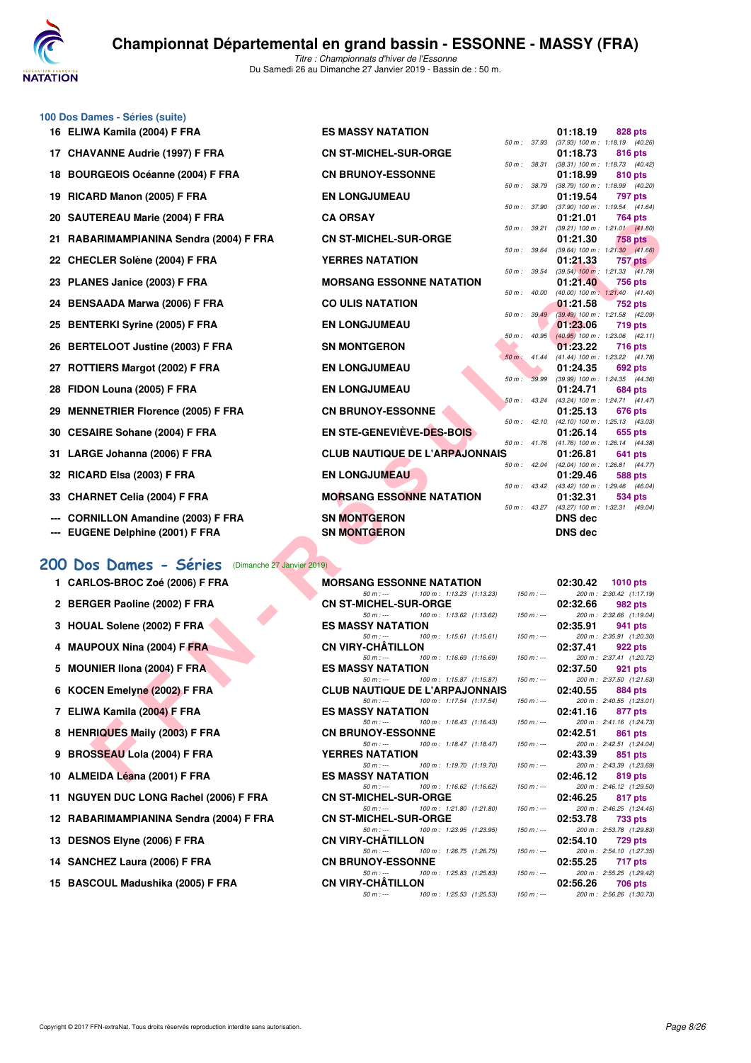# Championnat Départemental en grand bassin - ESSONNE - MASSY (FRA)

*Titre : Championnats d'hiver de l'Essonne*
Du Samedi 26 au Dimanche 27 Janvier 2019 - Bassin de : 50 m.

## 100 Dos Dames - Séries (suite)

| Place | Nom | Club | Temps | Points | Splits |
|---|---|---|---|---|---|
| 16 | ELIWA Kamila (2004) F FRA | ES MASSY NATATION | 01:18.19 | 828 pts | 50 m : 37.93 (37.93) 100 m : 1:18.19 (40.26) |
| 17 | CHAVANNE Audrie (1997) F FRA | CN ST-MICHEL-SUR-ORGE | 01:18.73 | 816 pts | 50 m : 38.31 (38.31) 100 m : 1:18.73 (40.42) |
| 18 | BOURGEOIS Océanne (2004) F FRA | CN BRUNOY-ESSONNE | 01:18.99 | 810 pts | 50 m : 38.79 (38.79) 100 m : 1:18.99 (40.20) |
| 19 | RICARD Manon (2005) F FRA | EN LONGJUMEAU | 01:19.54 | 797 pts | 50 m : 37.90 (37.90) 100 m : 1:19.54 (41.64) |
| 20 | SAUTEREAU Marie (2004) F FRA | CA ORSAY | 01:21.01 | 764 pts | 50 m : 39.21 (39.21) 100 m : 1:21.01 (41.80) |
| 21 | RABARIMAMPIANINA Sendra (2004) F FRA | CN ST-MICHEL-SUR-ORGE | 01:21.30 | 758 pts | 50 m : 39.64 (39.64) 100 m : 1:21.30 (41.66) |
| 22 | CHECLER Solène (2004) F FRA | YERRES NATATION | 01:21.33 | 757 pts | 50 m : 39.54 (39.54) 100 m : 1:21.33 (41.79) |
| 23 | PLANES Janice (2003) F FRA | MORSANG ESSONNE NATATION | 01:21.40 | 756 pts | 50 m : 40.00 (40.00) 100 m : 1:21.40 (41.40) |
| 24 | BENSAADA Marwa (2006) F FRA | CO ULIS NATATION | 01:21.58 | 752 pts | 50 m : 39.49 (39.49) 100 m : 1:21.58 (42.09) |
| 25 | BENTERKI Syrine (2005) F FRA | EN LONGJUMEAU | 01:23.06 | 719 pts | 50 m : 40.95 (40.95) 100 m : 1:23.06 (42.11) |
| 26 | BERTELOOT Justine (2003) F FRA | SN MONTGERON | 01:23.22 | 716 pts | 50 m : 41.44 (41.44) 100 m : 1:23.22 (41.78) |
| 27 | ROTTIERS Margot (2002) F FRA | EN LONGJUMEAU | 01:24.35 | 692 pts | 50 m : 39.99 (39.99) 100 m : 1:24.35 (44.36) |
| 28 | FIDON Louna (2005) F FRA | EN LONGJUMEAU | 01:24.71 | 684 pts | 50 m : 43.24 (43.24) 100 m : 1:24.71 (41.47) |
| 29 | MENNETRIER Florence (2005) F FRA | CN BRUNOY-ESSONNE | 01:25.13 | 676 pts | 50 m : 42.10 (42.10) 100 m : 1:25.13 (43.03) |
| 30 | CESAIRE Sohane (2004) F FRA | EN STE-GENEVIÈVE-DES-BOIS | 01:26.14 | 655 pts | 50 m : 41.76 (41.76) 100 m : 1:26.14 (44.38) |
| 31 | LARGE Johanna (2006) F FRA | CLUB NAUTIQUE DE L'ARPAJONNAIS | 01:26.81 | 641 pts | 50 m : 42.04 (42.04) 100 m : 1:26.81 (44.77) |
| 32 | RICARD Elsa (2003) F FRA | EN LONGJUMEAU | 01:29.46 | 588 pts | 50 m : 43.42 (43.42) 100 m : 1:29.46 (46.04) |
| 33 | CHARNET Celia (2004) F FRA | MORSANG ESSONNE NATATION | 01:32.31 | 534 pts | 50 m : 43.27 (43.27) 100 m : 1:32.31 (49.04) |
| --- | CORNILLON Amandine (2003) F FRA | SN MONTGERON | DNS dec | | |
| --- | EUGENE Delphine (2001) F FRA | SN MONTGERON | DNS dec | | |

## 200 Dos Dames - Séries (Dimanche 27 Janvier 2019)

| Place | Nom | Club | Temps | Points | Splits |
|---|---|---|---|---|---|
| 1 | CARLOS-BROC Zoé (2006) F FRA | MORSANG ESSONNE NATATION | 02:30.42 | 1010 pts | 50 m : --- 100 m : 1:13.23 (1:13.23) 150 m : --- 200 m : 2:30.42 (1:17.19) |
| 2 | BERGER Paoline (2002) F FRA | CN ST-MICHEL-SUR-ORGE | 02:32.66 | 982 pts | 50 m : --- 100 m : 1:13.62 (1:13.62) 150 m : --- 200 m : 2:32.66 (1:19.04) |
| 3 | HOUAL Solene (2002) F FRA | ES MASSY NATATION | 02:35.91 | 941 pts | 50 m : --- 100 m : 1:15.61 (1:15.61) 150 m : --- 200 m : 2:35.91 (1:20.30) |
| 4 | MAUPOUX Nina (2004) F FRA | CN VIRY-CHÂTILLON | 02:37.41 | 922 pts | 50 m : --- 100 m : 1:16.69 (1:16.69) 150 m : --- 200 m : 2:37.41 (1:20.72) |
| 5 | MOUNIER Ilona (2004) F FRA | ES MASSY NATATION | 02:37.50 | 921 pts | 50 m : --- 100 m : 1:15.87 (1:15.87) 150 m : --- 200 m : 2:37.50 (1:21.63) |
| 6 | KOCEN Emelyne (2002) F FRA | CLUB NAUTIQUE DE L'ARPAJONNAIS | 02:40.55 | 884 pts | 50 m : --- 100 m : 1:17.54 (1:17.54) 150 m : --- 200 m : 2:40.55 (1:23.01) |
| 7 | ELIWA Kamila (2004) F FRA | ES MASSY NATATION | 02:41.16 | 877 pts | 50 m : --- 100 m : 1:16.43 (1:16.43) 150 m : --- 200 m : 2:41.16 (1:24.73) |
| 8 | HENRIQUES Maily (2003) F FRA | CN BRUNOY-ESSONNE | 02:42.51 | 861 pts | 50 m : --- 100 m : 1:18.47 (1:18.47) 150 m : --- 200 m : 2:42.51 (1:24.04) |
| 9 | BROSSEAU Lola (2004) F FRA | YERRES NATATION | 02:43.39 | 851 pts | 50 m : --- 100 m : 1:19.70 (1:19.70) 150 m : --- 200 m : 2:43.39 (1:23.69) |
| 10 | ALMEIDA Léana (2001) F FRA | ES MASSY NATATION | 02:46.12 | 819 pts | 50 m : --- 100 m : 1:16.62 (1:16.62) 150 m : --- 200 m : 2:46.12 (1:29.50) |
| 11 | NGUYEN DUC LONG Rachel (2006) F FRA | CN ST-MICHEL-SUR-ORGE | 02:46.25 | 817 pts | 50 m : --- 100 m : 1:21.80 (1:21.80) 150 m : --- 200 m : 2:46.25 (1:24.45) |
| 12 | RABARIMAMPIANINA Sendra (2004) F FRA | CN ST-MICHEL-SUR-ORGE | 02:53.78 | 733 pts | 50 m : --- 100 m : 1:23.95 (1:23.95) 150 m : --- 200 m : 2:53.78 (1:29.83) |
| 13 | DESNOS Elyne (2006) F FRA | CN VIRY-CHÂTILLON | 02:54.10 | 729 pts | 50 m : --- 100 m : 1:26.75 (1:26.75) 150 m : --- 200 m : 2:54.10 (1:27.35) |
| 14 | SANCHEZ Laura (2006) F FRA | CN BRUNOY-ESSONNE | 02:55.25 | 717 pts | 50 m : --- 100 m : 1:25.83 (1:25.83) 150 m : --- 200 m : 2:55.25 (1:29.42) |
| 15 | BASCOUL Madushika (2005) F FRA | CN VIRY-CHÂTILLON | 02:56.26 | 706 pts | 50 m : --- 100 m : 1:25.53 (1:25.53) 150 m : --- 200 m : 2:56.26 (1:30.73) |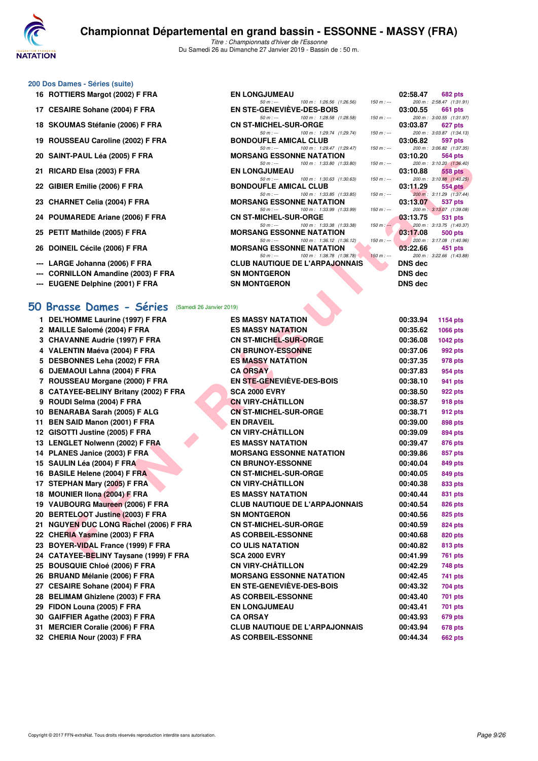## 200 Dos Dames - Séries (suite)

| Rang | Nom | Club | Temps | Points |
|---|---|---|---|---|
| 16 | ROTTIERS Margot (2002) F FRA | EN LONGJUMEAU | 02:58.47 | 682 pts |
| | | 50 m : --- 100 m : 1:26.56 (1:26.56) 150 m : --- | 200 m : 2:58.47 (1:31.91) | |
| 17 | CESAIRE Sohane (2004) F FRA | EN STE-GENEVIÈVE-DES-BOIS | 03:00.55 | 661 pts |
| | | 50 m : --- 100 m : 1:28.58 (1:28.58) 150 m : --- | 200 m : 3:00.55 (1:31.97) | |
| 18 | SKOUMAS Stéfanie (2006) F FRA | CN ST-MICHEL-SUR-ORGE | 03:03.87 | 627 pts |
| | | 50 m : --- 100 m : 1:29.74 (1:29.74) 150 m : --- | 200 m : 3:03.87 (1:34.13) | |
| 19 | ROUSSEAU Caroline (2002) F FRA | BONDOUFLE AMICAL CLUB | 03:06.82 | 597 pts |
| | | 50 m : --- 100 m : 1:29.47 (1:29.47) 150 m : --- | 200 m : 3:06.82 (1:37.35) | |
| 20 | SAINT-PAUL Léa (2005) F FRA | MORSANG ESSONNE NATATION | 03:10.20 | 564 pts |
| | | 50 m : --- 100 m : 1:33.80 (1:33.80) 150 m : --- | 200 m : 3:10.20 (1:36.40) | |
| 21 | RICARD Elsa (2003) F FRA | EN LONGJUMEAU | 03:10.88 | 558 pts |
| | | 50 m : --- 100 m : 1:30.63 (1:30.63) 150 m : --- | 200 m : 3:10.88 (1:40.25) | |
| 22 | GIBIER Emilie (2006) F FRA | BONDOUFLE AMICAL CLUB | 03:11.29 | 554 pts |
| | | 50 m : --- 100 m : 1:33.85 (1:33.85) 150 m : --- | 200 m : 3:11.29 (1:37.44) | |
| 23 | CHARNET Celia (2004) F FRA | MORSANG ESSONNE NATATION | 03:13.07 | 537 pts |
| | | 50 m : --- 100 m : 1:33.99 (1:33.99) 150 m : --- | 200 m : 3:13.07 (1:39.08) | |
| 24 | POUMAREDE Ariane (2006) F FRA | CN ST-MICHEL-SUR-ORGE | 03:13.75 | 531 pts |
| | | 50 m : --- 100 m : 1:33.38 (1:33.38) 150 m : --- | 200 m : 3:13.75 (1:40.37) | |
| 25 | PETIT Mathilde (2005) F FRA | MORSANG ESSONNE NATATION | 03:17.08 | 500 pts |
| | | 50 m : --- 100 m : 1:36.12 (1:36.12) 150 m : --- | 200 m : 3:17.08 (1:40.96) | |
| 26 | DOINEIL Cécile (2006) F FRA | MORSANG ESSONNE NATATION | 03:22.66 | 451 pts |
| | | 50 m : --- 100 m : 1:38.78 (1:38.78) 150 m : --- | 200 m : 3:22.66 (1:43.88) | |
| --- | LARGE Johanna (2006) F FRA | CLUB NAUTIQUE DE L'ARPAJONNAIS | DNS dec | |
| --- | CORNILLON Amandine (2003) F FRA | SN MONTGERON | DNS dec | |
| --- | EUGENE Delphine (2001) F FRA | SN MONTGERON | DNS dec | |

## 50 Brasse Dames - Séries (Samedi 26 Janvier 2019)

| Rang | Nom | Club | Temps | Points |
|---|---|---|---|---|
| 1 | DEL'HOMME Laurine (1997) F FRA | ES MASSY NATATION | 00:33.94 | 1154 pts |
| 2 | MAILLE Salomé (2004) F FRA | ES MASSY NATATION | 00:35.62 | 1066 pts |
| 3 | CHAVANNE Audrie (1997) F FRA | CN ST-MICHEL-SUR-ORGE | 00:36.08 | 1042 pts |
| 4 | VALENTIN Maéva (2004) F FRA | CN BRUNOY-ESSONNE | 00:37.06 | 992 pts |
| 5 | DESBONNES Leha (2002) F FRA | ES MASSY NATATION | 00:37.35 | 978 pts |
| 6 | DJEMAOUI Lahna (2004) F FRA | CA ORSAY | 00:37.83 | 954 pts |
| 7 | ROUSSEAU Morgane (2000) F FRA | EN STE-GENEVIÈVE-DES-BOIS | 00:38.10 | 941 pts |
| 8 | CATAYEE-BELINY Britany (2002) F FRA | SCA 2000 EVRY | 00:38.50 | 922 pts |
| 9 | ROUDI Selma (2004) F FRA | CN VIRY-CHÂTILLON | 00:38.57 | 918 pts |
| 10 | BENARABA Sarah (2005) F ALG | CN ST-MICHEL-SUR-ORGE | 00:38.71 | 912 pts |
| 11 | BEN SAID Manon (2001) F FRA | EN DRAVEIL | 00:39.00 | 898 pts |
| 12 | GISOTTI Justine (2005) F FRA | CN VIRY-CHÂTILLON | 00:39.09 | 894 pts |
| 13 | LENGLET Nolwenn (2002) F FRA | ES MASSY NATATION | 00:39.47 | 876 pts |
| 14 | PLANES Janice (2003) F FRA | MORSANG ESSONNE NATATION | 00:39.86 | 857 pts |
| 15 | SAULIN Léa (2004) F FRA | CN BRUNOY-ESSONNE | 00:40.04 | 849 pts |
| 16 | BASILE Helene (2004) F FRA | CN ST-MICHEL-SUR-ORGE | 00:40.05 | 849 pts |
| 17 | STEPHAN Mary (2005) F FRA | CN VIRY-CHÂTILLON | 00:40.38 | 833 pts |
| 18 | MOUNIER Ilona (2004) F FRA | ES MASSY NATATION | 00:40.44 | 831 pts |
| 19 | VAUBOURG Maureen (2006) F FRA | CLUB NAUTIQUE DE L'ARPAJONNAIS | 00:40.54 | 826 pts |
| 20 | BERTELOOT Justine (2003) F FRA | SN MONTGERON | 00:40.56 | 825 pts |
| 21 | NGUYEN DUC LONG Rachel (2006) F FRA | CN ST-MICHEL-SUR-ORGE | 00:40.59 | 824 pts |
| 22 | CHERIA Yasmine (2003) F FRA | AS CORBEIL-ESSONNE | 00:40.68 | 820 pts |
| 23 | BOYER-VIDAL France (1999) F FRA | CO ULIS NATATION | 00:40.82 | 813 pts |
| 24 | CATAYEE-BELINY Taysane (1999) F FRA | SCA 2000 EVRY | 00:41.99 | 761 pts |
| 25 | BOUSQUIE Chloé (2006) F FRA | CN VIRY-CHÂTILLON | 00:42.29 | 748 pts |
| 26 | BRUAND Mélanie (2006) F FRA | MORSANG ESSONNE NATATION | 00:42.45 | 741 pts |
| 27 | CESAIRE Sohane (2004) F FRA | EN STE-GENEVIÈVE-DES-BOIS | 00:43.32 | 704 pts |
| 28 | BELIMAM Ghizlene (2003) F FRA | AS CORBEIL-ESSONNE | 00:43.40 | 701 pts |
| 29 | FIDON Louna (2005) F FRA | EN LONGJUMEAU | 00:43.41 | 701 pts |
| 30 | GAIFFIER Agathe (2003) F FRA | CA ORSAY | 00:43.93 | 679 pts |
| 31 | MERCIER Coralie (2006) F FRA | CLUB NAUTIQUE DE L'ARPAJONNAIS | 00:43.94 | 678 pts |
| 32 | CHERIA Nour (2003) F FRA | AS CORBEIL-ESSONNE | 00:44.34 | 662 pts |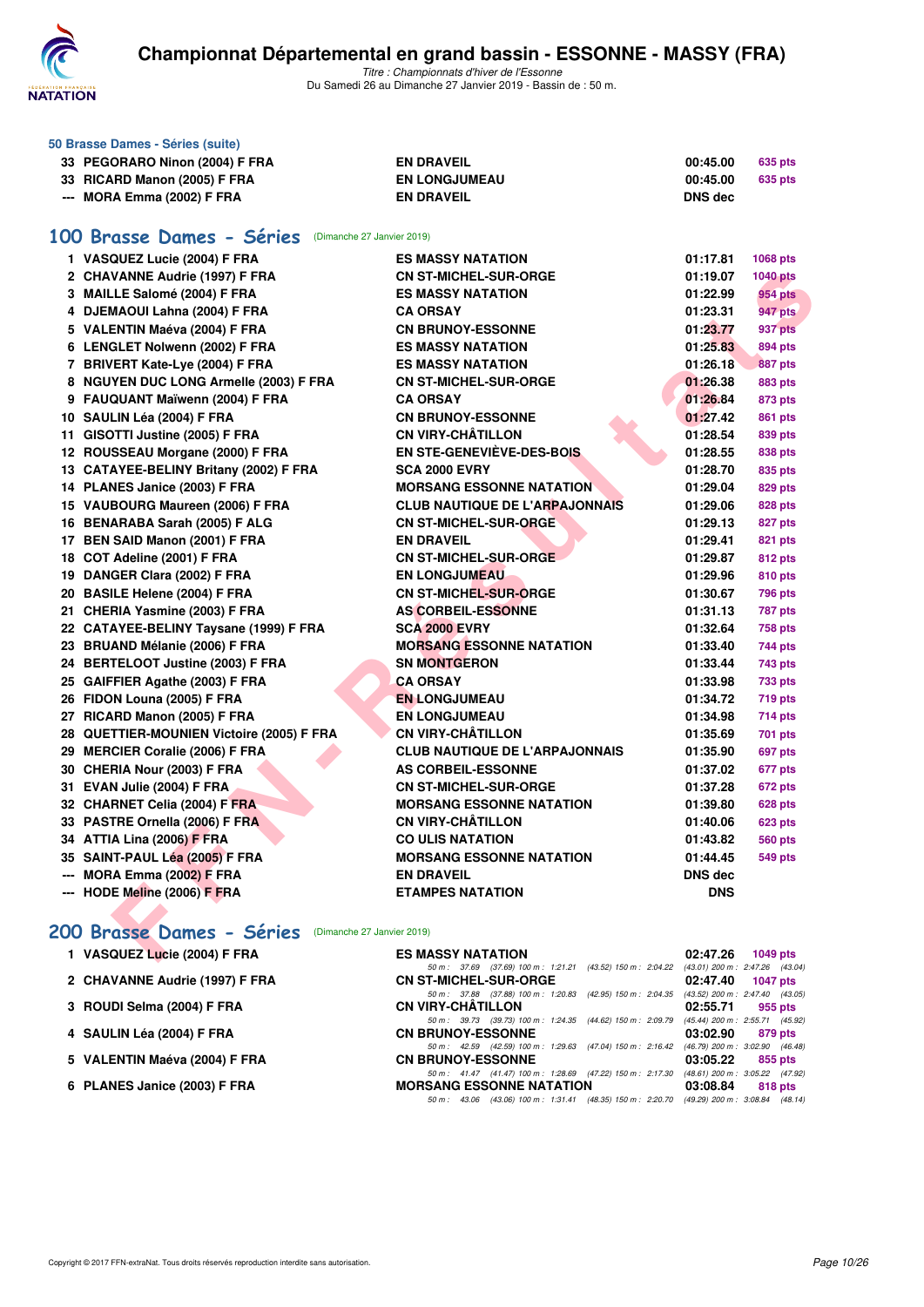# Championnat Départemental en grand bassin - ESSONNE - MASSY (FRA)

*Titre : Championnats d'hiver de l'Essonne*
Du Samedi 26 au Dimanche 27 Janvier 2019 - Bassin de : 50 m.

### 50 Brasse Dames - Séries (suite)

| | | | | |
|---|---|---|---|---|
| 33 | PEGORARO Ninon (2004) F FRA | EN DRAVEIL | 00:45.00 | 635 pts |
| 33 | RICARD Manon (2005) F FRA | EN LONGJUMEAU | 00:45.00 | 635 pts |
| --- | MORA Emma (2002) F FRA | EN DRAVEIL | DNS dec | |

## 100 Brasse Dames - Séries (Dimanche 27 Janvier 2019)

| | | | | |
|---|---|---|---|---|
| 1 | VASQUEZ Lucie (2004) F FRA | ES MASSY NATATION | 01:17.81 | 1068 pts |
| 2 | CHAVANNE Audrie (1997) F FRA | CN ST-MICHEL-SUR-ORGE | 01:19.07 | 1040 pts |
| 3 | MAILLE Salomé (2004) F FRA | ES MASSY NATATION | 01:22.99 | 954 pts |
| 4 | DJEMAOUI Lahna (2004) F FRA | CA ORSAY | 01:23.31 | 947 pts |
| 5 | VALENTIN Maéva (2004) F FRA | CN BRUNOY-ESSONNE | 01:23.77 | 937 pts |
| 6 | LENGLET Nolwenn (2002) F FRA | ES MASSY NATATION | 01:25.83 | 894 pts |
| 7 | BRIVERT Kate-Lye (2004) F FRA | ES MASSY NATATION | 01:26.18 | 887 pts |
| 8 | NGUYEN DUC LONG Armelle (2003) F FRA | CN ST-MICHEL-SUR-ORGE | 01:26.38 | 883 pts |
| 9 | FAUQUANT Maïwenn (2004) F FRA | CA ORSAY | 01:26.84 | 873 pts |
| 10 | SAULIN Léa (2004) F FRA | CN BRUNOY-ESSONNE | 01:27.42 | 861 pts |
| 11 | GISOTTI Justine (2005) F FRA | CN VIRY-CHÂTILLON | 01:28.54 | 839 pts |
| 12 | ROUSSEAU Morgane (2000) F FRA | EN STE-GENEVIÈVE-DES-BOIS | 01:28.55 | 838 pts |
| 13 | CATAYEE-BELINY Britany (2002) F FRA | SCA 2000 EVRY | 01:28.70 | 835 pts |
| 14 | PLANES Janice (2003) F FRA | MORSANG ESSONNE NATATION | 01:29.04 | 829 pts |
| 15 | VAUBOURG Maureen (2006) F FRA | CLUB NAUTIQUE DE L'ARPAJONNAIS | 01:29.06 | 828 pts |
| 16 | BENARABA Sarah (2005) F ALG | CN ST-MICHEL-SUR-ORGE | 01:29.13 | 827 pts |
| 17 | BEN SAID Manon (2001) F FRA | EN DRAVEIL | 01:29.41 | 821 pts |
| 18 | COT Adeline (2001) F FRA | CN ST-MICHEL-SUR-ORGE | 01:29.87 | 812 pts |
| 19 | DANGER Clara (2002) F FRA | EN LONGJUMEAU | 01:29.96 | 810 pts |
| 20 | BASILE Helene (2004) F FRA | CN ST-MICHEL-SUR-ORGE | 01:30.67 | 796 pts |
| 21 | CHERIA Yasmine (2003) F FRA | AS CORBEIL-ESSONNE | 01:31.13 | 787 pts |
| 22 | CATAYEE-BELINY Taysane (1999) F FRA | SCA 2000 EVRY | 01:32.64 | 758 pts |
| 23 | BRUAND Mélanie (2006) F FRA | MORSANG ESSONNE NATATION | 01:33.40 | 744 pts |
| 24 | BERTELOOT Justine (2003) F FRA | SN MONTGERON | 01:33.44 | 743 pts |
| 25 | GAIFFIER Agathe (2003) F FRA | CA ORSAY | 01:33.98 | 733 pts |
| 26 | FIDON Louna (2005) F FRA | EN LONGJUMEAU | 01:34.72 | 719 pts |
| 27 | RICARD Manon (2005) F FRA | EN LONGJUMEAU | 01:34.98 | 714 pts |
| 28 | QUETTIER-MOUNIEN Victoire (2005) F FRA | CN VIRY-CHÂTILLON | 01:35.69 | 701 pts |
| 29 | MERCIER Coralie (2006) F FRA | CLUB NAUTIQUE DE L'ARPAJONNAIS | 01:35.90 | 697 pts |
| 30 | CHERIA Nour (2003) F FRA | AS CORBEIL-ESSONNE | 01:37.02 | 677 pts |
| 31 | EVAN Julie (2004) F FRA | CN ST-MICHEL-SUR-ORGE | 01:37.28 | 672 pts |
| 32 | CHARNET Celia (2004) F FRA | MORSANG ESSONNE NATATION | 01:39.80 | 628 pts |
| 33 | PASTRE Ornella (2006) F FRA | CN VIRY-CHÂTILLON | 01:40.06 | 623 pts |
| 34 | ATTIA Lina (2006) F FRA | CO ULIS NATATION | 01:43.82 | 560 pts |
| 35 | SAINT-PAUL Léa (2005) F FRA | MORSANG ESSONNE NATATION | 01:44.45 | 549 pts |
| --- | MORA Emma (2002) F FRA | EN DRAVEIL | DNS dec | |
| --- | HODE Meline (2006) F FRA | ETAMPES NATATION | DNS | |

## 200 Brasse Dames - Séries (Dimanche 27 Janvier 2019)

| | | | | |
|---|---|---|---|---|
| 1 | VASQUEZ Lucie (2004) F FRA | ES MASSY NATATION | 02:47.26 | 1049 pts |
| | | 50 m : 37.69 (37.69) 100 m : 1:21.21 (43.52) 150 m : 2:04.22 (43.01) 200 m : 2:47.26 (43.04) | | |
| 2 | CHAVANNE Audrie (1997) F FRA | CN ST-MICHEL-SUR-ORGE | 02:47.40 | 1047 pts |
| | | 50 m : 37.88 (37.88) 100 m : 1:20.83 (42.95) 150 m : 2:04.35 (43.52) 200 m : 2:47.40 (43.05) | | |
| 3 | ROUDI Selma (2004) F FRA | CN VIRY-CHÂTILLON | 02:55.71 | 955 pts |
| | | 50 m : 39.73 (39.73) 100 m : 1:24.35 (44.62) 150 m : 2:09.79 (45.44) 200 m : 2:55.71 (45.92) | | |
| 4 | SAULIN Léa (2004) F FRA | CN BRUNOY-ESSONNE | 03:02.90 | 879 pts |
| | | 50 m : 42.59 (42.59) 100 m : 1:29.63 (47.04) 150 m : 2:16.42 (46.79) 200 m : 3:02.90 (46.48) | | |
| 5 | VALENTIN Maéva (2004) F FRA | CN BRUNOY-ESSONNE | 03:05.22 | 855 pts |
| | | 50 m : 41.47 (41.47) 100 m : 1:28.69 (47.22) 150 m : 2:17.30 (48.61) 200 m : 3:05.22 (47.92) | | |
| 6 | PLANES Janice (2003) F FRA | MORSANG ESSONNE NATATION | 03:08.84 | 818 pts |
| | | 50 m : 43.06 (43.06) 100 m : 1:31.41 (48.35) 150 m : 2:20.70 (49.29) 200 m : 3:08.84 (48.14) | | |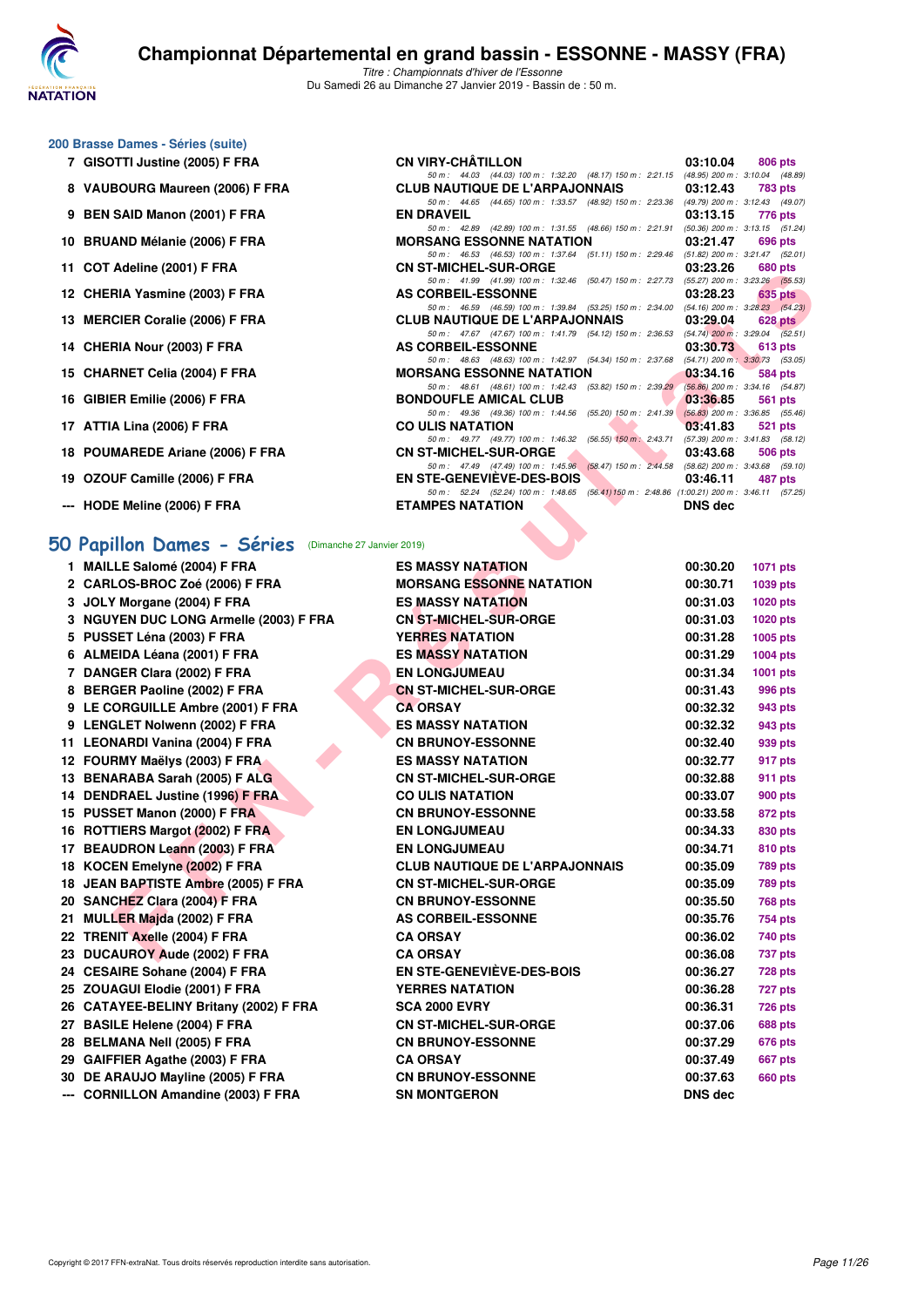# Championnat Départemental en grand bassin - ESSONNE - MASSY (FRA)

*Titre : Championnats d'hiver de l'Essonne*
Du Samedi 26 au Dimanche 27 Janvier 2019 - Bassin de : 50 m.

## 200 Brasse Dames - Séries (suite)

| Rang | Nom | Club | Temps | Points |
|---|---|---|---|---|
| 7 | GISOTTI Justine (2005) F FRA | CN VIRY-CHÂTILLON | 03:10.04 | 806 pts |
| | 50 m : 44.03 (44.03) 100 m : 1:32.20 (48.17) 150 m : 2:21.15 (48.95) 200 m : 3:10.04 (48.89) | | | |
| 8 | VAUBOURG Maureen (2006) F FRA | CLUB NAUTIQUE DE L'ARPAJONNAIS | 03:12.43 | 783 pts |
| | 50 m : 44.65 (44.65) 100 m : 1:33.57 (48.92) 150 m : 2:23.36 (49.79) 200 m : 3:12.43 (49.07) | | | |
| 9 | BEN SAID Manon (2001) F FRA | EN DRAVEIL | 03:13.15 | 776 pts |
| | 50 m : 42.89 (42.89) 100 m : 1:31.55 (48.66) 150 m : 2:21.91 (50.36) 200 m : 3:13.15 (51.24) | | | |
| 10 | BRUAND Mélanie (2006) F FRA | MORSANG ESSONNE NATATION | 03:21.47 | 696 pts |
| | 50 m : 46.53 (46.53) 100 m : 1:37.64 (51.11) 150 m : 2:29.46 (51.82) 200 m : 3:21.47 (52.01) | | | |
| 11 | COT Adeline (2001) F FRA | CN ST-MICHEL-SUR-ORGE | 03:23.26 | 680 pts |
| | 50 m : 41.99 (41.99) 100 m : 1:32.46 (50.47) 150 m : 2:27.73 (55.27) 200 m : 3:23.26 (55.53) | | | |
| 12 | CHERIA Yasmine (2003) F FRA | AS CORBEIL-ESSONNE | 03:28.23 | 635 pts |
| | 50 m : 46.59 (46.59) 100 m : 1:39.84 (53.25) 150 m : 2:34.00 (54.16) 200 m : 3:28.23 (54.23) | | | |
| 13 | MERCIER Coralie (2006) F FRA | CLUB NAUTIQUE DE L'ARPAJONNAIS | 03:29.04 | 628 pts |
| | 50 m : 47.67 (47.67) 100 m : 1:41.79 (54.12) 150 m : 2:36.53 (54.74) 200 m : 3:29.04 (52.51) | | | |
| 14 | CHERIA Nour (2003) F FRA | AS CORBEIL-ESSONNE | 03:30.73 | 613 pts |
| | 50 m : 48.63 (48.63) 100 m : 1:42.97 (54.34) 150 m : 2:37.68 (54.71) 200 m : 3:30.73 (53.05) | | | |
| 15 | CHARNET Celia (2004) F FRA | MORSANG ESSONNE NATATION | 03:34.16 | 584 pts |
| | 50 m : 48.61 (48.61) 100 m : 1:42.43 (53.82) 150 m : 2:39.29 (56.86) 200 m : 3:34.16 (54.87) | | | |
| 16 | GIBIER Emilie (2006) F FRA | BONDOUFLE AMICAL CLUB | 03:36.85 | 561 pts |
| | 50 m : 49.36 (49.36) 100 m : 1:44.56 (55.20) 150 m : 2:41.39 (56.83) 200 m : 3:36.85 (55.46) | | | |
| 17 | ATTIA Lina (2006) F FRA | CO ULIS NATATION | 03:41.83 | 521 pts |
| | 50 m : 49.77 (49.77) 100 m : 1:46.32 (56.55) 150 m : 2:43.71 (57.39) 200 m : 3:41.83 (58.12) | | | |
| 18 | POUMAREDE Ariane (2006) F FRA | CN ST-MICHEL-SUR-ORGE | 03:43.68 | 506 pts |
| | 50 m : 47.49 (47.49) 100 m : 1:45.96 (58.47) 150 m : 2:44.58 (58.62) 200 m : 3:43.68 (59.10) | | | |
| 19 | OZOUF Camille (2006) F FRA | EN STE-GENEVIÈVE-DES-BOIS | 03:46.11 | 487 pts |
| | 50 m : 52.24 (52.24) 100 m : 1:48.65 (56.41) 150 m : 2:48.86 (1:00.21) 200 m : 3:46.11 (57.25) | | | |
| --- | HODE Meline (2006) F FRA | ETAMPES NATATION | DNS dec | |

## 50 Papillon Dames - Séries (Dimanche 27 Janvier 2019)

| Rang | Nom | Club | Temps | Points |
|---|---|---|---|---|
| 1 | MAILLE Salomé (2004) F FRA | ES MASSY NATATION | 00:30.20 | 1071 pts |
| 2 | CARLOS-BROC Zoé (2006) F FRA | MORSANG ESSONNE NATATION | 00:30.71 | 1039 pts |
| 3 | JOLY Morgane (2004) F FRA | ES MASSY NATATION | 00:31.03 | 1020 pts |
| 3 | NGUYEN DUC LONG Armelle (2003) F FRA | CN ST-MICHEL-SUR-ORGE | 00:31.03 | 1020 pts |
| 5 | PUSSET Léna (2003) F FRA | YERRES NATATION | 00:31.28 | 1005 pts |
| 6 | ALMEIDA Léana (2001) F FRA | ES MASSY NATATION | 00:31.29 | 1004 pts |
| 7 | DANGER Clara (2002) F FRA | EN LONGJUMEAU | 00:31.34 | 1001 pts |
| 8 | BERGER Paoline (2002) F FRA | CN ST-MICHEL-SUR-ORGE | 00:31.43 | 996 pts |
| 9 | LE CORGUILLE Ambre (2001) F FRA | CA ORSAY | 00:32.32 | 943 pts |
| 9 | LENGLET Nolwenn (2002) F FRA | ES MASSY NATATION | 00:32.32 | 943 pts |
| 11 | LEONARDI Vanina (2004) F FRA | CN BRUNOY-ESSONNE | 00:32.40 | 939 pts |
| 12 | FOURMY Maëlys (2003) F FRA | ES MASSY NATATION | 00:32.77 | 917 pts |
| 13 | BENARABA Sarah (2005) F ALG | CN ST-MICHEL-SUR-ORGE | 00:32.88 | 911 pts |
| 14 | DENDRAEL Justine (1996) F FRA | CO ULIS NATATION | 00:33.07 | 900 pts |
| 15 | PUSSET Manon (2000) F FRA | CN BRUNOY-ESSONNE | 00:33.58 | 872 pts |
| 16 | ROTTIERS Margot (2002) F FRA | EN LONGJUMEAU | 00:34.33 | 830 pts |
| 17 | BEAUDRON Leann (2003) F FRA | EN LONGJUMEAU | 00:34.71 | 810 pts |
| 18 | KOCEN Emelyne (2002) F FRA | CLUB NAUTIQUE DE L'ARPAJONNAIS | 00:35.09 | 789 pts |
| 18 | JEAN BAPTISTE Ambre (2005) F FRA | CN ST-MICHEL-SUR-ORGE | 00:35.09 | 789 pts |
| 20 | SANCHEZ Clara (2004) F FRA | CN BRUNOY-ESSONNE | 00:35.50 | 768 pts |
| 21 | MULLER Majda (2002) F FRA | AS CORBEIL-ESSONNE | 00:35.76 | 754 pts |
| 22 | TRENIT Axelle (2004) F FRA | CA ORSAY | 00:36.02 | 740 pts |
| 23 | DUCAUROY Aude (2002) F FRA | CA ORSAY | 00:36.08 | 737 pts |
| 24 | CESAIRE Sohane (2004) F FRA | EN STE-GENEVIÈVE-DES-BOIS | 00:36.27 | 728 pts |
| 25 | ZOUAGUI Elodie (2001) F FRA | YERRES NATATION | 00:36.28 | 727 pts |
| 26 | CATAYEE-BELINY Britany (2002) F FRA | SCA 2000 EVRY | 00:36.31 | 726 pts |
| 27 | BASILE Helene (2004) F FRA | CN ST-MICHEL-SUR-ORGE | 00:37.06 | 688 pts |
| 28 | BELMANA Nell (2005) F FRA | CN BRUNOY-ESSONNE | 00:37.29 | 676 pts |
| 29 | GAIFFIER Agathe (2003) F FRA | CA ORSAY | 00:37.49 | 667 pts |
| 30 | DE ARAUJO Mayline (2005) F FRA | CN BRUNOY-ESSONNE | 00:37.63 | 660 pts |
| --- | CORNILLON Amandine (2003) F FRA | SN MONTGERON | DNS dec | |

Copyright © 2017 FFN-extraNat. Tous droits réservés reproduction interdite sans autorisation.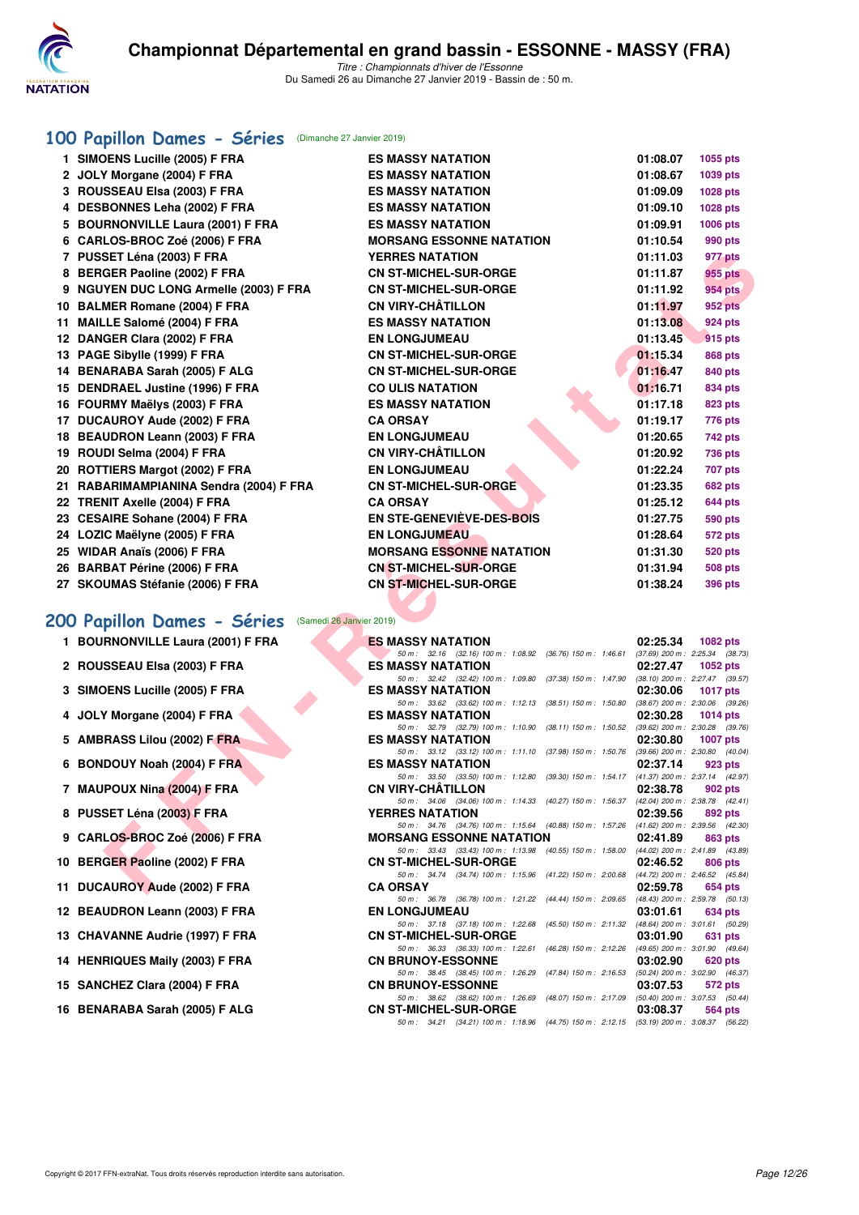# Championnat Départemental en grand bassin - ESSONNE - MASSY (FRA)

*Titre : Championnats d'hiver de l'Essonne*
Du Samedi 26 au Dimanche 27 Janvier 2019 - Bassin de : 50 m.

## 100 Papillon Dames - Séries (Dimanche 27 Janvier 2019)

| | Nom | Club | Temps | Points |
|---|---|---|---|---|
| 1 | SIMOENS Lucille (2005) F FRA | ES MASSY NATATION | 01:08.07 | 1055 pts |
| 2 | JOLY Morgane (2004) F FRA | ES MASSY NATATION | 01:08.67 | 1039 pts |
| 3 | ROUSSEAU Elsa (2003) F FRA | ES MASSY NATATION | 01:09.09 | 1028 pts |
| 4 | DESBONNES Leha (2002) F FRA | ES MASSY NATATION | 01:09.10 | 1028 pts |
| 5 | BOURNONVILLE Laura (2001) F FRA | ES MASSY NATATION | 01:09.91 | 1006 pts |
| 6 | CARLOS-BROC Zoé (2006) F FRA | MORSANG ESSONNE NATATION | 01:10.54 | 990 pts |
| 7 | PUSSET Léna (2003) F FRA | YERRES NATATION | 01:11.03 | 977 pts |
| 8 | BERGER Paoline (2002) F FRA | CN ST-MICHEL-SUR-ORGE | 01:11.87 | 955 pts |
| 9 | NGUYEN DUC LONG Armelle (2003) F FRA | CN ST-MICHEL-SUR-ORGE | 01:11.92 | 954 pts |
| 10 | BALMER Romane (2004) F FRA | CN VIRY-CHÂTILLON | 01:11.97 | 952 pts |
| 11 | MAILLE Salomé (2004) F FRA | ES MASSY NATATION | 01:13.08 | 924 pts |
| 12 | DANGER Clara (2002) F FRA | EN LONGJUMEAU | 01:13.45 | 915 pts |
| 13 | PAGE Sibylle (1999) F FRA | CN ST-MICHEL-SUR-ORGE | 01:15.34 | 868 pts |
| 14 | BENARABA Sarah (2005) F ALG | CN ST-MICHEL-SUR-ORGE | 01:16.47 | 840 pts |
| 15 | DENDRAEL Justine (1996) F FRA | CO ULIS NATATION | 01:16.71 | 834 pts |
| 16 | FOURMY Maëlys (2003) F FRA | ES MASSY NATATION | 01:17.18 | 823 pts |
| 17 | DUCAUROY Aude (2002) F FRA | CA ORSAY | 01:19.17 | 776 pts |
| 18 | BEAUDRON Leann (2003) F FRA | EN LONGJUMEAU | 01:20.65 | 742 pts |
| 19 | ROUDI Selma (2004) F FRA | CN VIRY-CHÂTILLON | 01:20.92 | 736 pts |
| 20 | ROTTIERS Margot (2002) F FRA | EN LONGJUMEAU | 01:22.24 | 707 pts |
| 21 | RABARIMAMPIANINA Sendra (2004) F FRA | CN ST-MICHEL-SUR-ORGE | 01:23.35 | 682 pts |
| 22 | TRENIT Axelle (2004) F FRA | CA ORSAY | 01:25.12 | 644 pts |
| 23 | CESAIRE Sohane (2004) F FRA | EN STE-GENEVIÈVE-DES-BOIS | 01:27.75 | 590 pts |
| 24 | LOZIC Maëlyne (2005) F FRA | EN LONGJUMEAU | 01:28.64 | 572 pts |
| 25 | WIDAR Anaïs (2006) F FRA | MORSANG ESSONNE NATATION | 01:31.30 | 520 pts |
| 26 | BARBAT Périne (2006) F FRA | CN ST-MICHEL-SUR-ORGE | 01:31.94 | 508 pts |
| 27 | SKOUMAS Stéfanie (2006) F FRA | CN ST-MICHEL-SUR-ORGE | 01:38.24 | 396 pts |

## 200 Papillon Dames - Séries (Samedi 26 Janvier 2019)

| | Nom | Club | Temps | Points |
|---|---|---|---|---|
| 1 | BOURNONVILLE Laura (2001) F FRA | ES MASSY NATATION | 02:25.34 | 1082 pts |
| | | 50 m : 32.16 (32.16) 100 m : 1:08.92 (36.76) 150 m : 1:46.61 (37.69) 200 m : 2:25.34 (38.73) | | |
| 2 | ROUSSEAU Elsa (2003) F FRA | ES MASSY NATATION | 02:27.47 | 1052 pts |
| | | 50 m : 32.42 (32.42) 100 m : 1:09.80 (37.38) 150 m : 1:47.90 (38.10) 200 m : 2:27.47 (39.57) | | |
| 3 | SIMOENS Lucille (2005) F FRA | ES MASSY NATATION | 02:30.06 | 1017 pts |
| | | 50 m : 33.62 (33.62) 100 m : 1:12.13 (38.51) 150 m : 1:50.80 (38.67) 200 m : 2:30.06 (39.26) | | |
| 4 | JOLY Morgane (2004) F FRA | ES MASSY NATATION | 02:30.28 | 1014 pts |
| | | 50 m : 32.79 (32.79) 100 m : 1:10.90 (38.11) 150 m : 1:50.52 (39.62) 200 m : 2:30.28 (39.76) | | |
| 5 | AMBRASS Lilou (2002) F FRA | ES MASSY NATATION | 02:30.80 | 1007 pts |
| | | 50 m : 33.12 (33.12) 100 m : 1:11.10 (37.98) 150 m : 1:50.76 (39.66) 200 m : 2:30.80 (40.04) | | |
| 6 | BONDOUY Noah (2004) F FRA | ES MASSY NATATION | 02:37.14 | 923 pts |
| | | 50 m : 33.50 (33.50) 100 m : 1:12.80 (39.30) 150 m : 1:54.17 (41.37) 200 m : 2:37.14 (42.97) | | |
| 7 | MAUPOUX Nina (2004) F FRA | CN VIRY-CHÂTILLON | 02:38.78 | 902 pts |
| | | 50 m : 34.06 (34.06) 100 m : 1:14.33 (40.27) 150 m : 1:56.37 (42.04) 200 m : 2:38.78 (42.41) | | |
| 8 | PUSSET Léna (2003) F FRA | YERRES NATATION | 02:39.56 | 892 pts |
| | | 50 m : 34.76 (34.76) 100 m : 1:15.64 (40.88) 150 m : 1:57.26 (41.62) 200 m : 2:39.56 (42.30) | | |
| 9 | CARLOS-BROC Zoé (2006) F FRA | MORSANG ESSONNE NATATION | 02:41.89 | 863 pts |
| | | 50 m : 33.43 (33.43) 100 m : 1:13.98 (40.55) 150 m : 1:58.00 (44.02) 200 m : 2:41.89 (43.89) | | |
| 10 | BERGER Paoline (2002) F FRA | CN ST-MICHEL-SUR-ORGE | 02:46.52 | 806 pts |
| | | 50 m : 34.74 (34.74) 100 m : 1:15.96 (41.22) 150 m : 2:00.68 (44.72) 200 m : 2:46.52 (45.84) | | |
| 11 | DUCAUROY Aude (2002) F FRA | CA ORSAY | 02:59.78 | 654 pts |
| | | 50 m : 36.78 (36.78) 100 m : 1:21.22 (44.44) 150 m : 2:09.65 (48.43) 200 m : 2:59.78 (50.13) | | |
| 12 | BEAUDRON Leann (2003) F FRA | EN LONGJUMEAU | 03:01.61 | 634 pts |
| | | 50 m : 37.18 (37.18) 100 m : 1:22.68 (45.50) 150 m : 2:11.32 (48.64) 200 m : 3:01.61 (50.29) | | |
| 13 | CHAVANNE Audrie (1997) F FRA | CN ST-MICHEL-SUR-ORGE | 03:01.90 | 631 pts |
| | | 50 m : 36.33 (36.33) 100 m : 1:22.61 (46.28) 150 m : 2:12.26 (49.65) 200 m : 3:01.90 (49.64) | | |
| 14 | HENRIQUES Maily (2003) F FRA | CN BRUNOY-ESSONNE | 03:02.90 | 620 pts |
| | | 50 m : 38.45 (38.45) 100 m : 1:26.29 (47.84) 150 m : 2:16.53 (50.24) 200 m : 3:02.90 (46.37) | | |
| 15 | SANCHEZ Clara (2004) F FRA | CN BRUNOY-ESSONNE | 03:07.53 | 572 pts |
| | | 50 m : 38.62 (38.62) 100 m : 1:26.69 (48.07) 150 m : 2:17.09 (50.40) 200 m : 3:07.53 (50.44) | | |
| 16 | BENARABA Sarah (2005) F ALG | CN ST-MICHEL-SUR-ORGE | 03:08.37 | 564 pts |
| | | 50 m : 34.21 (34.21) 100 m : 1:18.96 (44.75) 150 m : 2:12.15 (53.19) 200 m : 3:08.37 (56.22) | | |

Copyright © 2017 FFN-extraNat. Tous droits réservés reproduction interdite sans autorisation.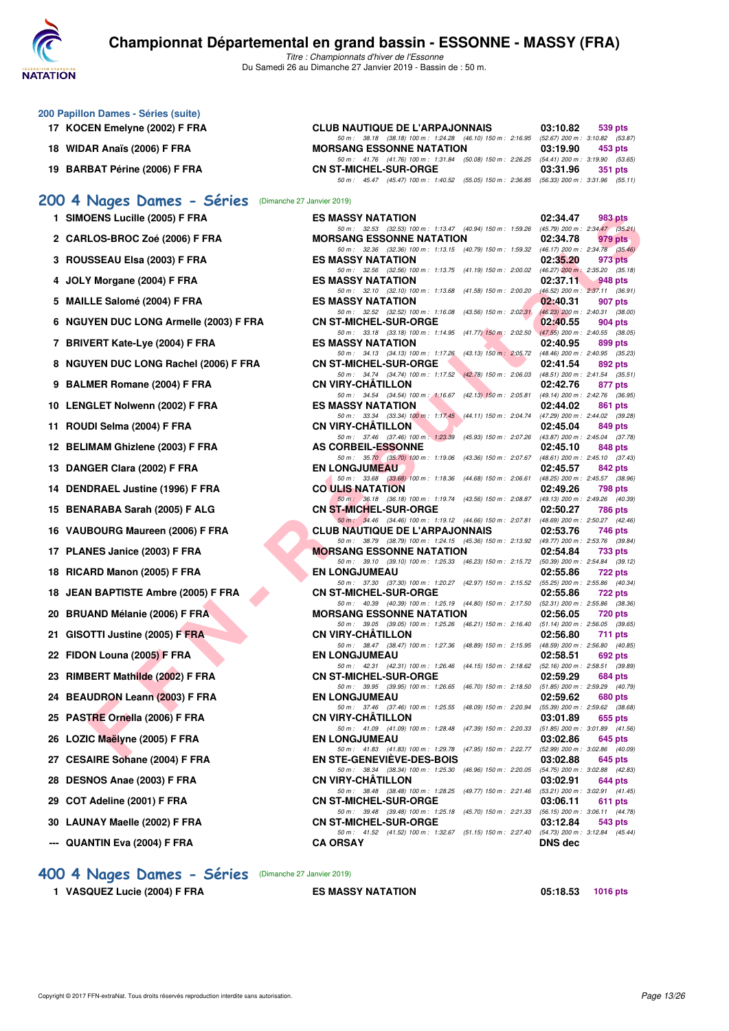# Championnat Départemental en grand bassin - ESSONNE - MASSY (FRA)

*Titre : Championnats d'hiver de l'Essonne*
Du Samedi 26 au Dimanche 27 Janvier 2019 - Bassin de : 50 m.

## 200 Papillon Dames - Séries (suite)

| Rang | Nom | Club | Temps | Points |
|---|---|---|---|---|
| 17 | KOCEN Emelyne (2002) F FRA | CLUB NAUTIQUE DE L'ARPAJONNAIS | 03:10.82 | 539 pts |
| | 50 m : 38.18 (38.18) 100 m : 1:24.28 (46.10) 150 m : 2:16.95 (52.67) 200 m : 3:10.82 (53.87) | | | |
| 18 | WIDAR Anaïs (2006) F FRA | MORSANG ESSONNE NATATION | 03:19.90 | 453 pts |
| | 50 m : 41.76 (41.76) 100 m : 1:31.84 (50.08) 150 m : 2:26.25 (54.41) 200 m : 3:19.90 (53.65) | | | |
| 19 | BARBAT Périne (2006) F FRA | CN ST-MICHEL-SUR-ORGE | 03:31.96 | 351 pts |
| | 50 m : 45.47 (45.47) 100 m : 1:40.52 (55.05) 150 m : 2:36.85 (56.33) 200 m : 3:31.96 (55.11) | | | |

## 200 4 Nages Dames - Séries (Dimanche 27 Janvier 2019)

| Rang | Nom | Club | Temps | Points |
|---|---|---|---|---|
| 1 | SIMOENS Lucille (2005) F FRA | ES MASSY NATATION | 02:34.47 | 983 pts |
| | 50 m : 32.53 (32.53) 100 m : 1:13.47 (40.94) 150 m : 1:59.26 (45.79) 200 m : 2:34.47 (35.21) | | | |
| 2 | CARLOS-BROC Zoé (2006) F FRA | MORSANG ESSONNE NATATION | 02:34.78 | 979 pts |
| | 50 m : 32.36 (32.36) 100 m : 1:13.15 (40.79) 150 m : 1:59.32 (46.17) 200 m : 2:34.78 (35.46) | | | |
| 3 | ROUSSEAU Elsa (2003) F FRA | ES MASSY NATATION | 02:35.20 | 973 pts |
| | 50 m : 32.56 (32.56) 100 m : 1:13.75 (41.19) 150 m : 2:00.02 (46.27) 200 m : 2:35.20 (35.18) | | | |
| 4 | JOLY Morgane (2004) F FRA | ES MASSY NATATION | 02:37.11 | 948 pts |
| | 50 m : 32.10 (32.10) 100 m : 1:13.68 (41.58) 150 m : 2:00.20 (46.52) 200 m : 2:37.11 (36.91) | | | |
| 5 | MAILLE Salomé (2004) F FRA | ES MASSY NATATION | 02:40.31 | 907 pts |
| | 50 m : 32.52 (32.52) 100 m : 1:16.08 (43.56) 150 m : 2:02.31 (46.23) 200 m : 2:40.31 (38.00) | | | |
| 6 | NGUYEN DUC LONG Armelle (2003) F FRA | CN ST-MICHEL-SUR-ORGE | 02:40.55 | 904 pts |
| | 50 m : 33.18 (33.18) 100 m : 1:14.95 (41.77) 150 m : 2:02.50 (47.55) 200 m : 2:40.55 (38.05) | | | |
| 7 | BRIVERT Kate-Lye (2004) F FRA | ES MASSY NATATION | 02:40.95 | 899 pts |
| | 50 m : 34.13 (34.13) 100 m : 1:17.26 (43.13) 150 m : 2:05.72 (48.46) 200 m : 2:40.95 (35.23) | | | |
| 8 | NGUYEN DUC LONG Rachel (2006) F FRA | CN ST-MICHEL-SUR-ORGE | 02:41.54 | 892 pts |
| | 50 m : 34.74 (34.74) 100 m : 1:17.52 (42.78) 150 m : 2:06.03 (48.51) 200 m : 2:41.54 (35.51) | | | |
| 9 | BALMER Romane (2004) F FRA | CN VIRY-CHÂTILLON | 02:42.76 | 877 pts |
| | 50 m : 34.54 (34.54) 100 m : 1:16.67 (42.13) 150 m : 2:05.81 (49.14) 200 m : 2:42.76 (36.95) | | | |
| 10 | LENGLET Nolwenn (2002) F FRA | ES MASSY NATATION | 02:44.02 | 861 pts |
| | 50 m : 33.34 (33.34) 100 m : 1:17.45 (44.11) 150 m : 2:04.74 (47.29) 200 m : 2:44.02 (39.28) | | | |
| 11 | ROUDI Selma (2004) F FRA | CN VIRY-CHÂTILLON | 02:45.04 | 849 pts |
| | 50 m : 37.46 (37.46) 100 m : 1:23.39 (45.93) 150 m : 2:07.26 (43.87) 200 m : 2:45.04 (37.78) | | | |
| 12 | BELIMAM Ghizlene (2003) F FRA | AS CORBEIL-ESSONNE | 02:45.10 | 848 pts |
| | 50 m : 35.70 (35.70) 100 m : 1:19.06 (43.36) 150 m : 2:07.67 (48.61) 200 m : 2:45.10 (37.43) | | | |
| 13 | DANGER Clara (2002) F FRA | EN LONGJUMEAU | 02:45.57 | 842 pts |
| | 50 m : 33.68 (33.68) 100 m : 1:18.36 (44.68) 150 m : 2:06.61 (48.25) 200 m : 2:45.57 (38.96) | | | |
| 14 | DENDRAEL Justine (1996) F FRA | CO ULIS NATATION | 02:49.26 | 798 pts |
| | 50 m : 36.18 (36.18) 100 m : 1:19.74 (43.56) 150 m : 2:08.87 (49.13) 200 m : 2:49.26 (40.39) | | | |
| 15 | BENARABA Sarah (2005) F ALG | CN ST-MICHEL-SUR-ORGE | 02:50.27 | 786 pts |
| | 50 m : 34.46 (34.46) 100 m : 1:19.12 (44.66) 150 m : 2:07.81 (48.69) 200 m : 2:50.27 (42.46) | | | |
| 16 | VAUBOURG Maureen (2006) F FRA | CLUB NAUTIQUE DE L'ARPAJONNAIS | 02:53.76 | 746 pts |
| | 50 m : 38.79 (38.79) 100 m : 1:24.15 (45.36) 150 m : 2:13.92 (49.77) 200 m : 2:53.76 (39.84) | | | |
| 17 | PLANES Janice (2003) F FRA | MORSANG ESSONNE NATATION | 02:54.84 | 733 pts |
| | 50 m : 39.10 (39.10) 100 m : 1:25.33 (46.23) 150 m : 2:15.72 (50.39) 200 m : 2:54.84 (39.12) | | | |
| 18 | RICARD Manon (2005) F FRA | EN LONGJUMEAU | 02:55.86 | 722 pts |
| | 50 m : 37.30 (37.30) 100 m : 1:20.27 (42.97) 150 m : 2:15.52 (55.25) 200 m : 2:55.86 (40.34) | | | |
| 18 | JEAN BAPTISTE Ambre (2005) F FRA | CN ST-MICHEL-SUR-ORGE | 02:55.86 | 722 pts |
| | 50 m : 40.39 (40.39) 100 m : 1:25.19 (44.80) 150 m : 2:17.50 (52.31) 200 m : 2:55.86 (38.36) | | | |
| 20 | BRUAND Mélanie (2006) F FRA | MORSANG ESSONNE NATATION | 02:56.05 | 720 pts |
| | 50 m : 39.05 (39.05) 100 m : 1:25.26 (46.21) 150 m : 2:16.40 (51.14) 200 m : 2:56.05 (39.65) | | | |
| 21 | GISOTTI Justine (2005) F FRA | CN VIRY-CHÂTILLON | 02:56.80 | 711 pts |
| | 50 m : 38.47 (38.47) 100 m : 1:27.36 (48.89) 150 m : 2:15.95 (48.59) 200 m : 2:56.80 (40.85) | | | |
| 22 | FIDON Louna (2005) F FRA | EN LONGJUMEAU | 02:58.51 | 692 pts |
| | 50 m : 42.31 (42.31) 100 m : 1:26.46 (44.15) 150 m : 2:18.62 (52.16) 200 m : 2:58.51 (39.89) | | | |
| 23 | RIMBERT Mathilde (2002) F FRA | CN ST-MICHEL-SUR-ORGE | 02:59.29 | 684 pts |
| | 50 m : 39.95 (39.95) 100 m : 1:26.65 (46.70) 150 m : 2:18.50 (51.85) 200 m : 2:59.29 (40.79) | | | |
| 24 | BEAUDRON Leann (2003) F FRA | EN LONGJUMEAU | 02:59.62 | 680 pts |
| | 50 m : 37.46 (37.46) 100 m : 1:25.55 (48.09) 150 m : 2:20.94 (55.39) 200 m : 2:59.62 (38.68) | | | |
| 25 | PASTRE Ornella (2006) F FRA | CN VIRY-CHÂTILLON | 03:01.89 | 655 pts |
| | 50 m : 41.09 (41.09) 100 m : 1:28.48 (47.39) 150 m : 2:20.33 (51.85) 200 m : 3:01.89 (41.56) | | | |
| 26 | LOZIC Maëlyne (2005) F FRA | EN LONGJUMEAU | 03:02.86 | 645 pts |
| | 50 m : 41.83 (41.83) 100 m : 1:29.78 (47.95) 150 m : 2:22.77 (52.99) 200 m : 3:02.86 (40.09) | | | |
| 27 | CESAIRE Sohane (2004) F FRA | EN STE-GENEVIÈVE-DES-BOIS | 03:02.88 | 645 pts |
| | 50 m : 38.34 (38.34) 100 m : 1:25.30 (46.96) 150 m : 2:20.05 (54.75) 200 m : 3:02.88 (42.83) | | | |
| 28 | DESNOS Anae (2003) F FRA | CN VIRY-CHÂTILLON | 03:02.91 | 644 pts |
| | 50 m : 38.48 (38.48) 100 m : 1:28.25 (49.77) 150 m : 2:21.46 (53.21) 200 m : 3:02.91 (41.45) | | | |
| 29 | COT Adeline (2001) F FRA | CN ST-MICHEL-SUR-ORGE | 03:06.11 | 611 pts |
| | 50 m : 39.48 (39.48) 100 m : 1:25.18 (45.70) 150 m : 2:21.33 (56.15) 200 m : 3:06.11 (44.78) | | | |
| 30 | LAUNAY Maelle (2002) F FRA | CN ST-MICHEL-SUR-ORGE | 03:12.84 | 543 pts |
| | 50 m : 41.52 (41.52) 100 m : 1:32.67 (51.15) 150 m : 2:27.40 (54.73) 200 m : 3:12.84 (45.44) | | | |
| --- | QUANTIN Eva (2004) F FRA | CA ORSAY | DNS dec | |

## 400 4 Nages Dames - Séries (Dimanche 27 Janvier 2019)

| Rang | Nom | Club | Temps | Points |
|---|---|---|---|---|
| 1 | VASQUEZ Lucie (2004) F FRA | ES MASSY NATATION | 05:18.53 | 1016 pts |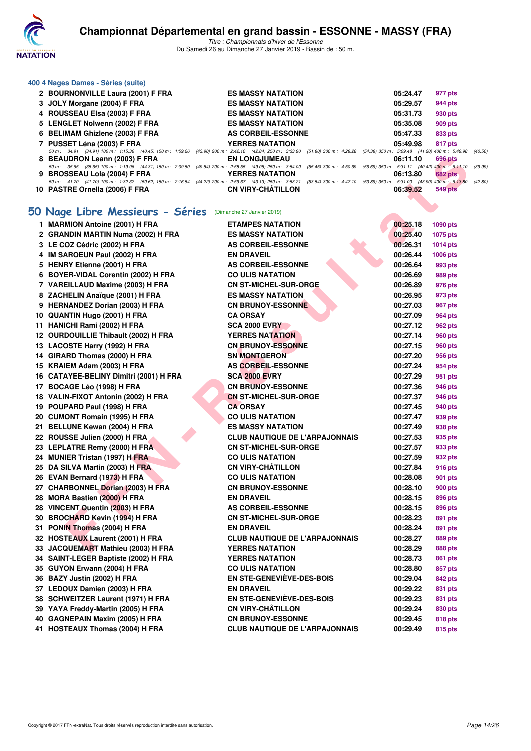# Championnat Départemental en grand bassin - ESSONNE - MASSY (FRA)

*Titre : Championnats d'hiver de l'Essonne*
Du Samedi 26 au Dimanche 27 Janvier 2019 - Bassin de : 50 m.

### 400 4 Nages Dames - Séries (suite)

| Rang | Nom | Club | Temps | Points |
|---|---|---|---|---|
| 2 | BOURNONVILLE Laura (2001) F FRA | ES MASSY NATATION | 05:24.47 | 977 pts |
| 3 | JOLY Morgane (2004) F FRA | ES MASSY NATATION | 05:29.57 | 944 pts |
| 4 | ROUSSEAU Elsa (2003) F FRA | ES MASSY NATATION | 05:31.73 | 930 pts |
| 5 | LENGLET Nolwenn (2002) F FRA | ES MASSY NATATION | 05:35.08 | 909 pts |
| 6 | BELIMAM Ghizlene (2003) F FRA | AS CORBEIL-ESSONNE | 05:47.33 | 833 pts |
| 7 | PUSSET Léna (2003) F FRA | YERRES NATATION | 05:49.98 | 817 pts |
| | 50 m : 34.91 (34.91) 100 m : 1:15.36 (40.45) 150 m : 1:59.26 (43.90) 200 m : 2:42.10 (42.84) 250 m : 3:33.90 (51.80) 300 m : 4:28.28 (54.38) 350 m : 5:09.48 (41.20) 400 m : 5:49.98 (40.50) | | | |
| 8 | BEAUDRON Leann (2003) F FRA | EN LONGJUMEAU | 06:11.10 | 696 pts |
| | 50 m : 35.65 (35.65) 100 m : 1:19.96 (44.31) 150 m : 2:09.50 (49.54) 200 m : 2:58.55 (49.05) 250 m : 3:54.00 (55.45) 300 m : 4:50.69 (56.69) 350 m : 5:31.11 (40.42) 400 m : 6:11.10 (39.99) | | | |
| 9 | BROSSEAU Lola (2004) F FRA | YERRES NATATION | 06:13.80 | 682 pts |
| | 50 m : 41.70 (41.70) 100 m : 1:32.32 (50.62) 150 m : 2:16.54 (44.22) 200 m : 2:59.67 (43.13) 250 m : 3:53.21 (53.54) 300 m : 4:47.10 (53.89) 350 m : 5:31.00 (43.90) 400 m : 6:13.80 (42.80) | | | |
| 10 | PASTRE Ornella (2006) F FRA | CN VIRY-CHÂTILLON | 06:39.52 | 549 pts |

## 50 Nage Libre Messieurs - Séries (Dimanche 27 Janvier 2019)

| Rang | Nom | Club | Temps | Points |
|---|---|---|---|---|
| 1 | MARMION Antoine (2001) H FRA | ETAMPES NATATION | 00:25.18 | 1090 pts |
| 2 | GRANDIN MARTIN Numa (2002) H FRA | ES MASSY NATATION | 00:25.40 | 1075 pts |
| 3 | LE COZ Cédric (2002) H FRA | AS CORBEIL-ESSONNE | 00:26.31 | 1014 pts |
| 4 | IM SAROEUN Paul (2002) H FRA | EN DRAVEIL | 00:26.44 | 1006 pts |
| 5 | HENRY Etienne (2001) H FRA | AS CORBEIL-ESSONNE | 00:26.64 | 993 pts |
| 6 | BOYER-VIDAL Corentin (2002) H FRA | CO ULIS NATATION | 00:26.69 | 989 pts |
| 7 | VAREILLAUD Maxime (2003) H FRA | CN ST-MICHEL-SUR-ORGE | 00:26.89 | 976 pts |
| 8 | ZACHELIN Anaïque (2001) H FRA | ES MASSY NATATION | 00:26.95 | 973 pts |
| 9 | HERNANDEZ Dorian (2003) H FRA | CN BRUNOY-ESSONNE | 00:27.03 | 967 pts |
| 10 | QUANTIN Hugo (2001) H FRA | CA ORSAY | 00:27.09 | 964 pts |
| 11 | HANICHI Rami (2002) H FRA | SCA 2000 EVRY | 00:27.12 | 962 pts |
| 12 | OURDOUILLIE Thibault (2002) H FRA | YERRES NATATION | 00:27.14 | 960 pts |
| 13 | LACOSTE Harry (1992) H FRA | CN BRUNOY-ESSONNE | 00:27.15 | 960 pts |
| 14 | GIRARD Thomas (2000) H FRA | SN MONTGERON | 00:27.20 | 956 pts |
| 15 | KRAIEM Adam (2003) H FRA | AS CORBEIL-ESSONNE | 00:27.24 | 954 pts |
| 16 | CATAYEE-BELINY Dimitri (2001) H FRA | SCA 2000 EVRY | 00:27.29 | 951 pts |
| 17 | BOCAGE Léo (1998) H FRA | CN BRUNOY-ESSONNE | 00:27.36 | 946 pts |
| 18 | VALIN-FIXOT Antonin (2002) H FRA | CN ST-MICHEL-SUR-ORGE | 00:27.37 | 946 pts |
| 19 | POUPARD Paul (1998) H FRA | CA ORSAY | 00:27.45 | 940 pts |
| 20 | CUMONT Romain (1995) H FRA | CO ULIS NATATION | 00:27.47 | 939 pts |
| 21 | BELLUNE Kewan (2004) H FRA | ES MASSY NATATION | 00:27.49 | 938 pts |
| 22 | ROUSSE Julien (2000) H FRA | CLUB NAUTIQUE DE L'ARPAJONNAIS | 00:27.53 | 935 pts |
| 23 | LEPLATRE Remy (2000) H FRA | CN ST-MICHEL-SUR-ORGE | 00:27.57 | 933 pts |
| 24 | MUNIER Tristan (1997) H FRA | CO ULIS NATATION | 00:27.59 | 932 pts |
| 25 | DA SILVA Martin (2003) H FRA | CN VIRY-CHÂTILLON | 00:27.84 | 916 pts |
| 26 | EVAN Bernard (1973) H FRA | CO ULIS NATATION | 00:28.08 | 901 pts |
| 27 | CHARBONNEL Dorian (2003) H FRA | CN BRUNOY-ESSONNE | 00:28.10 | 900 pts |
| 28 | MORA Bastien (2000) H FRA | EN DRAVEIL | 00:28.15 | 896 pts |
| 28 | VINCENT Quentin (2003) H FRA | AS CORBEIL-ESSONNE | 00:28.15 | 896 pts |
| 30 | BROCHARD Kevin (1994) H FRA | CN ST-MICHEL-SUR-ORGE | 00:28.23 | 891 pts |
| 31 | PONIN Thomas (2004) H FRA | EN DRAVEIL | 00:28.24 | 891 pts |
| 32 | HOSTEAUX Laurent (2001) H FRA | CLUB NAUTIQUE DE L'ARPAJONNAIS | 00:28.27 | 889 pts |
| 33 | JACQUEMART Mathieu (2003) H FRA | YERRES NATATION | 00:28.29 | 888 pts |
| 34 | SAINT-LEGER Baptiste (2002) H FRA | YERRES NATATION | 00:28.73 | 861 pts |
| 35 | GUYON Erwann (2004) H FRA | CO ULIS NATATION | 00:28.80 | 857 pts |
| 36 | BAZY Justin (2002) H FRA | EN STE-GENEVIÈVE-DES-BOIS | 00:29.04 | 842 pts |
| 37 | LEDOUX Damien (2003) H FRA | EN DRAVEIL | 00:29.22 | 831 pts |
| 38 | SCHWEITZER Laurent (1971) H FRA | EN STE-GENEVIÈVE-DES-BOIS | 00:29.23 | 831 pts |
| 39 | YAYA Freddy-Martin (2005) H FRA | CN VIRY-CHÂTILLON | 00:29.24 | 830 pts |
| 40 | GAGNEPAIN Maxim (2005) H FRA | CN BRUNOY-ESSONNE | 00:29.45 | 818 pts |
| 41 | HOSTEAUX Thomas (2004) H FRA | CLUB NAUTIQUE DE L'ARPAJONNAIS | 00:29.49 | 815 pts |

Copyright © 2017 FFN-extraNat. Tous droits réservés reproduction interdite sans autorisation.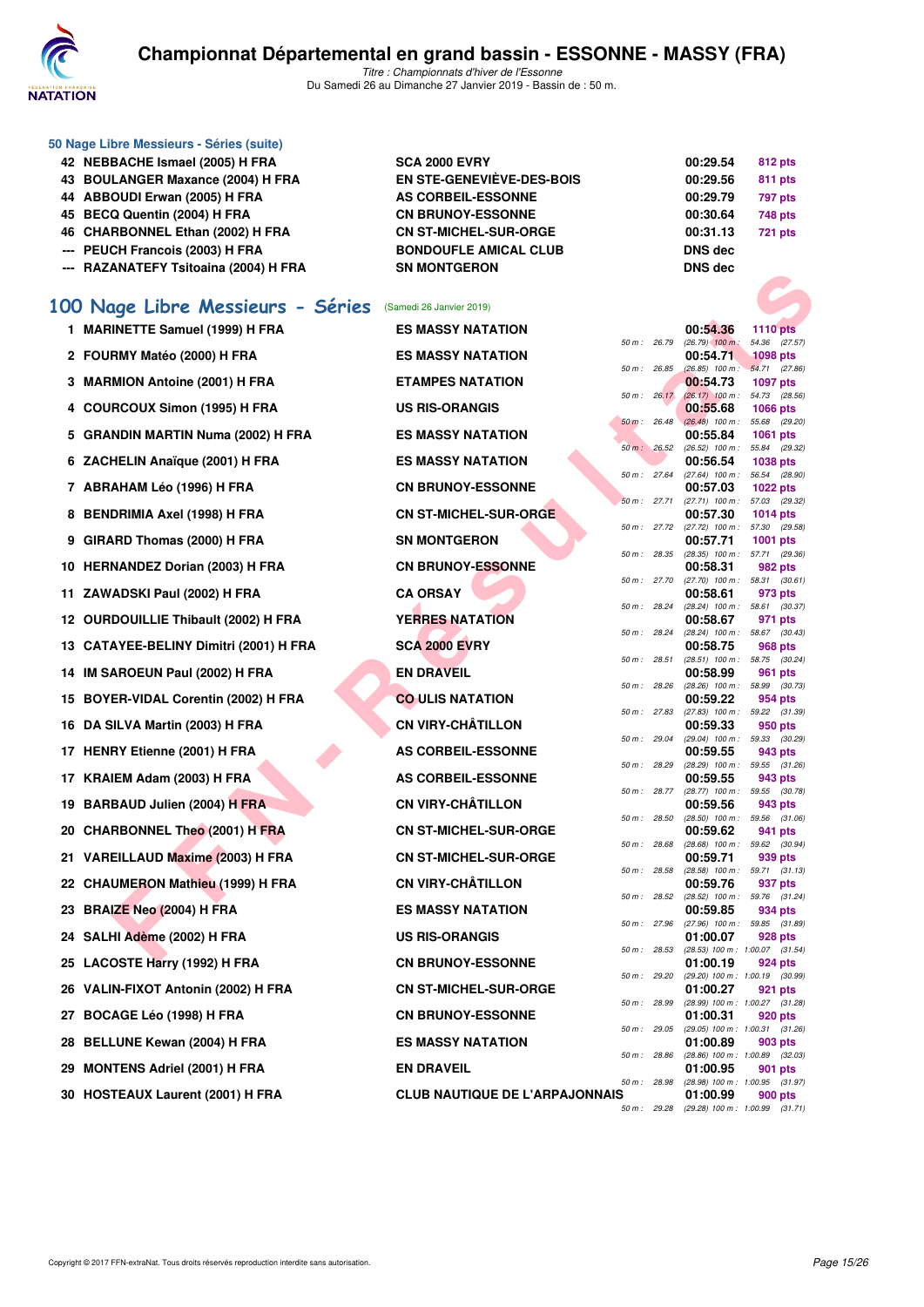### 50 Nage Libre Messieurs - Séries (suite)

| Rang | Nom | Club | Temps | Points |
|---|---|---|---|---|
| 42 | NEBBACHE Ismael (2005) H FRA | SCA 2000 EVRY | 00:29.54 | 812 pts |
| 43 | BOULANGER Maxance (2004) H FRA | EN STE-GENEVIÈVE-DES-BOIS | 00:29.56 | 811 pts |
| 44 | ABBOUDI Erwan (2005) H FRA | AS CORBEIL-ESSONNE | 00:29.79 | 797 pts |
| 45 | BECQ Quentin (2004) H FRA | CN BRUNOY-ESSONNE | 00:30.64 | 748 pts |
| 46 | CHARBONNEL Ethan (2002) H FRA | CN ST-MICHEL-SUR-ORGE | 00:31.13 | 721 pts |
| --- | PEUCH Francois (2003) H FRA | BONDOUFLE AMICAL CLUB | DNS dec | |
| --- | RAZANATEFY Tsitoaina (2004) H FRA | SN MONTGERON | DNS dec | |

## 100 Nage Libre Messieurs - Séries

(Samedi 26 Janvier 2019)

| Rang | Nom | Club | Temps | Points | 50 m | 100 m |
|---|---|---|---|---|---|---|
| 1 | MARINETTE Samuel (1999) H FRA | ES MASSY NATATION | 00:54.36 | 1110 pts | 26.79 (26.79) | 54.36 (27.57) |
| 2 | FOURMY Matéo (2000) H FRA | ES MASSY NATATION | 00:54.71 | 1098 pts | 26.85 (26.85) | 54.71 (27.86) |
| 3 | MARMION Antoine (2001) H FRA | ETAMPES NATATION | 00:54.73 | 1097 pts | 26.17 (26.17) | 54.73 (28.56) |
| 4 | COURCOUX Simon (1995) H FRA | US RIS-ORANGIS | 00:55.68 | 1066 pts | 26.48 (26.48) | 55.68 (29.20) |
| 5 | GRANDIN MARTIN Numa (2002) H FRA | ES MASSY NATATION | 00:55.84 | 1061 pts | 26.52 (26.52) | 55.84 (29.32) |
| 6 | ZACHELIN Anaïque (2001) H FRA | ES MASSY NATATION | 00:56.54 | 1038 pts | 27.64 (27.64) | 56.54 (28.90) |
| 7 | ABRAHAM Léo (1996) H FRA | CN BRUNOY-ESSONNE | 00:57.03 | 1022 pts | 27.71 (27.71) | 57.03 (29.32) |
| 8 | BENDRIMIA Axel (1998) H FRA | CN ST-MICHEL-SUR-ORGE | 00:57.30 | 1014 pts | 27.72 (27.72) | 57.30 (29.58) |
| 9 | GIRARD Thomas (2000) H FRA | SN MONTGERON | 00:57.71 | 1001 pts | 28.35 (28.35) | 57.71 (29.36) |
| 10 | HERNANDEZ Dorian (2003) H FRA | CN BRUNOY-ESSONNE | 00:58.31 | 982 pts | 27.70 (27.70) | 58.31 (30.61) |
| 11 | ZAWADSKI Paul (2002) H FRA | CA ORSAY | 00:58.61 | 973 pts | 28.24 (28.24) | 58.61 (30.37) |
| 12 | OURDOUILLIE Thibault (2002) H FRA | YERRES NATATION | 00:58.67 | 971 pts | 28.24 (28.24) | 58.67 (30.43) |
| 13 | CATAYEE-BELINY Dimitri (2001) H FRA | SCA 2000 EVRY | 00:58.75 | 968 pts | 28.51 (28.51) | 58.75 (30.24) |
| 14 | IM SAROEUN Paul (2002) H FRA | EN DRAVEIL | 00:58.99 | 961 pts | 28.26 (28.26) | 58.99 (30.73) |
| 15 | BOYER-VIDAL Corentin (2002) H FRA | CO ULIS NATATION | 00:59.22 | 954 pts | 27.83 (27.83) | 59.22 (31.39) |
| 16 | DA SILVA Martin (2003) H FRA | CN VIRY-CHÂTILLON | 00:59.33 | 950 pts | 29.04 (29.04) | 59.33 (30.29) |
| 17 | HENRY Etienne (2001) H FRA | AS CORBEIL-ESSONNE | 00:59.55 | 943 pts | 28.29 (28.29) | 59.55 (31.26) |
| 17 | KRAIEM Adam (2003) H FRA | AS CORBEIL-ESSONNE | 00:59.55 | 943 pts | 28.77 (28.77) | 59.55 (30.78) |
| 19 | BARBAUD Julien (2004) H FRA | CN VIRY-CHÂTILLON | 00:59.56 | 943 pts | 28.50 (28.50) | 59.56 (31.06) |
| 20 | CHARBONNEL Theo (2001) H FRA | CN ST-MICHEL-SUR-ORGE | 00:59.62 | 941 pts | 28.68 (28.68) | 59.62 (30.94) |
| 21 | VAREILLAUD Maxime (2003) H FRA | CN ST-MICHEL-SUR-ORGE | 00:59.71 | 939 pts | 28.58 (28.58) | 59.71 (31.13) |
| 22 | CHAUMERON Mathieu (1999) H FRA | CN VIRY-CHÂTILLON | 00:59.76 | 937 pts | 28.52 (28.52) | 59.76 (31.24) |
| 23 | BRAIZE Neo (2004) H FRA | ES MASSY NATATION | 00:59.85 | 934 pts | 27.96 (27.96) | 59.85 (31.89) |
| 24 | SALHI Adème (2002) H FRA | US RIS-ORANGIS | 01:00.07 | 928 pts | 28.53 (28.53) | 1:00.07 (31.54) |
| 25 | LACOSTE Harry (1992) H FRA | CN BRUNOY-ESSONNE | 01:00.19 | 924 pts | 29.20 (29.20) | 1:00.19 (30.99) |
| 26 | VALIN-FIXOT Antonin (2002) H FRA | CN ST-MICHEL-SUR-ORGE | 01:00.27 | 921 pts | 28.99 (28.99) | 1:00.27 (31.28) |
| 27 | BOCAGE Léo (1998) H FRA | CN BRUNOY-ESSONNE | 01:00.31 | 920 pts | 29.05 (29.05) | 1:00.31 (31.26) |
| 28 | BELLUNE Kewan (2004) H FRA | ES MASSY NATATION | 01:00.89 | 903 pts | 28.86 (28.86) | 1:00.89 (32.03) |
| 29 | MONTENS Adriel (2001) H FRA | EN DRAVEIL | 01:00.95 | 901 pts | 28.98 (28.98) | 1:00.95 (31.97) |
| 30 | HOSTEAUX Laurent (2001) H FRA | CLUB NAUTIQUE DE L'ARPAJONNAIS | 01:00.99 | 900 pts | 29.28 (29.28) | 1:00.99 (31.71) |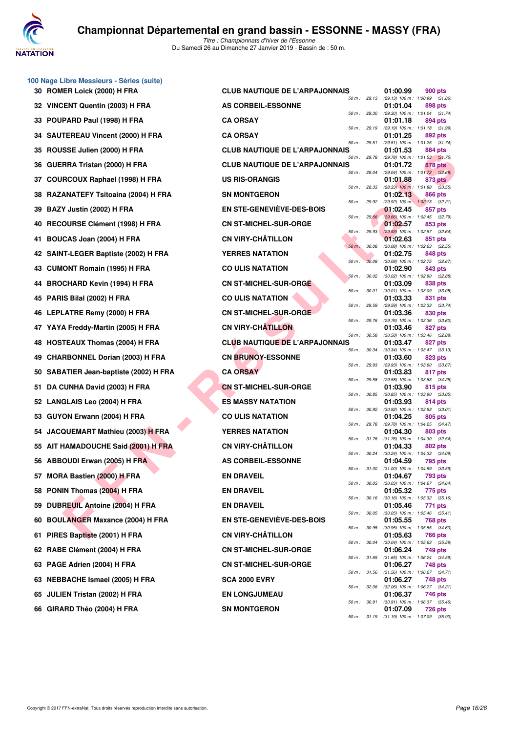## 100 Nage Libre Messieurs - Séries (suite)

| Rang | Nom | Club | Temps | Points | Splits |
|---|---|---|---|---|---|
| 30 | ROMER Loick (2000) H FRA | CLUB NAUTIQUE DE L'ARPAJONNAIS | 01:00.99 | 900 pts | 50 m : 29.13 (29.13) 100 m : 1:00.99 (31.86) |
| 32 | VINCENT Quentin (2003) H FRA | AS CORBEIL-ESSONNE | 01:01.04 | 898 pts | 50 m : 29.30 (29.30) 100 m : 1:01.04 (31.74) |
| 33 | POUPARD Paul (1998) H FRA | CA ORSAY | 01:01.18 | 894 pts | 50 m : 29.19 (29.19) 100 m : 1:01.18 (31.99) |
| 34 | SAUTEREAU Vincent (2000) H FRA | CA ORSAY | 01:01.25 | 892 pts | 50 m : 29.51 (29.51) 100 m : 1:01.25 (31.74) |
| 35 | ROUSSE Julien (2000) H FRA | CLUB NAUTIQUE DE L'ARPAJONNAIS | 01:01.53 | 884 pts | 50 m : 29.78 (29.78) 100 m : 1:01.53 (31.75) |
| 36 | GUERRA Tristan (2000) H FRA | CLUB NAUTIQUE DE L'ARPAJONNAIS | 01:01.72 | 878 pts | 50 m : 29.04 (29.04) 100 m : 1:01.72 (32.68) |
| 37 | COURCOUX Raphael (1998) H FRA | US RIS-ORANGIS | 01:01.88 | 873 pts | 50 m : 28.33 (28.33) 100 m : 1:01.88 (33.55) |
| 38 | RAZANATEFY Tsitoaina (2004) H FRA | SN MONTGERON | 01:02.13 | 866 pts | 50 m : 29.92 (29.92) 100 m : 1:02.13 (32.21) |
| 39 | BAZY Justin (2002) H FRA | EN STE-GENEVIÈVE-DES-BOIS | 01:02.45 | 857 pts | 50 m : 29.66 (29.66) 100 m : 1:02.45 (32.79) |
| 40 | RECOURSE Clément (1998) H FRA | CN ST-MICHEL-SUR-ORGE | 01:02.57 | 853 pts | 50 m : 29.93 (29.93) 100 m : 1:02.57 (32.64) |
| 41 | BOUCAS Joan (2004) H FRA | CN VIRY-CHÂTILLON | 01:02.63 | 851 pts | 50 m : 30.08 (30.08) 100 m : 1:02.63 (32.55) |
| 42 | SAINT-LEGER Baptiste (2002) H FRA | YERRES NATATION | 01:02.75 | 848 pts | 50 m : 30.08 (30.08) 100 m : 1:02.75 (32.67) |
| 43 | CUMONT Romain (1995) H FRA | CO ULIS NATATION | 01:02.90 | 843 pts | 50 m : 30.02 (30.02) 100 m : 1:02.90 (32.88) |
| 44 | BROCHARD Kevin (1994) H FRA | CN ST-MICHEL-SUR-ORGE | 01:03.09 | 838 pts | 50 m : 30.01 (30.01) 100 m : 1:03.09 (33.08) |
| 45 | PARIS Bilal (2002) H FRA | CO ULIS NATATION | 01:03.33 | 831 pts | 50 m : 29.59 (29.59) 100 m : 1:03.33 (33.74) |
| 46 | LEPLATRE Remy (2000) H FRA | CN ST-MICHEL-SUR-ORGE | 01:03.36 | 830 pts | 50 m : 29.76 (29.76) 100 m : 1:03.36 (33.60) |
| 47 | YAYA Freddy-Martin (2005) H FRA | CN VIRY-CHÂTILLON | 01:03.46 | 827 pts | 50 m : 30.58 (30.58) 100 m : 1:03.46 (32.88) |
| 48 | HOSTEAUX Thomas (2004) H FRA | CLUB NAUTIQUE DE L'ARPAJONNAIS | 01:03.47 | 827 pts | 50 m : 30.34 (30.34) 100 m : 1:03.47 (33.13) |
| 49 | CHARBONNEL Dorian (2003) H FRA | CN BRUNOY-ESSONNE | 01:03.60 | 823 pts | 50 m : 29.93 (29.93) 100 m : 1:03.60 (33.67) |
| 50 | SABATIER Jean-baptiste (2002) H FRA | CA ORSAY | 01:03.83 | 817 pts | 50 m : 29.58 (29.58) 100 m : 1:03.83 (34.25) |
| 51 | DA CUNHA David (2003) H FRA | CN ST-MICHEL-SUR-ORGE | 01:03.90 | 815 pts | 50 m : 30.85 (30.85) 100 m : 1:03.90 (33.05) |
| 52 | LANGLAIS Leo (2004) H FRA | ES MASSY NATATION | 01:03.93 | 814 pts | 50 m : 30.92 (30.92) 100 m : 1:03.93 (33.01) |
| 53 | GUYON Erwann (2004) H FRA | CO ULIS NATATION | 01:04.25 | 805 pts | 50 m : 29.78 (29.78) 100 m : 1:04.25 (34.47) |
| 54 | JACQUEMART Mathieu (2003) H FRA | YERRES NATATION | 01:04.30 | 803 pts | 50 m : 31.76 (31.76) 100 m : 1:04.30 (32.54) |
| 55 | AIT HAMADOUCHE Said (2001) H FRA | CN VIRY-CHÂTILLON | 01:04.33 | 802 pts | 50 m : 30.24 (30.24) 100 m : 1:04.33 (34.09) |
| 56 | ABBOUDI Erwan (2005) H FRA | AS CORBEIL-ESSONNE | 01:04.59 | 795 pts | 50 m : 31.00 (31.00) 100 m : 1:04.59 (33.59) |
| 57 | MORA Bastien (2000) H FRA | EN DRAVEIL | 01:04.67 | 793 pts | 50 m : 30.03 (30.03) 100 m : 1:04.67 (34.64) |
| 58 | PONIN Thomas (2004) H FRA | EN DRAVEIL | 01:05.32 | 775 pts | 50 m : 30.16 (30.16) 100 m : 1:05.32 (35.16) |
| 59 | DUBREUIL Antoine (2004) H FRA | EN DRAVEIL | 01:05.46 | 771 pts | 50 m : 30.05 (30.05) 100 m : 1:05.46 (35.41) |
| 60 | BOULANGER Maxance (2004) H FRA | EN STE-GENEVIÈVE-DES-BOIS | 01:05.55 | 768 pts | 50 m : 30.95 (30.95) 100 m : 1:05.55 (34.60) |
| 61 | PIRES Baptiste (2001) H FRA | CN VIRY-CHÂTILLON | 01:05.63 | 766 pts | 50 m : 30.04 (30.04) 100 m : 1:05.63 (35.59) |
| 62 | RABE Clément (2004) H FRA | CN ST-MICHEL-SUR-ORGE | 01:06.24 | 749 pts | 50 m : 31.65 (31.65) 100 m : 1:06.24 (34.59) |
| 63 | PAGE Adrien (2004) H FRA | CN ST-MICHEL-SUR-ORGE | 01:06.27 | 748 pts | 50 m : 31.56 (31.56) 100 m : 1:06.27 (34.71) |
| 63 | NEBBACHE Ismael (2005) H FRA | SCA 2000 EVRY | 01:06.27 | 748 pts | 50 m : 32.06 (32.06) 100 m : 1:06.27 (34.21) |
| 65 | JULIEN Tristan (2002) H FRA | EN LONGJUMEAU | 01:06.37 | 746 pts | 50 m : 30.91 (30.91) 100 m : 1:06.37 (35.46) |
| 66 | GIRARD Théo (2004) H FRA | SN MONTGERON | 01:07.09 | 726 pts | 50 m : 31.19 (31.19) 100 m : 1:07.09 (35.90) |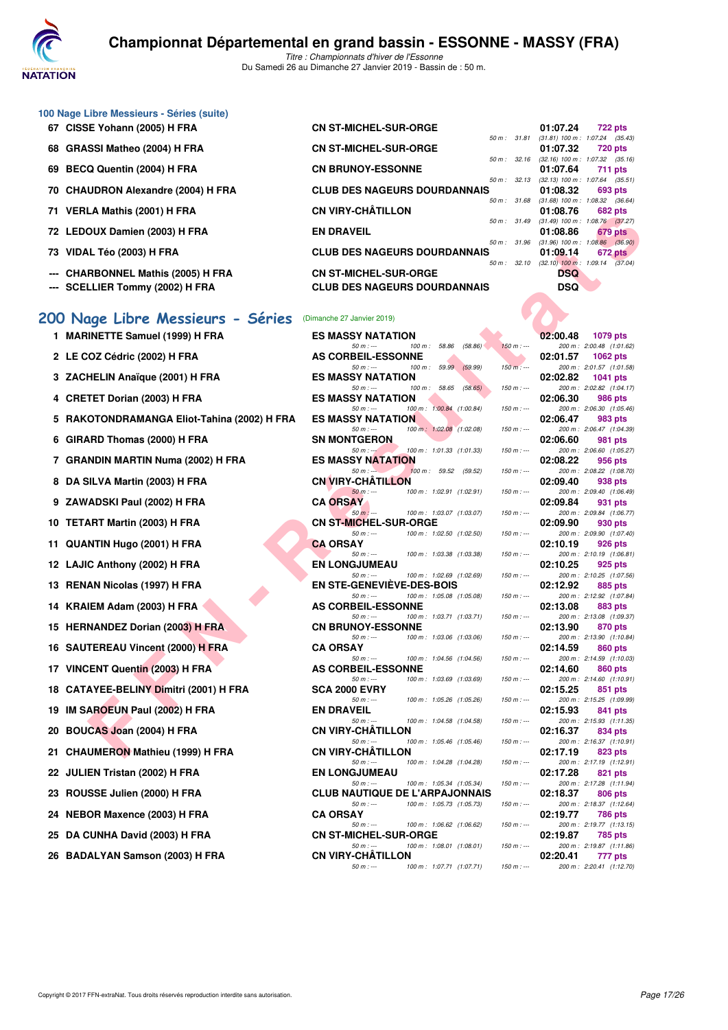# Championnat Départemental en grand bassin - ESSONNE - MASSY (FRA)

*Titre : Championnats d'hiver de l'Essonne*
Du Samedi 26 au Dimanche 27 Janvier 2019 - Bassin de : 50 m.

### 100 Nage Libre Messieurs - Séries (suite)

| Rang | Nom | Club | Temps | Points | Splits |
|---|---|---|---|---|---|
| 67 | CISSE Yohann (2005) H FRA | CN ST-MICHEL-SUR-ORGE | 01:07.24 | 722 pts | 50 m : 31.81 (31.81) 100 m : 1:07.24 (35.43) |
| 68 | GRASSI Matheo (2004) H FRA | CN ST-MICHEL-SUR-ORGE | 01:07.32 | 720 pts | 50 m : 32.16 (32.16) 100 m : 1:07.32 (35.16) |
| 69 | BECQ Quentin (2004) H FRA | CN BRUNOY-ESSONNE | 01:07.64 | 711 pts | 50 m : 32.13 (32.13) 100 m : 1:07.64 (35.51) |
| 70 | CHAUDRON Alexandre (2004) H FRA | CLUB DES NAGEURS DOURDANNAIS | 01:08.32 | 693 pts | 50 m : 31.68 (31.68) 100 m : 1:08.32 (36.64) |
| 71 | VERLA Mathis (2001) H FRA | CN VIRY-CHÂTILLON | 01:08.76 | 682 pts | 50 m : 31.49 (31.49) 100 m : 1:08.76 (37.27) |
| 72 | LEDOUX Damien (2003) H FRA | EN DRAVEIL | 01:08.86 | 679 pts | 50 m : 31.96 (31.96) 100 m : 1:08.86 (36.90) |
| 73 | VIDAL Téo (2003) H FRA | CLUB DES NAGEURS DOURDANNAIS | 01:09.14 | 672 pts | 50 m : 32.10 (32.10) 100 m : 1:09.14 (37.04) |
| --- | CHARBONNEL Mathis (2005) H FRA | CN ST-MICHEL-SUR-ORGE | DSQ | | |
| --- | SCELLIER Tommy (2002) H FRA | CLUB DES NAGEURS DOURDANNAIS | DSQ | | |

## 200 Nage Libre Messieurs - Séries (Dimanche 27 Janvier 2019)

| Rang | Nom | Club | Temps | Points | Splits |
|---|---|---|---|---|---|
| 1 | MARINETTE Samuel (1999) H FRA | ES MASSY NATATION | 02:00.48 | 1079 pts | 50 m : --- 100 m : 58.86 (58.86) 150 m : --- 200 m : 2:00.48 (1:01.62) |
| 2 | LE COZ Cédric (2002) H FRA | AS CORBEIL-ESSONNE | 02:01.57 | 1062 pts | 50 m : --- 100 m : 59.99 (59.99) 150 m : --- 200 m : 2:01.57 (1:01.58) |
| 3 | ZACHELIN Anaïque (2001) H FRA | ES MASSY NATATION | 02:02.82 | 1041 pts | 50 m : --- 100 m : 58.65 (58.65) 150 m : --- 200 m : 2:02.82 (1:04.17) |
| 4 | CRETET Dorian (2003) H FRA | ES MASSY NATATION | 02:06.30 | 986 pts | 50 m : --- 100 m : 1:00.84 (1:00.84) 150 m : --- 200 m : 2:06.30 (1:05.46) |
| 5 | RAKOTONDRAMANGA Eliot-Tahina (2002) H FRA | ES MASSY NATATION | 02:06.47 | 983 pts | 50 m : --- 100 m : 1:02.08 (1:02.08) 150 m : --- 200 m : 2:06.47 (1:04.39) |
| 6 | GIRARD Thomas (2000) H FRA | SN MONTGERON | 02:06.60 | 981 pts | 50 m : --- 100 m : 1:01.33 (1:01.33) 150 m : --- 200 m : 2:06.60 (1:05.27) |
| 7 | GRANDIN MARTIN Numa (2002) H FRA | ES MASSY NATATION | 02:08.22 | 956 pts | 50 m : --- 100 m : 59.52 (59.52) 150 m : --- 200 m : 2:08.22 (1:08.70) |
| 8 | DA SILVA Martin (2003) H FRA | CN VIRY-CHÂTILLON | 02:09.40 | 938 pts | 50 m : --- 100 m : 1:02.91 (1:02.91) 150 m : --- 200 m : 2:09.40 (1:06.49) |
| 9 | ZAWADSKI Paul (2002) H FRA | CA ORSAY | 02:09.84 | 931 pts | 50 m : --- 100 m : 1:03.07 (1:03.07) 150 m : --- 200 m : 2:09.84 (1:06.77) |
| 10 | TETART Martin (2003) H FRA | CN ST-MICHEL-SUR-ORGE | 02:09.90 | 930 pts | 50 m : --- 100 m : 1:02.50 (1:02.50) 150 m : --- 200 m : 2:09.90 (1:07.40) |
| 11 | QUANTIN Hugo (2001) H FRA | CA ORSAY | 02:10.19 | 926 pts | 50 m : --- 100 m : 1:03.38 (1:03.38) 150 m : --- 200 m : 2:10.19 (1:06.81) |
| 12 | LAJIC Anthony (2002) H FRA | EN LONGJUMEAU | 02:10.25 | 925 pts | 50 m : --- 100 m : 1:02.69 (1:02.69) 150 m : --- 200 m : 2:10.25 (1:07.56) |
| 13 | RENAN Nicolas (1997) H FRA | EN STE-GENEVIÈVE-DES-BOIS | 02:12.92 | 885 pts | 50 m : --- 100 m : 1:05.08 (1:05.08) 150 m : --- 200 m : 2:12.92 (1:07.84) |
| 14 | KRAIEM Adam (2003) H FRA | AS CORBEIL-ESSONNE | 02:13.08 | 883 pts | 50 m : --- 100 m : 1:03.71 (1:03.71) 150 m : --- 200 m : 2:13.08 (1:09.37) |
| 15 | HERNANDEZ Dorian (2003) H FRA | CN BRUNOY-ESSONNE | 02:13.90 | 870 pts | 50 m : --- 100 m : 1:03.06 (1:03.06) 150 m : --- 200 m : 2:13.90 (1:10.84) |
| 16 | SAUTEREAU Vincent (2000) H FRA | CA ORSAY | 02:14.59 | 860 pts | 50 m : --- 100 m : 1:04.56 (1:04.56) 150 m : --- 200 m : 2:14.59 (1:10.03) |
| 17 | VINCENT Quentin (2003) H FRA | AS CORBEIL-ESSONNE | 02:14.60 | 860 pts | 50 m : --- 100 m : 1:03.69 (1:03.69) 150 m : --- 200 m : 2:14.60 (1:10.91) |
| 18 | CATAYEE-BELINY Dimitri (2001) H FRA | SCA 2000 EVRY | 02:15.25 | 851 pts | 50 m : --- 100 m : 1:05.26 (1:05.26) 150 m : --- 200 m : 2:15.25 (1:09.99) |
| 19 | IM SAROEUN Paul (2002) H FRA | EN DRAVEIL | 02:15.93 | 841 pts | 50 m : --- 100 m : 1:04.58 (1:04.58) 150 m : --- 200 m : 2:15.93 (1:11.35) |
| 20 | BOUCAS Joan (2004) H FRA | CN VIRY-CHÂTILLON | 02:16.37 | 834 pts | 50 m : --- 100 m : 1:05.46 (1:05.46) 150 m : --- 200 m : 2:16.37 (1:10.91) |
| 21 | CHAUMERON Mathieu (1999) H FRA | CN VIRY-CHÂTILLON | 02:17.19 | 823 pts | 50 m : --- 100 m : 1:04.28 (1:04.28) 150 m : --- 200 m : 2:17.19 (1:12.91) |
| 22 | JULIEN Tristan (2002) H FRA | EN LONGJUMEAU | 02:17.28 | 821 pts | 50 m : --- 100 m : 1:05.34 (1:05.34) 150 m : --- 200 m : 2:17.28 (1:11.94) |
| 23 | ROUSSE Julien (2000) H FRA | CLUB NAUTIQUE DE L'ARPAJONNAIS | 02:18.37 | 806 pts | 50 m : --- 100 m : 1:05.73 (1:05.73) 150 m : --- 200 m : 2:18.37 (1:12.64) |
| 24 | NEBOR Maxence (2003) H FRA | CA ORSAY | 02:19.77 | 786 pts | 50 m : --- 100 m : 1:06.62 (1:06.62) 150 m : --- 200 m : 2:19.77 (1:13.15) |
| 25 | DA CUNHA David (2003) H FRA | CN ST-MICHEL-SUR-ORGE | 02:19.87 | 785 pts | 50 m : --- 100 m : 1:08.01 (1:08.01) 150 m : --- 200 m : 2:19.87 (1:11.86) |
| 26 | BADALYAN Samson (2003) H FRA | CN VIRY-CHÂTILLON | 02:20.41 | 777 pts | 50 m : --- 100 m : 1:07.71 (1:07.71) 150 m : --- 200 m : 2:20.41 (1:12.70) |

Copyright © 2017 FFN-extraNat. Tous droits réservés reproduction interdite sans autorisation.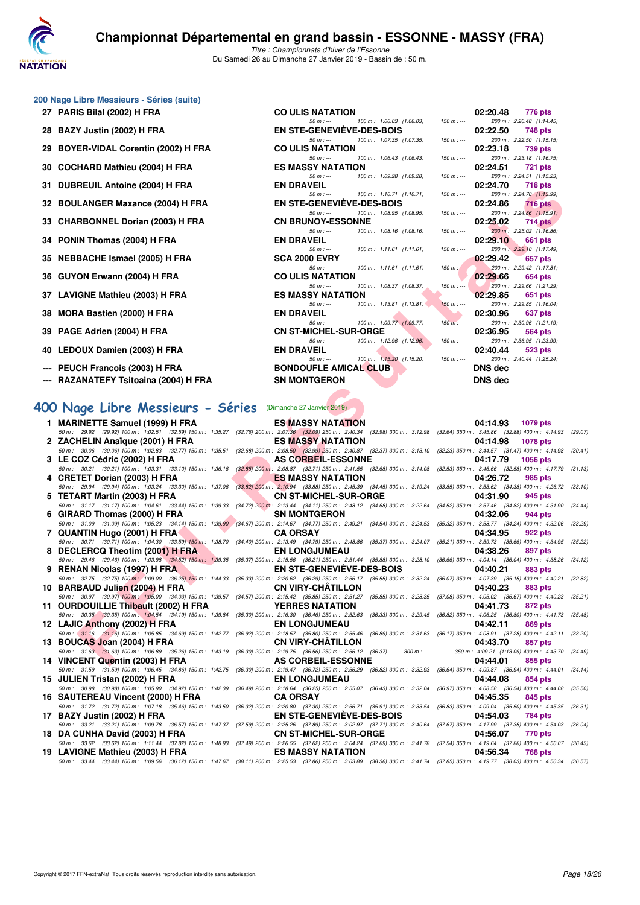# Championnat Départemental en grand bassin - ESSONNE - MASSY (FRA)

*Titre : Championnats d'hiver de l'Essonne*
Du Samedi 26 au Dimanche 27 Janvier 2019 - Bassin de : 50 m.

## 200 Nage Libre Messieurs - Séries (suite)

| Rang | Nom | Club | Temps | Points |
|---|---|---|---|---|
| 27 | PARIS Bilal (2002) H FRA | CO ULIS NATATION | 02:20.48 | 776 pts |
| | 50 m : --- 100 m : 1:06.03 (1:06.03) 150 m : --- 200 m : 2:20.48 (1:14.45) | | | |
| 28 | BAZY Justin (2002) H FRA | EN STE-GENEVIÈVE-DES-BOIS | 02:22.50 | 748 pts |
| | 50 m : --- 100 m : 1:07.35 (1:07.35) 150 m : --- 200 m : 2:22.50 (1:15.15) | | | |
| 29 | BOYER-VIDAL Corentin (2002) H FRA | CO ULIS NATATION | 02:23.18 | 739 pts |
| | 50 m : --- 100 m : 1:06.43 (1:06.43) 150 m : --- 200 m : 2:23.18 (1:16.75) | | | |
| 30 | COCHARD Mathieu (2004) H FRA | ES MASSY NATATION | 02:24.51 | 721 pts |
| | 50 m : --- 100 m : 1:09.28 (1:09.28) 150 m : --- 200 m : 2:24.51 (1:15.23) | | | |
| 31 | DUBREUIL Antoine (2004) H FRA | EN DRAVEIL | 02:24.70 | 718 pts |
| | 50 m : --- 100 m : 1:10.71 (1:10.71) 150 m : --- 200 m : 2:24.70 (1:13.99) | | | |
| 32 | BOULANGER Maxance (2004) H FRA | EN STE-GENEVIÈVE-DES-BOIS | 02:24.86 | 716 pts |
| | 50 m : --- 100 m : 1:08.95 (1:08.95) 150 m : --- 200 m : 2:24.86 (1:15.91) | | | |
| 33 | CHARBONNEL Dorian (2003) H FRA | CN BRUNOY-ESSONNE | 02:25.02 | 714 pts |
| | 50 m : --- 100 m : 1:08.16 (1:08.16) 150 m : --- 200 m : 2:25.02 (1:16.86) | | | |
| 34 | PONIN Thomas (2004) H FRA | EN DRAVEIL | 02:29.10 | 661 pts |
| | 50 m : --- 100 m : 1:11.61 (1:11.61) 150 m : --- 200 m : 2:29.10 (1:17.49) | | | |
| 35 | NEBBACHE Ismael (2005) H FRA | SCA 2000 EVRY | 02:29.42 | 657 pts |
| | 50 m : --- 100 m : 1:11.61 (1:11.61) 150 m : --- 200 m : 2:29.42 (1:17.81) | | | |
| 36 | GUYON Erwann (2004) H FRA | CO ULIS NATATION | 02:29.66 | 654 pts |
| | 50 m : --- 100 m : 1:08.37 (1:08.37) 150 m : --- 200 m : 2:29.66 (1:21.29) | | | |
| 37 | LAVIGNE Mathieu (2003) H FRA | ES MASSY NATATION | 02:29.85 | 651 pts |
| | 50 m : --- 100 m : 1:13.81 (1:13.81) 150 m : --- 200 m : 2:29.85 (1:16.04) | | | |
| 38 | MORA Bastien (2000) H FRA | EN DRAVEIL | 02:30.96 | 637 pts |
| | 50 m : --- 100 m : 1:09.77 (1:09.77) 150 m : --- 200 m : 2:30.96 (1:21.19) | | | |
| 39 | PAGE Adrien (2004) H FRA | CN ST-MICHEL-SUR-ORGE | 02:36.95 | 564 pts |
| | 50 m : --- 100 m : 1:12.96 (1:12.96) 150 m : --- 200 m : 2:36.95 (1:23.99) | | | |
| 40 | LEDOUX Damien (2003) H FRA | EN DRAVEIL | 02:40.44 | 523 pts |
| | 50 m : --- 100 m : 1:15.20 (1:15.20) 150 m : --- 200 m : 2:40.44 (1:25.24) | | | |
| --- | PEUCH Francois (2003) H FRA | BONDOUFLE AMICAL CLUB | DNS dec | |
| --- | RAZANATEFY Tsitoaina (2004) H FRA | SN MONTGERON | DNS dec | |

## 400 Nage Libre Messieurs - Séries (Dimanche 27 Janvier 2019)

| Rang | Nom | Club | Temps | Points |
|---|---|---|---|---|
| 1 | MARINETTE Samuel (1999) H FRA | ES MASSY NATATION | 04:14.93 | 1079 pts |
| | 50 m : 29.92 (29.92) 100 m : 1:02.51 (32.59) 150 m : 1:35.27 (32.76) 200 m : 2:07.36 (32.09) 250 m : 2:40.34 (32.98) 300 m : 3:12.98 (32.64) 350 m : 3:45.86 (32.88) 400 m : 4:14.93 (29.07) | | | |
| 2 | ZACHELIN Anaïque (2001) H FRA | ES MASSY NATATION | 04:14.98 | 1078 pts |
| | 50 m : 30.06 (30.06) 100 m : 1:02.83 (32.77) 150 m : 1:35.51 (32.68) 200 m : 2:08.50 (32.99) 250 m : 2:40.87 (32.37) 300 m : 3:13.10 (32.23) 350 m : 3:44.57 (31.47) 400 m : 4:14.98 (30.41) | | | |
| 3 | LE COZ Cédric (2002) H FRA | AS CORBEIL-ESSONNE | 04:17.79 | 1056 pts |
| | 50 m : 30.21 (30.21) 100 m : 1:03.31 (33.10) 150 m : 1:36.16 (32.85) 200 m : 2:08.87 (32.71) 250 m : 2:41.55 (32.68) 300 m : 3:14.08 (32.53) 350 m : 3:46.66 (32.58) 400 m : 4:17.79 (31.13) | | | |
| 4 | CRETET Dorian (2003) H FRA | ES MASSY NATATION | 04:26.72 | 985 pts |
| | 50 m : 29.94 (29.94) 100 m : 1:03.24 (33.30) 150 m : 1:37.06 (33.82) 200 m : 2:10.94 (33.88) 250 m : 2:45.39 (34.45) 300 m : 3:19.24 (33.85) 350 m : 3:53.62 (34.38) 400 m : 4:26.72 (33.10) | | | |
| 5 | TETART Martin (2003) H FRA | CN ST-MICHEL-SUR-ORGE | 04:31.90 | 945 pts |
| | 50 m : 31.17 (31.17) 100 m : 1:04.61 (33.44) 150 m : 1:39.33 (34.72) 200 m : 2:13.44 (34.11) 250 m : 2:48.12 (34.68) 300 m : 3:22.64 (34.52) 350 m : 3:57.46 (34.82) 400 m : 4:31.90 (34.44) | | | |
| 6 | GIRARD Thomas (2000) H FRA | SN MONTGERON | 04:32.06 | 944 pts |
| | 50 m : 31.09 (31.09) 100 m : 1:05.23 (34.14) 150 m : 1:39.90 (34.67) 200 m : 2:14.67 (34.77) 250 m : 2:49.21 (34.54) 300 m : 3:24.53 (35.32) 350 m : 3:58.77 (34.24) 400 m : 4:32.06 (33.29) | | | |
| 7 | QUANTIN Hugo (2001) H FRA | CA ORSAY | 04:34.95 | 922 pts |
| | 50 m : 30.71 (30.71) 100 m : 1:04.30 (33.59) 150 m : 1:38.70 (34.40) 200 m : 2:13.49 (34.79) 250 m : 2:48.86 (35.37) 300 m : 3:24.07 (35.21) 350 m : 3:59.73 (35.66) 400 m : 4:34.95 (35.22) | | | |
| 8 | DECLERCQ Theotim (2001) H FRA | EN LONGJUMEAU | 04:38.26 | 897 pts |
| | 50 m : 29.46 (29.46) 100 m : 1:03.98 (34.52) 150 m : 1:39.35 (35.37) 200 m : 2:15.56 (36.21) 250 m : 2:51.44 (35.88) 300 m : 3:28.10 (36.66) 350 m : 4:04.14 (36.04) 400 m : 4:38.26 (34.12) | | | |
| 9 | RENAN Nicolas (1997) H FRA | EN STE-GENEVIÈVE-DES-BOIS | 04:40.21 | 883 pts |
| | 50 m : 32.75 (32.75) 100 m : 1:09.00 (36.25) 150 m : 1:44.33 (35.33) 200 m : 2:20.62 (36.29) 250 m : 2:56.17 (35.55) 300 m : 3:32.24 (36.07) 350 m : 4:07.39 (35.15) 400 m : 4:40.21 (32.82) | | | |
| 10 | BARBAUD Julien (2004) H FRA | CN VIRY-CHÂTILLON | 04:40.23 | 883 pts |
| | 50 m : 30.97 (30.97) 100 m : 1:05.00 (34.03) 150 m : 1:39.57 (34.57) 200 m : 2:15.42 (35.85) 250 m : 2:51.27 (35.85) 300 m : 3:28.35 (37.08) 350 m : 4:05.02 (36.67) 400 m : 4:40.23 (35.21) | | | |
| 11 | OURDOUILLIE Thibault (2002) H FRA | YERRES NATATION | 04:41.73 | 872 pts |
| | 50 m : 30.35 (30.35) 100 m : 1:04.54 (34.19) 150 m : 1:39.84 (35.30) 200 m : 2:16.30 (36.46) 250 m : 2:52.63 (36.33) 300 m : 3:29.45 (36.82) 350 m : 4:06.25 (36.80) 400 m : 4:41.73 (35.48) | | | |
| 12 | LAJIC Anthony (2002) H FRA | EN LONGJUMEAU | 04:42.11 | 869 pts |
| | 50 m : 31.16 (31.16) 100 m : 1:05.85 (34.69) 150 m : 1:42.77 (36.92) 200 m : 2:18.57 (35.80) 250 m : 2:55.46 (36.89) 300 m : 3:31.63 (36.17) 350 m : 4:08.91 (37.28) 400 m : 4:42.11 (33.20) | | | |
| 13 | BOUCAS Joan (2004) H FRA | CN VIRY-CHÂTILLON | 04:43.70 | 857 pts |
| | 50 m : 31.63 (31.63) 100 m : 1:06.89 (35.26) 150 m : 1:43.19 (36.30) 200 m : 2:19.75 (36.56) 250 m : 2:56.12 (36.37) 300 m : --- 350 m : 4:09.21 (1:13.09) 400 m : 4:43.70 (34.49) | | | |
| 14 | VINCENT Quentin (2003) H FRA | AS CORBEIL-ESSONNE | 04:44.01 | 855 pts |
| | 50 m : 31.59 (31.59) 100 m : 1:06.45 (34.86) 150 m : 1:42.75 (36.30) 200 m : 2:19.47 (36.72) 250 m : 2:56.29 (36.82) 300 m : 3:32.93 (36.64) 350 m : 4:09.87 (36.94) 400 m : 4:44.01 (34.14) | | | |
| 15 | JULIEN Tristan (2002) H FRA | EN LONGJUMEAU | 04:44.08 | 854 pts |
| | 50 m : 30.98 (30.98) 100 m : 1:05.90 (34.92) 150 m : 1:42.39 (36.49) 200 m : 2:18.64 (36.25) 250 m : 2:55.07 (36.43) 300 m : 3:32.04 (36.97) 350 m : 4:08.58 (36.54) 400 m : 4:44.08 (35.50) | | | |
| 16 | SAUTEREAU Vincent (2000) H FRA | CA ORSAY | 04:45.35 | 845 pts |
| | 50 m : 31.72 (31.72) 100 m : 1:07.18 (35.46) 150 m : 1:43.50 (36.32) 200 m : 2:20.80 (37.30) 250 m : 2:56.71 (35.91) 300 m : 3:33.54 (36.83) 350 m : 4:09.04 (35.50) 400 m : 4:45.35 (36.31) | | | |
| 17 | BAZY Justin (2002) H FRA | EN STE-GENEVIÈVE-DES-BOIS | 04:54.03 | 784 pts |
| | 50 m : 33.21 (33.21) 100 m : 1:09.78 (36.57) 150 m : 1:47.37 (37.59) 200 m : 2:25.26 (37.89) 250 m : 3:02.97 (37.71) 300 m : 3:40.64 (37.67) 350 m : 4:17.99 (37.35) 400 m : 4:54.03 (36.04) | | | |
| 18 | DA CUNHA David (2003) H FRA | CN ST-MICHEL-SUR-ORGE | 04:56.07 | 770 pts |
| | 50 m : 33.62 (33.62) 100 m : 1:11.44 (37.82) 150 m : 1:48.93 (37.49) 200 m : 2:26.55 (37.62) 250 m : 3:04.24 (37.69) 300 m : 3:41.78 (37.54) 350 m : 4:19.64 (37.86) 400 m : 4:56.07 (36.43) | | | |
| 19 | LAVIGNE Mathieu (2003) H FRA | ES MASSY NATATION | 04:56.34 | 768 pts |
| | 50 m : 33.44 (33.44) 100 m : 1:09.56 (36.12) 150 m : 1:47.67 (38.11) 200 m : 2:25.53 (37.86) 250 m : 3:03.89 (38.36) 300 m : 3:41.74 (37.85) 350 m : 4:19.77 (38.03) 400 m : 4:56.34 (36.57) | | | |

Copyright © 2017 FFN-extraNat. Tous droits réservés reproduction interdite sans autorisation.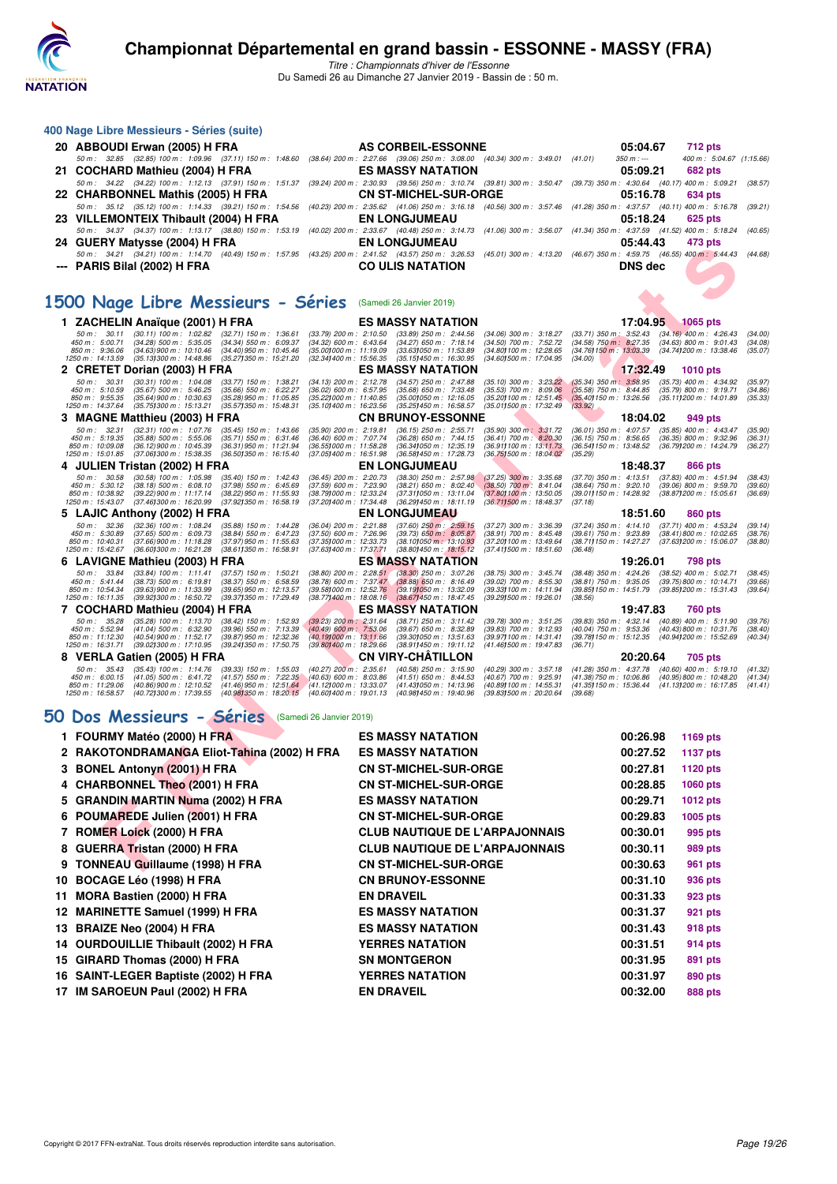## 400 Nage Libre Messieurs - Séries (suite)

| | Nom | Club | Temps | Points |
|---|---|---|---|---|
| 20 | ABBOUDI Erwan (2005) H FRA | AS CORBEIL-ESSONNE | 05:04.67 | 712 pts |

50 m : 32.85 (32.85) 100 m : 1:09.96 (37.11) 150 m : 1:48.60 (38.64) 200 m : 2:27.66 (39.06) 250 m : 3:08.00 (40.34) 300 m : 3:49.01 (41.01) 350 m : --- 400 m : 5:04.67 (1:15.66)

| | Nom | Club | Temps | Points |
|---|---|---|---|---|
| 21 | COCHARD Mathieu (2004) H FRA | ES MASSY NATATION | 05:09.21 | 682 pts |

50 m : 34.22 (34.22) 100 m : 1:12.13 (37.91) 150 m : 1:51.37 (39.24) 200 m : 2:30.93 (39.56) 250 m : 3:10.74 (39.81) 300 m : 3:50.47 (39.73) 350 m : 4:30.64 (40.17) 400 m : 5:09.21 (38.57)

| | Nom | Club | Temps | Points |
|---|---|---|---|---|
| 22 | CHARBONNEL Mathis (2005) H FRA | CN ST-MICHEL-SUR-ORGE | 05:16.78 | 634 pts |

50 m : 35.12 (35.12) 100 m : 1:14.33 (39.21) 150 m : 1:54.56 (40.23) 200 m : 2:35.62 (41.06) 250 m : 3:16.18 (40.56) 300 m : 3:57.46 (41.28) 350 m : 4:37.57 (40.11) 400 m : 5:16.78 (39.21)

| | Nom | Club | Temps | Points |
|---|---|---|---|---|
| 23 | VILLEMONTEIX Thibault (2004) H FRA | EN LONGJUMEAU | 05:18.24 | 625 pts |

50 m : 34.37 (34.37) 100 m : 1:13.17 (38.80) 150 m : 1:53.19 (40.02) 200 m : 2:33.67 (40.48) 250 m : 3:14.73 (41.06) 300 m : 3:56.07 (41.34) 350 m : 4:37.59 (41.52) 400 m : 5:18.24 (40.65)

| | Nom | Club | Temps | Points |
|---|---|---|---|---|
| 24 | GUERY Matysse (2004) H FRA | EN LONGJUMEAU | 05:44.43 | 473 pts |

50 m : 34.21 (34.21) 100 m : 1:14.70 (40.49) 150 m : 1:57.95 (43.25) 200 m : 2:41.52 (43.57) 250 m : 3:26.53 (45.01) 300 m : 4:13.20 (46.67) 350 m : 4:59.75 (46.55) 400 m : 5:44.43 (44.68)

| | Nom | Club | Temps | Points |
|---|---|---|---|---|
| --- | PARIS Bilal (2002) H FRA | CO ULIS NATATION | DNS dec | |

## 1500 Nage Libre Messieurs - Séries (Samedi 26 Janvier 2019)

| | Nom | Club | Temps | Points |
|---|---|---|---|---|
| 1 | ZACHELIN Anaïque (2001) H FRA | ES MASSY NATATION | 17:04.95 | 1065 pts |

50 m : 30.11 (30.11) 100 m : 1:02.82 (32.71) 150 m : 1:36.61 (33.79) 200 m : 2:10.50 (33.89) 250 m : 2:44.56 (34.06) 300 m : 3:18.27 (33.71) 350 m : 3:52.43 (34.16) 400 m : 4:26.43 (34.00)
450 m : 5:00.71 (34.28) 500 m : 5:35.05 (34.34) 550 m : 6:09.37 (34.32) 600 m : 6:43.64 (34.27) 650 m : 7:18.14 (34.50) 700 m : 7:52.72 (34.58) 750 m : 8:27.35 (34.63) 800 m : 9:01.43 (34.08)
850 m : 9:36.06 (34.63) 900 m : 10:10.46 (34.40) 950 m : 10:45.46 (35.00) 1000 m : 11:19.09 (33.63) 1050 m : 11:53.89 (34.80) 1100 m : 12:28.65 (34.76) 1150 m : 13:03.39 (34.74) 1200 m : 13:38.46 (35.07)
1250 m : 14:13.59 (35.13) 1300 m : 14:48.86 (35.27) 1350 m : 15:21.20 (32.34) 1400 m : 15:56.35 (35.15) 1450 m : 16:30.95 (34.60) 1500 m : 17:04.95 (34.00)

| | Nom | Club | Temps | Points |
|---|---|---|---|---|
| 2 | CRETET Dorian (2003) H FRA | ES MASSY NATATION | 17:32.49 | 1010 pts |

50 m : 30.31 (30.31) 100 m : 1:04.08 (33.77) 150 m : 1:38.21 (34.13) 200 m : 2:12.78 (34.57) 250 m : 2:47.88 (35.10) 300 m : 3:23.22 (35.34) 350 m : 3:58.95 (35.73) 400 m : 4:34.92 (35.97)
450 m : 5:10.59 (35.67) 500 m : 5:46.25 (35.66) 550 m : 6:22.27 (36.02) 600 m : 6:57.95 (35.68) 650 m : 7:33.48 (35.53) 700 m : 8:09.06 (35.58) 750 m : 8:44.85 (35.79) 800 m : 9:19.71 (34.86)
850 m : 9:55.35 (35.64) 900 m : 10:30.63 (35.28) 950 m : 11:05.85 (35.22) 1000 m : 11:40.85 (35.00) 1050 m : 12:16.05 (35.20) 1100 m : 12:51.45 (35.40) 1150 m : 13:26.56 (35.11) 1200 m : 14:01.89 (35.33)
1250 m : 14:37.64 (35.75) 1300 m : 15:13.21 (35.57) 1350 m : 15:48.31 (35.10) 1400 m : 16:23.56 (35.25) 1450 m : 16:58.57 (35.01) 1500 m : 17:32.49 (33.92)

| | Nom | Club | Temps | Points |
|---|---|---|---|---|
| 3 | MAGNE Matthieu (2003) H FRA | CN BRUNOY-ESSONNE | 18:04.02 | 949 pts |

50 m : 32.31 (32.31) 100 m : 1:07.76 (35.45) 150 m : 1:43.66 (35.90) 200 m : 2:19.81 (36.15) 250 m : 2:55.71 (35.90) 300 m : 3:31.72 (36.01) 350 m : 4:07.57 (35.85) 400 m : 4:43.47 (35.90)
450 m : 5:19.35 (35.88) 500 m : 5:55.06 (35.71) 550 m : 6:31.46 (36.40) 600 m : 7:07.74 (36.28) 650 m : 7:44.15 (36.41) 700 m : 8:20.30 (36.15) 750 m : 8:56.65 (36.35) 800 m : 9:32.96 (36.31)
850 m : 10:09.08 (36.12) 900 m : 10:45.39 (36.31) 950 m : 11:21.94 (36.55) 1000 m : 11:58.28 (36.34) 1050 m : 12:35.19 (36.91) 1100 m : 13:11.73 (36.54) 1150 m : 13:48.52 (36.79) 1200 m : 14:24.79 (36.27)
1250 m : 15:01.85 (37.06) 1300 m : 15:38.35 (36.50) 1350 m : 16:15.40 (37.05) 1400 m : 16:51.98 (36.58) 1450 m : 17:28.73 (36.75) 1500 m : 18:04.02 (35.29)

| | Nom | Club | Temps | Points |
|---|---|---|---|---|
| 4 | JULIEN Tristan (2002) H FRA | EN LONGJUMEAU | 18:48.37 | 866 pts |

50 m : 30.58 (30.58) 100 m : 1:05.98 (35.40) 150 m : 1:42.43 (36.45) 200 m : 2:20.73 (38.30) 250 m : 2:57.98 (37.25) 300 m : 3:35.68 (37.70) 350 m : 4:13.51 (37.83) 400 m : 4:51.94 (38.43)
450 m : 5:30.12 (38.18) 500 m : 6:08.10 (37.98) 550 m : 6:45.69 (37.59) 600 m : 7:23.90 (38.21) 650 m : 8:02.40 (38.50) 700 m : 8:41.04 (38.64) 750 m : 9:20.10 (39.06) 800 m : 9:59.70 (39.60)
850 m : 10:38.92 (39.22) 900 m : 11:17.14 (38.22) 950 m : 11:55.93 (38.79) 1000 m : 12:33.24 (37.31) 1050 m : 13:11.04 (37.80) 1100 m : 13:50.05 (39.01) 1150 m : 14:28.92 (38.87) 1200 m : 15:05.61 (36.69)
1250 m : 15:43.07 (37.46) 1300 m : 16:20.99 (37.92) 1350 m : 16:58.19 (37.20) 1400 m : 17:34.48 (36.29) 1450 m : 18:11.19 (36.71) 1500 m : 18:48.37 (37.18)

| | Nom | Club | Temps | Points |
|---|---|---|---|---|
| 5 | LAJIC Anthony (2002) H FRA | EN LONGJUMEAU | 18:51.60 | 860 pts |

50 m : 32.36 (32.36) 100 m : 1:08.24 (35.88) 150 m : 1:44.28 (36.04) 200 m : 2:21.88 (37.60) 250 m : 2:59.15 (37.27) 300 m : 3:36.39 (37.24) 350 m : 4:14.10 (37.71) 400 m : 4:53.24 (39.14)
450 m : 5:30.89 (37.65) 500 m : 6:09.73 (38.84) 550 m : 6:47.23 (37.50) 600 m : 7:26.96 (39.73) 650 m : 8:05.87 (38.91) 700 m : 8:45.48 (39.61) 750 m : 9:23.89 (38.41) 800 m : 10:02.65 (38.76)
850 m : 10:40.31 (37.66) 900 m : 11:18.28 (37.97) 950 m : 11:55.63 (37.35) 1000 m : 12:33.73 (38.10) 1050 m : 13:10.93 (37.20) 1100 m : 13:49.64 (38.71) 1150 m : 14:27.27 (37.63) 1200 m : 15:06.07 (38.80)
1250 m : 15:42.67 (36.60) 1300 m : 16:21.28 (38.61) 1350 m : 16:58.91 (37.63) 1400 m : 17:37.71 (38.80) 1450 m : 18:15.12 (37.41) 1500 m : 18:51.60 (36.48)

| | Nom | Club | Temps | Points |
|---|---|---|---|---|
| 6 | LAVIGNE Mathieu (2003) H FRA | ES MASSY NATATION | 19:26.01 | 798 pts |

50 m : 33.84 (33.84) 100 m : 1:11.41 (37.57) 150 m : 1:50.21 (38.80) 200 m : 2:28.51 (38.30) 250 m : 3:07.26 (38.75) 300 m : 3:45.74 (38.48) 350 m : 4:24.26 (38.52) 400 m : 5:02.71 (38.45)
450 m : 5:41.44 (38.73) 500 m : 6:19.81 (38.37) 550 m : 6:58.59 (38.78) 600 m : 7:37.47 (38.88) 650 m : 8:16.49 (39.02) 700 m : 8:55.30 (38.81) 750 m : 9:35.05 (39.75) 800 m : 10:14.71 (39.66)
850 m : 10:54.34 (39.63) 900 m : 11:33.99 (39.65) 950 m : 12:13.57 (39.58) 1000 m : 12:52.76 (39.19) 1050 m : 13:32.09 (39.33) 1100 m : 14:11.94 (39.85) 1150 m : 14:51.79 (39.85) 1200 m : 15:31.43 (39.64)
1250 m : 16:11.35 (39.92) 1300 m : 16:50.72 (39.37) 1350 m : 17:29.49 (38.77) 1400 m : 18:08.16 (38.67) 1450 m : 18:47.45 (39.29) 1500 m : 19:26.01 (38.56)

| | Nom | Club | Temps | Points |
|---|---|---|---|---|
| 7 | COCHARD Mathieu (2004) H FRA | ES MASSY NATATION | 19:47.83 | 760 pts |

50 m : 35.28 (35.28) 100 m : 1:13.70 (38.42) 150 m : 1:52.93 (39.23) 200 m : 2:31.64 (38.71) 250 m : 3:11.42 (39.78) 300 m : 3:51.25 (39.83) 350 m : 4:32.14 (40.89) 400 m : 5:11.90 (39.76)
450 m : 5:52.94 (41.04) 500 m : 6:32.90 (39.96) 550 m : 7:13.39 (40.49) 600 m : 7:53.06 (39.67) 650 m : 8:32.89 (39.83) 700 m : 9:12.93 (40.04) 750 m : 9:53.36 (40.43) 800 m : 10:31.76 (38.40)
850 m : 11:12.30 (40.54) 900 m : 11:52.17 (39.87) 950 m : 12:32.36 (40.19) 1000 m : 13:11.66 (39.30) 1050 m : 13:51.63 (39.97) 1100 m : 14:31.41 (39.78) 1150 m : 15:12.35 (40.94) 1200 m : 15:52.69 (40.34)
1250 m : 16:31.71 (39.02) 1300 m : 17:10.95 (39.24) 1350 m : 17:50.75 (39.80) 1400 m : 18:29.66 (38.91) 1450 m : 19:11.12 (41.46) 1500 m : 19:47.83 (36.71)

| | Nom | Club | Temps | Points |
|---|---|---|---|---|
| 8 | VERLA Gatien (2005) H FRA | CN VIRY-CHÂTILLON | 20:20.64 | 705 pts |

50 m : 35.43 (35.43) 100 m : 1:14.76 (39.33) 150 m : 1:55.03 (40.27) 200 m : 2:35.61 (40.58) 250 m : 3:15.90 (40.29) 300 m : 3:57.18 (41.28) 350 m : 4:37.78 (40.60) 400 m : 5:19.10 (41.32)
450 m : 6:00.15 (41.05) 500 m : 6:41.72 (41.57) 550 m : 7:22.35 (40.63) 600 m : 8:03.86 (41.51) 650 m : 8:44.53 (40.67) 700 m : 9:25.91 (41.38) 750 m : 10:06.86 (40.95) 800 m : 10:48.20 (41.34)
850 m : 11:29.06 (40.86) 900 m : 12:10.52 (41.46) 950 m : 12:51.64 (41.12) 1000 m : 13:33.07 (41.43) 1050 m : 14:13.96 (40.89) 1100 m : 14:55.31 (41.35) 1150 m : 15:36.44 (41.13) 1200 m : 16:17.85 (41.41)
1250 m : 16:58.57 (40.72) 1300 m : 17:39.55 (40.98) 1350 m : 18:20.15 (40.60) 1400 m : 19:01.13 (40.98) 1450 m : 19:40.96 (39.83) 1500 m : 20:20.64 (39.68)

## 50 Dos Messieurs - Séries (Samedi 26 Janvier 2019)

| | Nom | Club | Temps | Points |
|---|---|---|---|---|
| 1 | FOURMY Matéo (2000) H FRA | ES MASSY NATATION | 00:26.98 | 1169 pts |
| 2 | RAKOTONDRAMANGA Eliot-Tahina (2002) H FRA | ES MASSY NATATION | 00:27.52 | 1137 pts |
| 3 | BONEL Antonyn (2001) H FRA | CN ST-MICHEL-SUR-ORGE | 00:27.81 | 1120 pts |
| 4 | CHARBONNEL Theo (2001) H FRA | CN ST-MICHEL-SUR-ORGE | 00:28.85 | 1060 pts |
| 5 | GRANDIN MARTIN Numa (2002) H FRA | ES MASSY NATATION | 00:29.71 | 1012 pts |
| 6 | POUMAREDE Julien (2001) H FRA | CN ST-MICHEL-SUR-ORGE | 00:29.83 | 1005 pts |
| 7 | ROMER Loick (2000) H FRA | CLUB NAUTIQUE DE L'ARPAJONNAIS | 00:30.01 | 995 pts |
| 8 | GUERRA Tristan (2000) H FRA | CLUB NAUTIQUE DE L'ARPAJONNAIS | 00:30.11 | 989 pts |
| 9 | TONNEAU Guillaume (1998) H FRA | CN ST-MICHEL-SUR-ORGE | 00:30.63 | 961 pts |
| 10 | BOCAGE Léo (1998) H FRA | CN BRUNOY-ESSONNE | 00:31.10 | 936 pts |
| 11 | MORA Bastien (2000) H FRA | EN DRAVEIL | 00:31.33 | 923 pts |
| 12 | MARINETTE Samuel (1999) H FRA | ES MASSY NATATION | 00:31.37 | 921 pts |
| 13 | BRAIZE Neo (2004) H FRA | ES MASSY NATATION | 00:31.43 | 918 pts |
| 14 | OURDOUILLIE Thibault (2002) H FRA | YERRES NATATION | 00:31.51 | 914 pts |
| 15 | GIRARD Thomas (2000) H FRA | SN MONTGERON | 00:31.95 | 891 pts |
| 16 | SAINT-LEGER Baptiste (2002) H FRA | YERRES NATATION | 00:31.97 | 890 pts |
| 17 | IM SAROEUN Paul (2002) H FRA | EN DRAVEIL | 00:32.00 | 888 pts |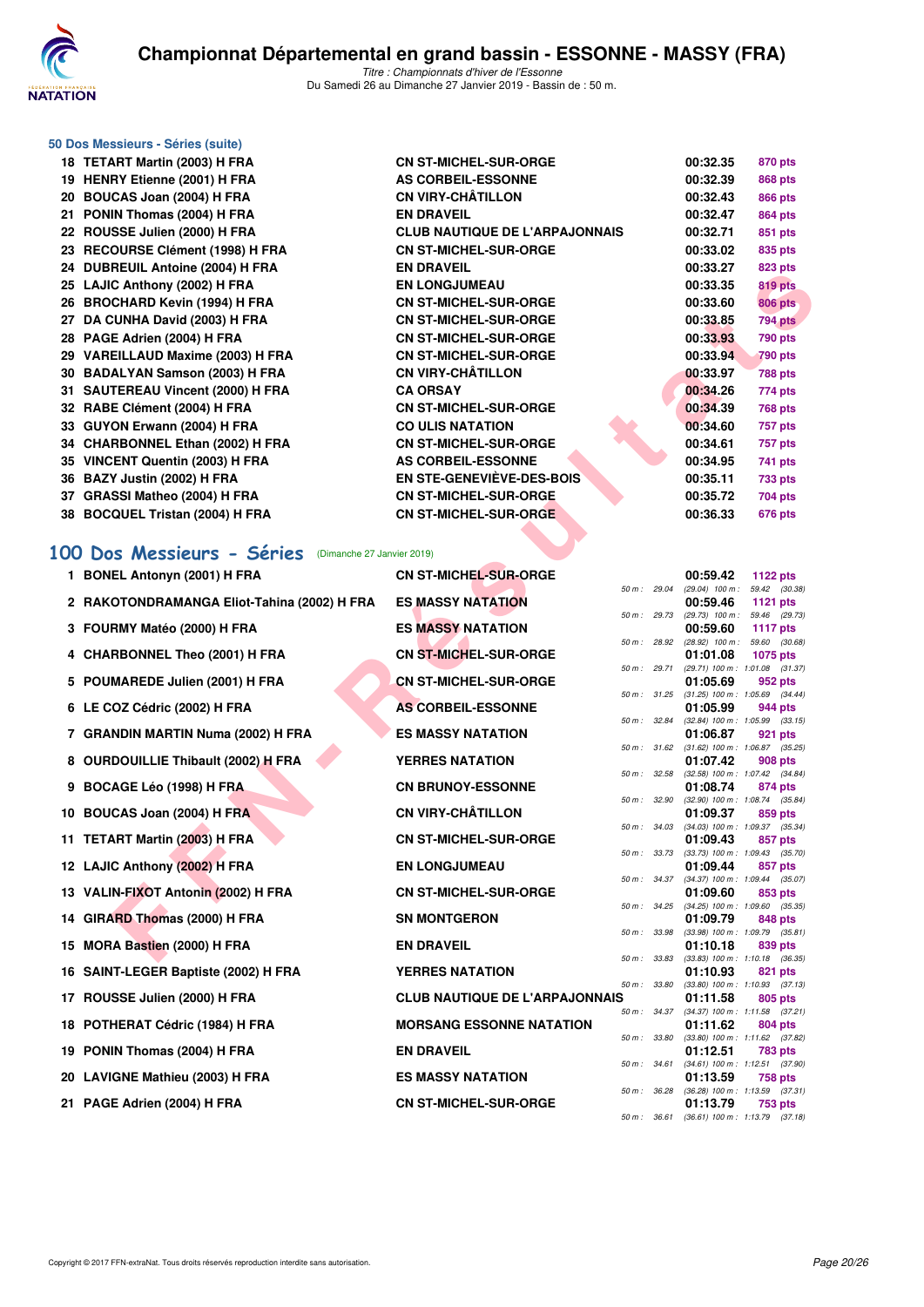# Championnat Départemental en grand bassin - ESSONNE - MASSY (FRA)

*Titre : Championnats d'hiver de l'Essonne*
Du Samedi 26 au Dimanche 27 Janvier 2019 - Bassin de : 50 m.

## 50 Dos Messieurs - Séries (suite)

| | Nom | Club | Temps | Points |
|---|---|---|---|---|
| 18 | TETART Martin (2003) H FRA | CN ST-MICHEL-SUR-ORGE | 00:32.35 | 870 pts |
| 19 | HENRY Etienne (2001) H FRA | AS CORBEIL-ESSONNE | 00:32.39 | 868 pts |
| 20 | BOUCAS Joan (2004) H FRA | CN VIRY-CHÂTILLON | 00:32.43 | 866 pts |
| 21 | PONIN Thomas (2004) H FRA | EN DRAVEIL | 00:32.47 | 864 pts |
| 22 | ROUSSE Julien (2000) H FRA | CLUB NAUTIQUE DE L'ARPAJONNAIS | 00:32.71 | 851 pts |
| 23 | RECOURSE Clément (1998) H FRA | CN ST-MICHEL-SUR-ORGE | 00:33.02 | 835 pts |
| 24 | DUBREUIL Antoine (2004) H FRA | EN DRAVEIL | 00:33.27 | 823 pts |
| 25 | LAJIC Anthony (2002) H FRA | EN LONGJUMEAU | 00:33.35 | 819 pts |
| 26 | BROCHARD Kevin (1994) H FRA | CN ST-MICHEL-SUR-ORGE | 00:33.60 | 806 pts |
| 27 | DA CUNHA David (2003) H FRA | CN ST-MICHEL-SUR-ORGE | 00:33.85 | 794 pts |
| 28 | PAGE Adrien (2004) H FRA | CN ST-MICHEL-SUR-ORGE | 00:33.93 | 790 pts |
| 29 | VAREILLAUD Maxime (2003) H FRA | CN ST-MICHEL-SUR-ORGE | 00:33.94 | 790 pts |
| 30 | BADALYAN Samson (2003) H FRA | CN VIRY-CHÂTILLON | 00:33.97 | 788 pts |
| 31 | SAUTEREAU Vincent (2000) H FRA | CA ORSAY | 00:34.26 | 774 pts |
| 32 | RABE Clément (2004) H FRA | CN ST-MICHEL-SUR-ORGE | 00:34.39 | 768 pts |
| 33 | GUYON Erwann (2004) H FRA | CO ULIS NATATION | 00:34.60 | 757 pts |
| 34 | CHARBONNEL Ethan (2002) H FRA | CN ST-MICHEL-SUR-ORGE | 00:34.61 | 757 pts |
| 35 | VINCENT Quentin (2003) H FRA | AS CORBEIL-ESSONNE | 00:34.95 | 741 pts |
| 36 | BAZY Justin (2002) H FRA | EN STE-GENEVIÈVE-DES-BOIS | 00:35.11 | 733 pts |
| 37 | GRASSI Matheo (2004) H FRA | CN ST-MICHEL-SUR-ORGE | 00:35.72 | 704 pts |
| 38 | BOCQUEL Tristan (2004) H FRA | CN ST-MICHEL-SUR-ORGE | 00:36.33 | 676 pts |

## 100 Dos Messieurs - Séries (Dimanche 27 Janvier 2019)

| | Nom | Club | Temps | Points | Splits |
|---|---|---|---|---|---|
| 1 | BONEL Antonyn (2001) H FRA | CN ST-MICHEL-SUR-ORGE | 00:59.42 | 1122 pts | 50 m : 29.04 (29.04) 100 m : 59.42 (30.38) |
| 2 | RAKOTONDRAMANGA Eliot-Tahina (2002) H FRA | ES MASSY NATATION | 00:59.46 | 1121 pts | 50 m : 29.73 (29.73) 100 m : 59.46 (29.73) |
| 3 | FOURMY Matéo (2000) H FRA | ES MASSY NATATION | 00:59.60 | 1117 pts | 50 m : 28.92 (28.92) 100 m : 59.60 (30.68) |
| 4 | CHARBONNEL Theo (2001) H FRA | CN ST-MICHEL-SUR-ORGE | 01:01.08 | 1075 pts | 50 m : 29.71 (29.71) 100 m : 1:01.08 (31.37) |
| 5 | POUMAREDE Julien (2001) H FRA | CN ST-MICHEL-SUR-ORGE | 01:05.69 | 952 pts | 50 m : 31.25 (31.25) 100 m : 1:05.69 (34.44) |
| 6 | LE COZ Cédric (2002) H FRA | AS CORBEIL-ESSONNE | 01:05.99 | 944 pts | 50 m : 32.84 (32.84) 100 m : 1:05.99 (33.15) |
| 7 | GRANDIN MARTIN Numa (2002) H FRA | ES MASSY NATATION | 01:06.87 | 921 pts | 50 m : 31.62 (31.62) 100 m : 1:06.87 (35.25) |
| 8 | OURDOUILLIE Thibault (2002) H FRA | YERRES NATATION | 01:07.42 | 908 pts | 50 m : 32.58 (32.58) 100 m : 1:07.42 (34.84) |
| 9 | BOCAGE Léo (1998) H FRA | CN BRUNOY-ESSONNE | 01:08.74 | 874 pts | 50 m : 32.90 (32.90) 100 m : 1:08.74 (35.84) |
| 10 | BOUCAS Joan (2004) H FRA | CN VIRY-CHÂTILLON | 01:09.37 | 859 pts | 50 m : 34.03 (34.03) 100 m : 1:09.37 (35.34) |
| 11 | TETART Martin (2003) H FRA | CN ST-MICHEL-SUR-ORGE | 01:09.43 | 857 pts | 50 m : 33.73 (33.73) 100 m : 1:09.43 (35.70) |
| 12 | LAJIC Anthony (2002) H FRA | EN LONGJUMEAU | 01:09.44 | 857 pts | 50 m : 34.37 (34.37) 100 m : 1:09.44 (35.07) |
| 13 | VALIN-FIXOT Antonin (2002) H FRA | CN ST-MICHEL-SUR-ORGE | 01:09.60 | 853 pts | 50 m : 34.25 (34.25) 100 m : 1:09.60 (35.35) |
| 14 | GIRARD Thomas (2000) H FRA | SN MONTGERON | 01:09.79 | 848 pts | 50 m : 33.98 (33.98) 100 m : 1:09.79 (35.81) |
| 15 | MORA Bastien (2000) H FRA | EN DRAVEIL | 01:10.18 | 839 pts | 50 m : 33.83 (33.83) 100 m : 1:10.18 (36.35) |
| 16 | SAINT-LEGER Baptiste (2002) H FRA | YERRES NATATION | 01:10.93 | 821 pts | 50 m : 33.80 (33.80) 100 m : 1:10.93 (37.13) |
| 17 | ROUSSE Julien (2000) H FRA | CLUB NAUTIQUE DE L'ARPAJONNAIS | 01:11.58 | 805 pts | 50 m : 34.37 (34.37) 100 m : 1:11.58 (37.21) |
| 18 | POTHERAT Cédric (1984) H FRA | MORSANG ESSONNE NATATION | 01:11.62 | 804 pts | 50 m : 33.80 (33.80) 100 m : 1:11.62 (37.82) |
| 19 | PONIN Thomas (2004) H FRA | EN DRAVEIL | 01:12.51 | 783 pts | 50 m : 34.61 (34.61) 100 m : 1:12.51 (37.90) |
| 20 | LAVIGNE Mathieu (2003) H FRA | ES MASSY NATATION | 01:13.59 | 758 pts | 50 m : 36.28 (36.28) 100 m : 1:13.59 (37.31) |
| 21 | PAGE Adrien (2004) H FRA | CN ST-MICHEL-SUR-ORGE | 01:13.79 | 753 pts | 50 m : 36.61 (36.61) 100 m : 1:13.79 (37.18) |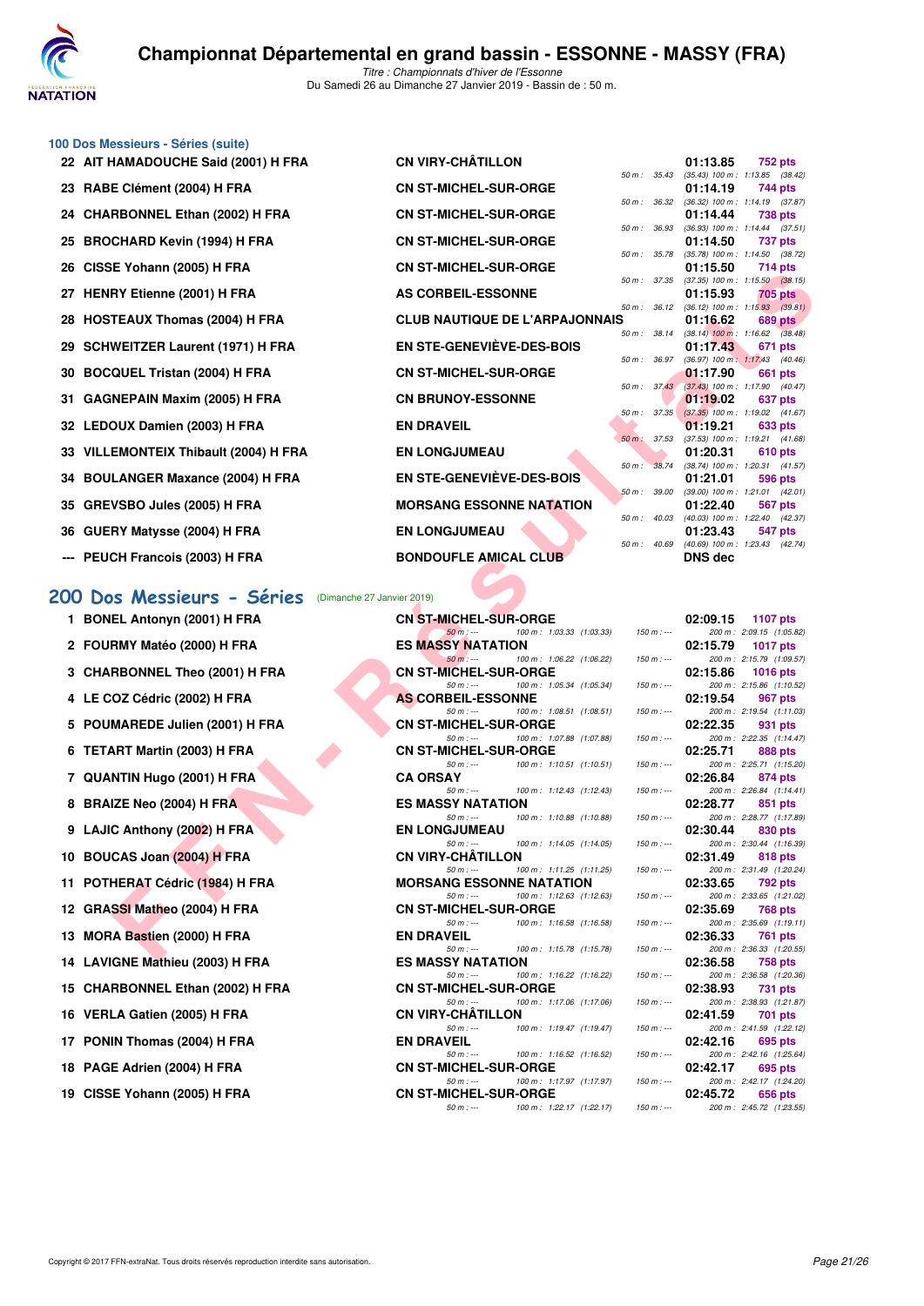# Championnat Départemental en grand bassin - ESSONNE - MASSY (FRA)

*Titre : Championnats d'hiver de l'Essonne*

Du Samedi 26 au Dimanche 27 Janvier 2019 - Bassin de : 50 m.

### 100 Dos Messieurs - Séries (suite)

| Rang | Nom | Club | Temps | Points | Intermédiaires |
|---|---|---|---|---|---|
| 22 | AIT HAMADOUCHE Said (2001) H FRA | CN VIRY-CHÂTILLON | 01:13.85 | 752 pts | 50 m : 35.43 (35.43) 100 m : 1:13.85 (38.42) |
| 23 | RABE Clément (2004) H FRA | CN ST-MICHEL-SUR-ORGE | 01:14.19 | 744 pts | 50 m : 36.32 (36.32) 100 m : 1:14.19 (37.87) |
| 24 | CHARBONNEL Ethan (2002) H FRA | CN ST-MICHEL-SUR-ORGE | 01:14.44 | 738 pts | 50 m : 36.93 (36.93) 100 m : 1:14.44 (37.51) |
| 25 | BROCHARD Kevin (1994) H FRA | CN ST-MICHEL-SUR-ORGE | 01:14.50 | 737 pts | 50 m : 35.78 (35.78) 100 m : 1:14.50 (38.72) |
| 26 | CISSE Yohann (2005) H FRA | CN ST-MICHEL-SUR-ORGE | 01:15.50 | 714 pts | 50 m : 37.35 (37.35) 100 m : 1:15.50 (38.15) |
| 27 | HENRY Etienne (2001) H FRA | AS CORBEIL-ESSONNE | 01:15.93 | 705 pts | 50 m : 36.12 (36.12) 100 m : 1:15.93 (39.81) |
| 28 | HOSTEAUX Thomas (2004) H FRA | CLUB NAUTIQUE DE L'ARPAJONNAIS | 01:16.62 | 689 pts | 50 m : 38.14 (38.14) 100 m : 1:16.62 (38.48) |
| 29 | SCHWEITZER Laurent (1971) H FRA | EN STE-GENEVIÈVE-DES-BOIS | 01:17.43 | 671 pts | 50 m : 36.97 (36.97) 100 m : 1:17.43 (40.46) |
| 30 | BOCQUEL Tristan (2004) H FRA | CN ST-MICHEL-SUR-ORGE | 01:17.90 | 661 pts | 50 m : 37.43 (37.43) 100 m : 1:17.90 (40.47) |
| 31 | GAGNEPAIN Maxim (2005) H FRA | CN BRUNOY-ESSONNE | 01:19.02 | 637 pts | 50 m : 37.35 (37.35) 100 m : 1:19.02 (41.67) |
| 32 | LEDOUX Damien (2003) H FRA | EN DRAVEIL | 01:19.21 | 633 pts | 50 m : 37.53 (37.53) 100 m : 1:19.21 (41.68) |
| 33 | VILLEMONTEIX Thibault (2004) H FRA | EN LONGJUMEAU | 01:20.31 | 610 pts | 50 m : 38.74 (38.74) 100 m : 1:20.31 (41.57) |
| 34 | BOULANGER Maxance (2004) H FRA | EN STE-GENEVIÈVE-DES-BOIS | 01:21.01 | 596 pts | 50 m : 39.00 (39.00) 100 m : 1:21.01 (42.01) |
| 35 | GREVSBO Jules (2005) H FRA | MORSANG ESSONNE NATATION | 01:22.40 | 567 pts | 50 m : 40.03 (40.03) 100 m : 1:22.40 (42.37) |
| 36 | GUERY Matysse (2004) H FRA | EN LONGJUMEAU | 01:23.43 | 547 pts | 50 m : 40.69 (40.69) 100 m : 1:23.43 (42.74) |
| --- | PEUCH Francois (2003) H FRA | BONDOUFLE AMICAL CLUB | DNS dec | | |

## 200 Dos Messieurs - Séries (Dimanche 27 Janvier 2019)

| Rang | Nom | Club | Temps | Points | Intermédiaires |
|---|---|---|---|---|---|
| 1 | BONEL Antonyn (2001) H FRA | CN ST-MICHEL-SUR-ORGE | 02:09.15 | 1107 pts | 50 m : --- 100 m : 1:03.33 (1:03.33) 150 m : --- 200 m : 2:09.15 (1:05.82) |
| 2 | FOURMY Matéo (2000) H FRA | ES MASSY NATATION | 02:15.79 | 1017 pts | 50 m : --- 100 m : 1:06.22 (1:06.22) 150 m : --- 200 m : 2:15.79 (1:09.57) |
| 3 | CHARBONNEL Theo (2001) H FRA | CN ST-MICHEL-SUR-ORGE | 02:15.86 | 1016 pts | 50 m : --- 100 m : 1:05.34 (1:05.34) 150 m : --- 200 m : 2:15.86 (1:10.52) |
| 4 | LE COZ Cédric (2002) H FRA | AS CORBEIL-ESSONNE | 02:19.54 | 967 pts | 50 m : --- 100 m : 1:08.51 (1:08.51) 150 m : --- 200 m : 2:19.54 (1:11.03) |
| 5 | POUMAREDE Julien (2001) H FRA | CN ST-MICHEL-SUR-ORGE | 02:22.35 | 931 pts | 50 m : --- 100 m : 1:07.88 (1:07.88) 150 m : --- 200 m : 2:22.35 (1:14.47) |
| 6 | TETART Martin (2003) H FRA | CN ST-MICHEL-SUR-ORGE | 02:25.71 | 888 pts | 50 m : --- 100 m : 1:10.51 (1:10.51) 150 m : --- 200 m : 2:25.71 (1:15.20) |
| 7 | QUANTIN Hugo (2001) H FRA | CA ORSAY | 02:26.84 | 874 pts | 50 m : --- 100 m : 1:12.43 (1:12.43) 150 m : --- 200 m : 2:26.84 (1:14.41) |
| 8 | BRAIZE Neo (2004) H FRA | ES MASSY NATATION | 02:28.77 | 851 pts | 50 m : --- 100 m : 1:10.88 (1:10.88) 150 m : --- 200 m : 2:28.77 (1:17.89) |
| 9 | LAJIC Anthony (2002) H FRA | EN LONGJUMEAU | 02:30.44 | 830 pts | 50 m : --- 100 m : 1:14.05 (1:14.05) 150 m : --- 200 m : 2:30.44 (1:16.39) |
| 10 | BOUCAS Joan (2004) H FRA | CN VIRY-CHÂTILLON | 02:31.49 | 818 pts | 50 m : --- 100 m : 1:11.25 (1:11.25) 150 m : --- 200 m : 2:31.49 (1:20.24) |
| 11 | POTHERAT Cédric (1984) H FRA | MORSANG ESSONNE NATATION | 02:33.65 | 792 pts | 50 m : --- 100 m : 1:12.63 (1:12.63) 150 m : --- 200 m : 2:33.65 (1:21.02) |
| 12 | GRASSI Matheo (2004) H FRA | CN ST-MICHEL-SUR-ORGE | 02:35.69 | 768 pts | 50 m : --- 100 m : 1:16.58 (1:16.58) 150 m : --- 200 m : 2:35.69 (1:19.11) |
| 13 | MORA Bastien (2000) H FRA | EN DRAVEIL | 02:36.33 | 761 pts | 50 m : --- 100 m : 1:15.78 (1:15.78) 150 m : --- 200 m : 2:36.33 (1:20.55) |
| 14 | LAVIGNE Mathieu (2003) H FRA | ES MASSY NATATION | 02:36.58 | 758 pts | 50 m : --- 100 m : 1:16.22 (1:16.22) 150 m : --- 200 m : 2:36.58 (1:20.36) |
| 15 | CHARBONNEL Ethan (2002) H FRA | CN ST-MICHEL-SUR-ORGE | 02:38.93 | 731 pts | 50 m : --- 100 m : 1:17.06 (1:17.06) 150 m : --- 200 m : 2:38.93 (1:21.87) |
| 16 | VERLA Gatien (2005) H FRA | CN VIRY-CHÂTILLON | 02:41.59 | 701 pts | 50 m : --- 100 m : 1:19.47 (1:19.47) 150 m : --- 200 m : 2:41.59 (1:22.12) |
| 17 | PONIN Thomas (2004) H FRA | EN DRAVEIL | 02:42.16 | 695 pts | 50 m : --- 100 m : 1:16.52 (1:16.52) 150 m : --- 200 m : 2:42.16 (1:25.64) |
| 18 | PAGE Adrien (2004) H FRA | CN ST-MICHEL-SUR-ORGE | 02:42.17 | 695 pts | 50 m : --- 100 m : 1:17.97 (1:17.97) 150 m : --- 200 m : 2:42.17 (1:24.20) |
| 19 | CISSE Yohann (2005) H FRA | CN ST-MICHEL-SUR-ORGE | 02:45.72 | 656 pts | 50 m : --- 100 m : 1:22.17 (1:22.17) 150 m : --- 200 m : 2:45.72 (1:23.55) |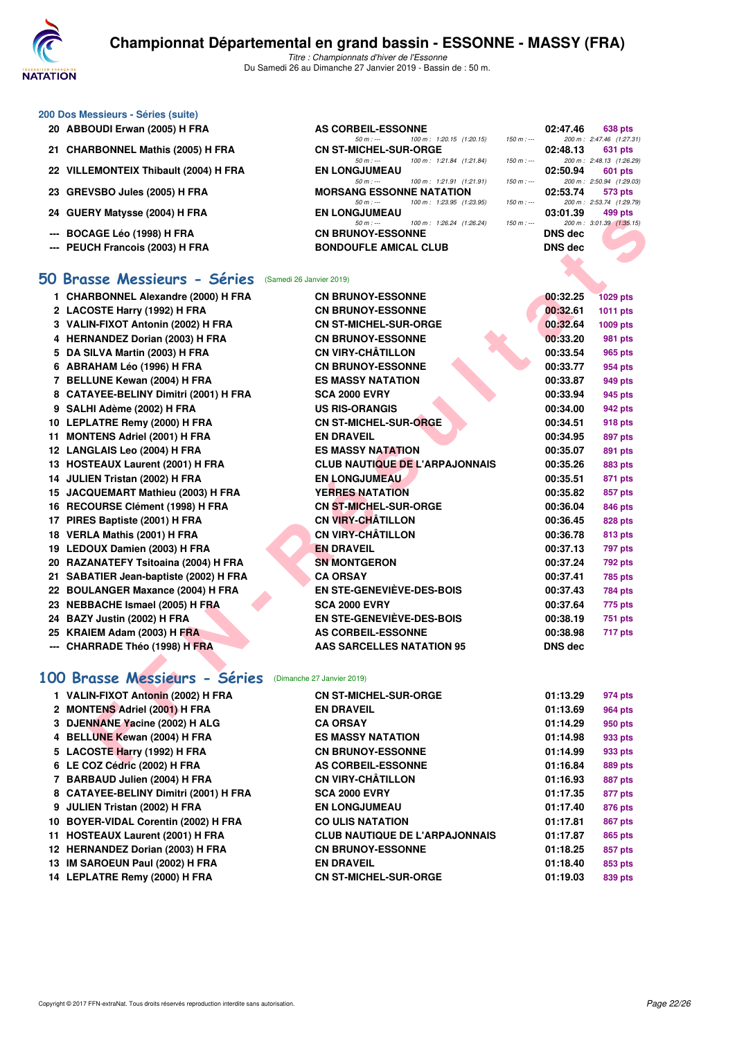# Championnat Départemental en grand bassin - ESSONNE - MASSY (FRA)

*Titre : Championnats d'hiver de l'Essonne*
Du Samedi 26 au Dimanche 27 Janvier 2019 - Bassin de : 50 m.

### 200 Dos Messieurs - Séries (suite)

| Rang | Nom | Club | Temps | Points |
|---|---|---|---|---|
| 20 | ABBOUDI Erwan (2005) H FRA | AS CORBEIL-ESSONNE | 02:47.46 | 638 pts |
| | | 50 m : --- 100 m : 1:20.15 (1:20.15) 150 m : --- | 200 m : 2:47.46 (1:27.31) | |
| 21 | CHARBONNEL Mathis (2005) H FRA | CN ST-MICHEL-SUR-ORGE | 02:48.13 | 631 pts |
| | | 50 m : --- 100 m : 1:21.84 (1:21.84) 150 m : --- | 200 m : 2:48.13 (1:26.29) | |
| 22 | VILLEMONTEIX Thibault (2004) H FRA | EN LONGJUMEAU | 02:50.94 | 601 pts |
| | | 50 m : --- 100 m : 1:21.91 (1:21.91) 150 m : --- | 200 m : 2:50.94 (1:29.03) | |
| 23 | GREVSBO Jules (2005) H FRA | MORSANG ESSONNE NATATION | 02:53.74 | 573 pts |
| | | 50 m : --- 100 m : 1:23.95 (1:23.95) 150 m : --- | 200 m : 2:53.74 (1:29.79) | |
| 24 | GUERY Matysse (2004) H FRA | EN LONGJUMEAU | 03:01.39 | 499 pts |
| | | 50 m : --- 100 m : 1:26.24 (1:26.24) 150 m : --- | 200 m : 3:01.39 (1:35.15) | |
| --- | BOCAGE Léo (1998) H FRA | CN BRUNOY-ESSONNE | DNS dec | |
| --- | PEUCH Francois (2003) H FRA | BONDOUFLE AMICAL CLUB | DNS dec | |

## 50 Brasse Messieurs - Séries (Samedi 26 Janvier 2019)

| Rang | Nom | Club | Temps | Points |
|---|---|---|---|---|
| 1 | CHARBONNEL Alexandre (2000) H FRA | CN BRUNOY-ESSONNE | 00:32.25 | 1029 pts |
| 2 | LACOSTE Harry (1992) H FRA | CN BRUNOY-ESSONNE | 00:32.61 | 1011 pts |
| 3 | VALIN-FIXOT Antonin (2002) H FRA | CN ST-MICHEL-SUR-ORGE | 00:32.64 | 1009 pts |
| 4 | HERNANDEZ Dorian (2003) H FRA | CN BRUNOY-ESSONNE | 00:33.20 | 981 pts |
| 5 | DA SILVA Martin (2003) H FRA | CN VIRY-CHÂTILLON | 00:33.54 | 965 pts |
| 6 | ABRAHAM Léo (1996) H FRA | CN BRUNOY-ESSONNE | 00:33.77 | 954 pts |
| 7 | BELLUNE Kewan (2004) H FRA | ES MASSY NATATION | 00:33.87 | 949 pts |
| 8 | CATAYEE-BELINY Dimitri (2001) H FRA | SCA 2000 EVRY | 00:33.94 | 945 pts |
| 9 | SALHI Adème (2002) H FRA | US RIS-ORANGIS | 00:34.00 | 942 pts |
| 10 | LEPLATRE Remy (2000) H FRA | CN ST-MICHEL-SUR-ORGE | 00:34.51 | 918 pts |
| 11 | MONTENS Adriel (2001) H FRA | EN DRAVEIL | 00:34.95 | 897 pts |
| 12 | LANGLAIS Leo (2004) H FRA | ES MASSY NATATION | 00:35.07 | 891 pts |
| 13 | HOSTEAUX Laurent (2001) H FRA | CLUB NAUTIQUE DE L'ARPAJONNAIS | 00:35.26 | 883 pts |
| 14 | JULIEN Tristan (2002) H FRA | EN LONGJUMEAU | 00:35.51 | 871 pts |
| 15 | JACQUEMART Mathieu (2003) H FRA | YERRES NATATION | 00:35.82 | 857 pts |
| 16 | RECOURSE Clément (1998) H FRA | CN ST-MICHEL-SUR-ORGE | 00:36.04 | 846 pts |
| 17 | PIRES Baptiste (2001) H FRA | CN VIRY-CHÂTILLON | 00:36.45 | 828 pts |
| 18 | VERLA Mathis (2001) H FRA | CN VIRY-CHÂTILLON | 00:36.78 | 813 pts |
| 19 | LEDOUX Damien (2003) H FRA | EN DRAVEIL | 00:37.13 | 797 pts |
| 20 | RAZANATEFY Tsitoaina (2004) H FRA | SN MONTGERON | 00:37.24 | 792 pts |
| 21 | SABATIER Jean-baptiste (2002) H FRA | CA ORSAY | 00:37.41 | 785 pts |
| 22 | BOULANGER Maxance (2004) H FRA | EN STE-GENEVIÈVE-DES-BOIS | 00:37.43 | 784 pts |
| 23 | NEBBACHE Ismael (2005) H FRA | SCA 2000 EVRY | 00:37.64 | 775 pts |
| 24 | BAZY Justin (2002) H FRA | EN STE-GENEVIÈVE-DES-BOIS | 00:38.19 | 751 pts |
| 25 | KRAIEM Adam (2003) H FRA | AS CORBEIL-ESSONNE | 00:38.98 | 717 pts |
| --- | CHARRADE Théo (1998) H FRA | AAS SARCELLES NATATION 95 | DNS dec | |

## 100 Brasse Messieurs - Séries (Dimanche 27 Janvier 2019)

| Rang | Nom | Club | Temps | Points |
|---|---|---|---|---|
| 1 | VALIN-FIXOT Antonin (2002) H FRA | CN ST-MICHEL-SUR-ORGE | 01:13.29 | 974 pts |
| 2 | MONTENS Adriel (2001) H FRA | EN DRAVEIL | 01:13.69 | 964 pts |
| 3 | DJENNANE Yacine (2002) H ALG | CA ORSAY | 01:14.29 | 950 pts |
| 4 | BELLUNE Kewan (2004) H FRA | ES MASSY NATATION | 01:14.98 | 933 pts |
| 5 | LACOSTE Harry (1992) H FRA | CN BRUNOY-ESSONNE | 01:14.99 | 933 pts |
| 6 | LE COZ Cédric (2002) H FRA | AS CORBEIL-ESSONNE | 01:16.84 | 889 pts |
| 7 | BARBAUD Julien (2004) H FRA | CN VIRY-CHÂTILLON | 01:16.93 | 887 pts |
| 8 | CATAYEE-BELINY Dimitri (2001) H FRA | SCA 2000 EVRY | 01:17.35 | 877 pts |
| 9 | JULIEN Tristan (2002) H FRA | EN LONGJUMEAU | 01:17.40 | 876 pts |
| 10 | BOYER-VIDAL Corentin (2002) H FRA | CO ULIS NATATION | 01:17.81 | 867 pts |
| 11 | HOSTEAUX Laurent (2001) H FRA | CLUB NAUTIQUE DE L'ARPAJONNAIS | 01:17.87 | 865 pts |
| 12 | HERNANDEZ Dorian (2003) H FRA | CN BRUNOY-ESSONNE | 01:18.25 | 857 pts |
| 13 | IM SAROEUN Paul (2002) H FRA | EN DRAVEIL | 01:18.40 | 853 pts |
| 14 | LEPLATRE Remy (2000) H FRA | CN ST-MICHEL-SUR-ORGE | 01:19.03 | 839 pts |

Copyright © 2017 FFN-extraNat. Tous droits réservés reproduction interdite sans autorisation.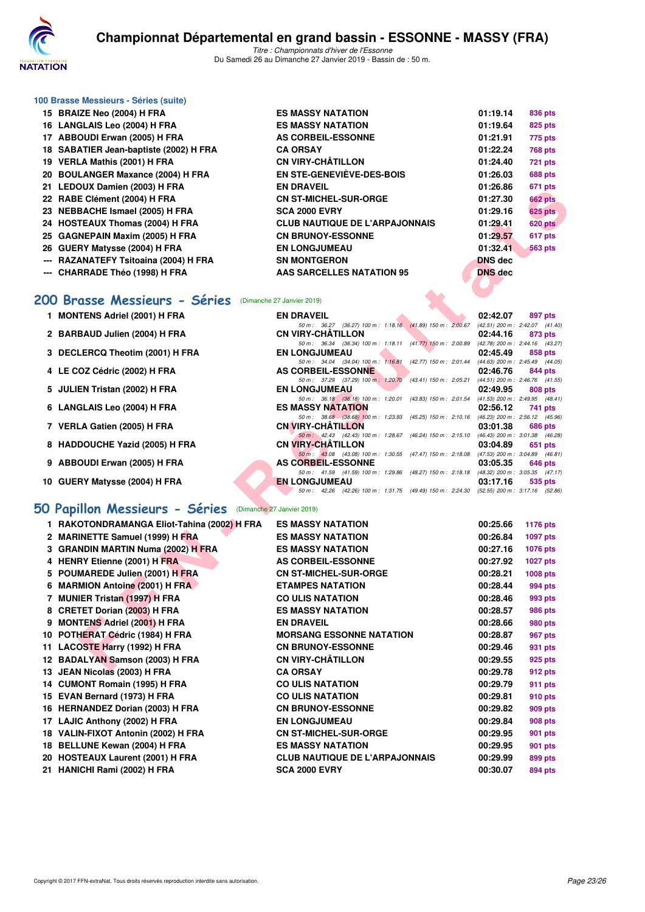# Championnat Départemental en grand bassin - ESSONNE - MASSY (FRA)

*Titre : Championnats d'hiver de l'Essonne*
Du Samedi 26 au Dimanche 27 Janvier 2019 - Bassin de : 50 m.

### 100 Brasse Messieurs - Séries (suite)

| | | | | |
|---|---|---|---|---|
| 15 | BRAIZE Neo (2004) H FRA | ES MASSY NATATION | 01:19.14 | 836 pts |
| 16 | LANGLAIS Leo (2004) H FRA | ES MASSY NATATION | 01:19.64 | 825 pts |
| 17 | ABBOUDI Erwan (2005) H FRA | AS CORBEIL-ESSONNE | 01:21.91 | 775 pts |
| 18 | SABATIER Jean-baptiste (2002) H FRA | CA ORSAY | 01:22.24 | 768 pts |
| 19 | VERLA Mathis (2001) H FRA | CN VIRY-CHÂTILLON | 01:24.40 | 721 pts |
| 20 | BOULANGER Maxance (2004) H FRA | EN STE-GENEVIÈVE-DES-BOIS | 01:26.03 | 688 pts |
| 21 | LEDOUX Damien (2003) H FRA | EN DRAVEIL | 01:26.86 | 671 pts |
| 22 | RABE Clément (2004) H FRA | CN ST-MICHEL-SUR-ORGE | 01:27.30 | 662 pts |
| 23 | NEBBACHE Ismael (2005) H FRA | SCA 2000 EVRY | 01:29.16 | 625 pts |
| 24 | HOSTEAUX Thomas (2004) H FRA | CLUB NAUTIQUE DE L'ARPAJONNAIS | 01:29.41 | 620 pts |
| 25 | GAGNEPAIN Maxim (2005) H FRA | CN BRUNOY-ESSONNE | 01:29.57 | 617 pts |
| 26 | GUERY Matysse (2004) H FRA | EN LONGJUMEAU | 01:32.41 | 563 pts |
| --- | RAZANATEFY Tsitoaina (2004) H FRA | SN MONTGERON | DNS dec | |
| --- | CHARRADE Théo (1998) H FRA | AAS SARCELLES NATATION 95 | DNS dec | |

## 200 Brasse Messieurs - Séries (Dimanche 27 Janvier 2019)

| | | | | | |
|---|---|---|---|---|---|
| 1 | MONTENS Adriel (2001) H FRA | EN DRAVEIL | 02:42.07 | 897 pts | 50 m : 36.27 (36.27) 100 m : 1:18.16 (41.89) 150 m : 2:00.67 (42.51) 200 m : 2:42.07 (41.40) |
| 2 | BARBAUD Julien (2004) H FRA | CN VIRY-CHÂTILLON | 02:44.16 | 873 pts | 50 m : 36.34 (36.34) 100 m : 1:18.11 (41.77) 150 m : 2:00.89 (42.78) 200 m : 2:44.16 (43.27) |
| 3 | DECLERCQ Theotim (2001) H FRA | EN LONGJUMEAU | 02:45.49 | 858 pts | 50 m : 34.04 (34.04) 100 m : 1:16.81 (42.77) 150 m : 2:01.44 (44.63) 200 m : 2:45.49 (44.05) |
| 4 | LE COZ Cédric (2002) H FRA | AS CORBEIL-ESSONNE | 02:46.76 | 844 pts | 50 m : 37.29 (37.29) 100 m : 1:20.70 (43.41) 150 m : 2:05.21 (44.51) 200 m : 2:46.76 (41.55) |
| 5 | JULIEN Tristan (2002) H FRA | EN LONGJUMEAU | 02:49.95 | 808 pts | 50 m : 36.18 (36.18) 100 m : 1:20.01 (43.83) 150 m : 2:01.54 (41.53) 200 m : 2:49.95 (48.41) |
| 6 | LANGLAIS Leo (2004) H FRA | ES MASSY NATATION | 02:56.12 | 741 pts | 50 m : 38.68 (38.68) 100 m : 1:23.93 (45.25) 150 m : 2:10.16 (46.23) 200 m : 2:56.12 (45.96) |
| 7 | VERLA Gatien (2005) H FRA | CN VIRY-CHÂTILLON | 03:01.38 | 686 pts | 50 m : 42.43 (42.43) 100 m : 1:28.67 (46.24) 150 m : 2:15.10 (46.43) 200 m : 3:01.38 (46.28) |
| 8 | HADDOUCHE Yazid (2005) H FRA | CN VIRY-CHÂTILLON | 03:04.89 | 651 pts | 50 m : 43.08 (43.08) 100 m : 1:30.55 (47.47) 150 m : 2:18.08 (47.53) 200 m : 3:04.89 (46.81) |
| 9 | ABBOUDI Erwan (2005) H FRA | AS CORBEIL-ESSONNE | 03:05.35 | 646 pts | 50 m : 41.59 (41.59) 100 m : 1:29.86 (48.27) 150 m : 2:18.18 (48.32) 200 m : 3:05.35 (47.17) |
| 10 | GUERY Matysse (2004) H FRA | EN LONGJUMEAU | 03:17.16 | 535 pts | 50 m : 42.26 (42.26) 100 m : 1:31.75 (49.49) 150 m : 2:24.30 (52.55) 200 m : 3:17.16 (52.86) |

## 50 Papillon Messieurs - Séries (Dimanche 27 Janvier 2019)

| | | | | |
|---|---|---|---|---|
| 1 | RAKOTONDRAMANGA Eliot-Tahina (2002) H FRA | ES MASSY NATATION | 00:25.66 | 1176 pts |
| 2 | MARINETTE Samuel (1999) H FRA | ES MASSY NATATION | 00:26.84 | 1097 pts |
| 3 | GRANDIN MARTIN Numa (2002) H FRA | ES MASSY NATATION | 00:27.16 | 1076 pts |
| 4 | HENRY Etienne (2001) H FRA | AS CORBEIL-ESSONNE | 00:27.92 | 1027 pts |
| 5 | POUMAREDE Julien (2001) H FRA | CN ST-MICHEL-SUR-ORGE | 00:28.21 | 1008 pts |
| 6 | MARMION Antoine (2001) H FRA | ETAMPES NATATION | 00:28.44 | 994 pts |
| 7 | MUNIER Tristan (1997) H FRA | CO ULIS NATATION | 00:28.46 | 993 pts |
| 8 | CRETET Dorian (2003) H FRA | ES MASSY NATATION | 00:28.57 | 986 pts |
| 9 | MONTENS Adriel (2001) H FRA | EN DRAVEIL | 00:28.66 | 980 pts |
| 10 | POTHERAT Cédric (1984) H FRA | MORSANG ESSONNE NATATION | 00:28.87 | 967 pts |
| 11 | LACOSTE Harry (1992) H FRA | CN BRUNOY-ESSONNE | 00:29.46 | 931 pts |
| 12 | BADALYAN Samson (2003) H FRA | CN VIRY-CHÂTILLON | 00:29.55 | 925 pts |
| 13 | JEAN Nicolas (2003) H FRA | CA ORSAY | 00:29.78 | 912 pts |
| 14 | CUMONT Romain (1995) H FRA | CO ULIS NATATION | 00:29.79 | 911 pts |
| 15 | EVAN Bernard (1973) H FRA | CO ULIS NATATION | 00:29.81 | 910 pts |
| 16 | HERNANDEZ Dorian (2003) H FRA | CN BRUNOY-ESSONNE | 00:29.82 | 909 pts |
| 17 | LAJIC Anthony (2002) H FRA | EN LONGJUMEAU | 00:29.84 | 908 pts |
| 18 | VALIN-FIXOT Antonin (2002) H FRA | CN ST-MICHEL-SUR-ORGE | 00:29.95 | 901 pts |
| 18 | BELLUNE Kewan (2004) H FRA | ES MASSY NATATION | 00:29.95 | 901 pts |
| 20 | HOSTEAUX Laurent (2001) H FRA | CLUB NAUTIQUE DE L'ARPAJONNAIS | 00:29.99 | 899 pts |
| 21 | HANICHI Rami (2002) H FRA | SCA 2000 EVRY | 00:30.07 | 894 pts |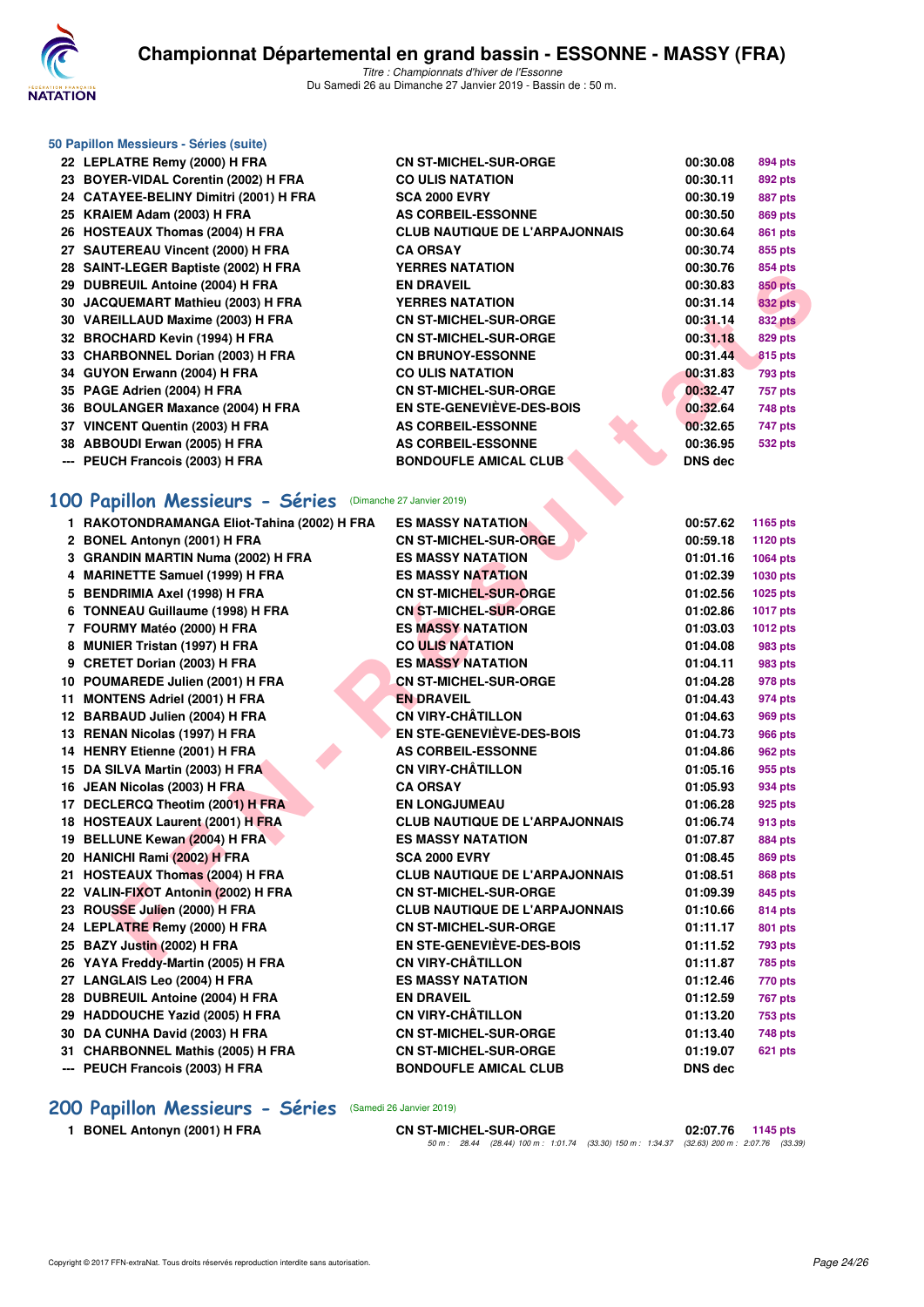### 50 Papillon Messieurs - Séries (suite)

| | | | | |
|---|---|---|---|---|
| 22 | LEPLATRE Remy (2000) H FRA | CN ST-MICHEL-SUR-ORGE | 00:30.08 | 894 pts |
| 23 | BOYER-VIDAL Corentin (2002) H FRA | CO ULIS NATATION | 00:30.11 | 892 pts |
| 24 | CATAYEE-BELINY Dimitri (2001) H FRA | SCA 2000 EVRY | 00:30.19 | 887 pts |
| 25 | KRAIEM Adam (2003) H FRA | AS CORBEIL-ESSONNE | 00:30.50 | 869 pts |
| 26 | HOSTEAUX Thomas (2004) H FRA | CLUB NAUTIQUE DE L'ARPAJONNAIS | 00:30.64 | 861 pts |
| 27 | SAUTEREAU Vincent (2000) H FRA | CA ORSAY | 00:30.74 | 855 pts |
| 28 | SAINT-LEGER Baptiste (2002) H FRA | YERRES NATATION | 00:30.76 | 854 pts |
| 29 | DUBREUIL Antoine (2004) H FRA | EN DRAVEIL | 00:30.83 | 850 pts |
| 30 | JACQUEMART Mathieu (2003) H FRA | YERRES NATATION | 00:31.14 | 832 pts |
| 30 | VAREILLAUD Maxime (2003) H FRA | CN ST-MICHEL-SUR-ORGE | 00:31.14 | 832 pts |
| 32 | BROCHARD Kevin (1994) H FRA | CN ST-MICHEL-SUR-ORGE | 00:31.18 | 829 pts |
| 33 | CHARBONNEL Dorian (2003) H FRA | CN BRUNOY-ESSONNE | 00:31.44 | 815 pts |
| 34 | GUYON Erwann (2004) H FRA | CO ULIS NATATION | 00:31.83 | 793 pts |
| 35 | PAGE Adrien (2004) H FRA | CN ST-MICHEL-SUR-ORGE | 00:32.47 | 757 pts |
| 36 | BOULANGER Maxance (2004) H FRA | EN STE-GENEVIÈVE-DES-BOIS | 00:32.64 | 748 pts |
| 37 | VINCENT Quentin (2003) H FRA | AS CORBEIL-ESSONNE | 00:32.65 | 747 pts |
| 38 | ABBOUDI Erwan (2005) H FRA | AS CORBEIL-ESSONNE | 00:36.95 | 532 pts |
| --- | PEUCH Francois (2003) H FRA | BONDOUFLE AMICAL CLUB | DNS dec | |

## 100 Papillon Messieurs - Séries (Dimanche 27 Janvier 2019)

| | | | | |
|---|---|---|---|---|
| 1 | RAKOTONDRAMANGA Eliot-Tahina (2002) H FRA | ES MASSY NATATION | 00:57.62 | 1165 pts |
| 2 | BONEL Antonyn (2001) H FRA | CN ST-MICHEL-SUR-ORGE | 00:59.18 | 1120 pts |
| 3 | GRANDIN MARTIN Numa (2002) H FRA | ES MASSY NATATION | 01:01.16 | 1064 pts |
| 4 | MARINETTE Samuel (1999) H FRA | ES MASSY NATATION | 01:02.39 | 1030 pts |
| 5 | BENDRIMIA Axel (1998) H FRA | CN ST-MICHEL-SUR-ORGE | 01:02.56 | 1025 pts |
| 6 | TONNEAU Guillaume (1998) H FRA | CN ST-MICHEL-SUR-ORGE | 01:02.86 | 1017 pts |
| 7 | FOURMY Matéo (2000) H FRA | ES MASSY NATATION | 01:03.03 | 1012 pts |
| 8 | MUNIER Tristan (1997) H FRA | CO ULIS NATATION | 01:04.08 | 983 pts |
| 9 | CRETET Dorian (2003) H FRA | ES MASSY NATATION | 01:04.11 | 983 pts |
| 10 | POUMAREDE Julien (2001) H FRA | CN ST-MICHEL-SUR-ORGE | 01:04.28 | 978 pts |
| 11 | MONTENS Adriel (2001) H FRA | EN DRAVEIL | 01:04.43 | 974 pts |
| 12 | BARBAUD Julien (2004) H FRA | CN VIRY-CHÂTILLON | 01:04.63 | 969 pts |
| 13 | RENAN Nicolas (1997) H FRA | EN STE-GENEVIÈVE-DES-BOIS | 01:04.73 | 966 pts |
| 14 | HENRY Etienne (2001) H FRA | AS CORBEIL-ESSONNE | 01:04.86 | 962 pts |
| 15 | DA SILVA Martin (2003) H FRA | CN VIRY-CHÂTILLON | 01:05.16 | 955 pts |
| 16 | JEAN Nicolas (2003) H FRA | CA ORSAY | 01:05.93 | 934 pts |
| 17 | DECLERCQ Theotim (2001) H FRA | EN LONGJUMEAU | 01:06.28 | 925 pts |
| 18 | HOSTEAUX Laurent (2001) H FRA | CLUB NAUTIQUE DE L'ARPAJONNAIS | 01:06.74 | 913 pts |
| 19 | BELLUNE Kewan (2004) H FRA | ES MASSY NATATION | 01:07.87 | 884 pts |
| 20 | HANICHI Rami (2002) H FRA | SCA 2000 EVRY | 01:08.45 | 869 pts |
| 21 | HOSTEAUX Thomas (2004) H FRA | CLUB NAUTIQUE DE L'ARPAJONNAIS | 01:08.51 | 868 pts |
| 22 | VALIN-FIXOT Antonin (2002) H FRA | CN ST-MICHEL-SUR-ORGE | 01:09.39 | 845 pts |
| 23 | ROUSSE Julien (2000) H FRA | CLUB NAUTIQUE DE L'ARPAJONNAIS | 01:10.66 | 814 pts |
| 24 | LEPLATRE Remy (2000) H FRA | CN ST-MICHEL-SUR-ORGE | 01:11.17 | 801 pts |
| 25 | BAZY Justin (2002) H FRA | EN STE-GENEVIÈVE-DES-BOIS | 01:11.52 | 793 pts |
| 26 | YAYA Freddy-Martin (2005) H FRA | CN VIRY-CHÂTILLON | 01:11.87 | 785 pts |
| 27 | LANGLAIS Leo (2004) H FRA | ES MASSY NATATION | 01:12.46 | 770 pts |
| 28 | DUBREUIL Antoine (2004) H FRA | EN DRAVEIL | 01:12.59 | 767 pts |
| 29 | HADDOUCHE Yazid (2005) H FRA | CN VIRY-CHÂTILLON | 01:13.20 | 753 pts |
| 30 | DA CUNHA David (2003) H FRA | CN ST-MICHEL-SUR-ORGE | 01:13.40 | 748 pts |
| 31 | CHARBONNEL Mathis (2005) H FRA | CN ST-MICHEL-SUR-ORGE | 01:19.07 | 621 pts |
| --- | PEUCH Francois (2003) H FRA | BONDOUFLE AMICAL CLUB | DNS dec | |

## 200 Papillon Messieurs - Séries (Samedi 26 Janvier 2019)

| | | | | |
|---|---|---|---|---|
| 1 | BONEL Antonyn (2001) H FRA | CN ST-MICHEL-SUR-ORGE | 02:07.76 | 1145 pts |

50 m : 28.44 (28.44) 100 m : 1:01.74 (33.30) 150 m : 1:34.37 (32.63) 200 m : 2:07.76 (33.39)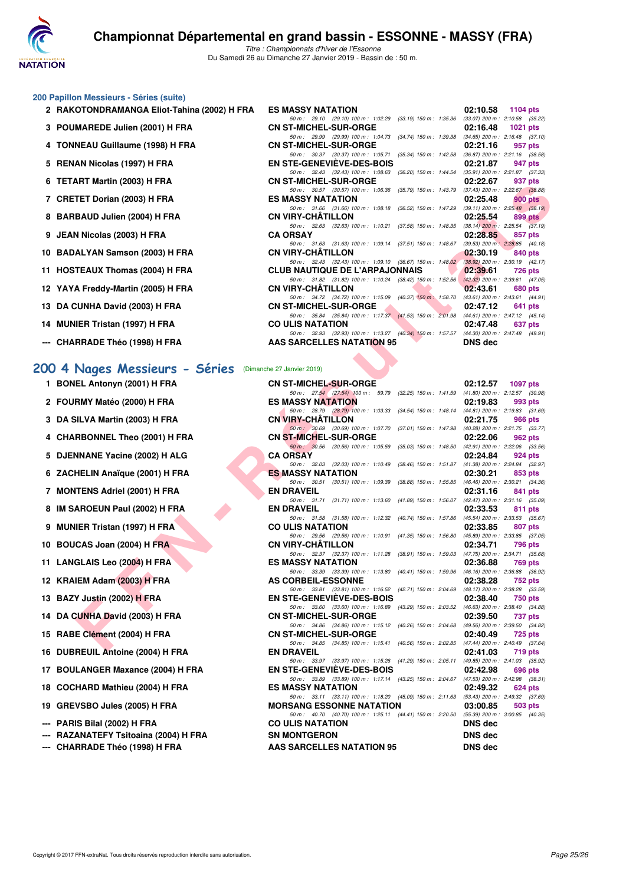### 200 Papillon Messieurs - Séries (suite)

| Rang | Nom | Club | Temps | Points |
|---|---|---|---|---|
| 2 | RAKOTONDRAMANGA Eliot-Tahina (2002) H FRA | ES MASSY NATATION | 02:10.58 | 1104 pts |
| | | 50 m : 29.10 (29.10) 100 m : 1:02.29 (33.19) 150 m : 1:35.36 (33.07) 200 m : 2:10.58 (35.22) | | |
| 3 | POUMAREDE Julien (2001) H FRA | CN ST-MICHEL-SUR-ORGE | 02:16.48 | 1021 pts |
| | | 50 m : 29.99 (29.99) 100 m : 1:04.73 (34.74) 150 m : 1:39.38 (34.65) 200 m : 2:16.48 (37.10) | | |
| 4 | TONNEAU Guillaume (1998) H FRA | CN ST-MICHEL-SUR-ORGE | 02:21.16 | 957 pts |
| | | 50 m : 30.37 (30.37) 100 m : 1:05.71 (35.34) 150 m : 1:42.58 (36.87) 200 m : 2:21.16 (38.58) | | |
| 5 | RENAN Nicolas (1997) H FRA | EN STE-GENEVIÈVE-DES-BOIS | 02:21.87 | 947 pts |
| | | 50 m : 32.43 (32.43) 100 m : 1:08.63 (36.20) 150 m : 1:44.54 (35.91) 200 m : 2:21.87 (37.33) | | |
| 6 | TETART Martin (2003) H FRA | CN ST-MICHEL-SUR-ORGE | 02:22.67 | 937 pts |
| | | 50 m : 30.57 (30.57) 100 m : 1:06.36 (35.79) 150 m : 1:43.79 (37.43) 200 m : 2:22.67 (38.88) | | |
| 7 | CRETET Dorian (2003) H FRA | ES MASSY NATATION | 02:25.48 | 900 pts |
| | | 50 m : 31.66 (31.66) 100 m : 1:08.18 (36.52) 150 m : 1:47.29 (39.11) 200 m : 2:25.48 (38.19) | | |
| 8 | BARBAUD Julien (2004) H FRA | CN VIRY-CHÂTILLON | 02:25.54 | 899 pts |
| | | 50 m : 32.63 (32.63) 100 m : 1:10.21 (37.58) 150 m : 1:48.35 (38.14) 200 m : 2:25.54 (37.19) | | |
| 9 | JEAN Nicolas (2003) H FRA | CA ORSAY | 02:28.85 | 857 pts |
| | | 50 m : 31.63 (31.63) 100 m : 1:09.14 (37.51) 150 m : 1:48.67 (39.53) 200 m : 2:28.85 (40.18) | | |
| 10 | BADALYAN Samson (2003) H FRA | CN VIRY-CHÂTILLON | 02:30.19 | 840 pts |
| | | 50 m : 32.43 (32.43) 100 m : 1:09.10 (36.67) 150 m : 1:48.02 (38.92) 200 m : 2:30.19 (42.17) | | |
| 11 | HOSTEAUX Thomas (2004) H FRA | CLUB NAUTIQUE DE L'ARPAJONNAIS | 02:39.61 | 726 pts |
| | | 50 m : 31.82 (31.82) 100 m : 1:10.24 (38.42) 150 m : 1:52.56 (42.32) 200 m : 2:39.61 (47.05) | | |
| 12 | YAYA Freddy-Martin (2005) H FRA | CN VIRY-CHÂTILLON | 02:43.61 | 680 pts |
| | | 50 m : 34.72 (34.72) 100 m : 1:15.09 (40.37) 150 m : 1:58.70 (43.61) 200 m : 2:43.61 (44.91) | | |
| 13 | DA CUNHA David (2003) H FRA | CN ST-MICHEL-SUR-ORGE | 02:47.12 | 641 pts |
| | | 50 m : 35.84 (35.84) 100 m : 1:17.37 (41.53) 150 m : 2:01.98 (44.61) 200 m : 2:47.12 (45.14) | | |
| 14 | MUNIER Tristan (1997) H FRA | CO ULIS NATATION | 02:47.48 | 637 pts |
| | | 50 m : 32.93 (32.93) 100 m : 1:13.27 (40.34) 150 m : 1:57.57 (44.30) 200 m : 2:47.48 (49.91) | | |
| --- | CHARRADE Théo (1998) H FRA | AAS SARCELLES NATATION 95 | DNS dec | |

## 200 4 Nages Messieurs - Séries (Dimanche 27 Janvier 2019)

| Rang | Nom | Club | Temps | Points |
|---|---|---|---|---|
| 1 | BONEL Antonyn (2001) H FRA | CN ST-MICHEL-SUR-ORGE | 02:12.57 | 1097 pts |
| | | 50 m : 27.54 (27.54) 100 m : 59.79 (32.25) 150 m : 1:41.59 (41.80) 200 m : 2:12.57 (30.98) | | |
| 2 | FOURMY Matéo (2000) H FRA | ES MASSY NATATION | 02:19.83 | 993 pts |
| | | 50 m : 28.79 (28.79) 100 m : 1:03.33 (34.54) 150 m : 1:48.14 (44.81) 200 m : 2:19.83 (31.69) | | |
| 3 | DA SILVA Martin (2003) H FRA | CN VIRY-CHÂTILLON | 02:21.75 | 966 pts |
| | | 50 m : 30.69 (30.69) 100 m : 1:07.70 (37.01) 150 m : 1:47.98 (40.28) 200 m : 2:21.75 (33.77) | | |
| 4 | CHARBONNEL Theo (2001) H FRA | CN ST-MICHEL-SUR-ORGE | 02:22.06 | 962 pts |
| | | 50 m : 30.56 (30.56) 100 m : 1:05.59 (35.03) 150 m : 1:48.50 (42.91) 200 m : 2:22.06 (33.56) | | |
| 5 | DJENNANE Yacine (2002) H ALG | CA ORSAY | 02:24.84 | 924 pts |
| | | 50 m : 32.03 (32.03) 100 m : 1:10.49 (38.46) 150 m : 1:51.87 (41.38) 200 m : 2:24.84 (32.97) | | |
| 6 | ZACHELIN Anaïque (2001) H FRA | ES MASSY NATATION | 02:30.21 | 853 pts |
| | | 50 m : 30.51 (30.51) 100 m : 1:09.39 (38.88) 150 m : 1:55.85 (46.46) 200 m : 2:30.21 (34.36) | | |
| 7 | MONTENS Adriel (2001) H FRA | EN DRAVEIL | 02:31.16 | 841 pts |
| | | 50 m : 31.71 (31.71) 100 m : 1:13.60 (41.89) 150 m : 1:56.07 (42.47) 200 m : 2:31.16 (35.09) | | |
| 8 | IM SAROEUN Paul (2002) H FRA | EN DRAVEIL | 02:33.53 | 811 pts |
| | | 50 m : 31.58 (31.58) 100 m : 1:12.32 (40.74) 150 m : 1:57.86 (45.54) 200 m : 2:33.53 (35.67) | | |
| 9 | MUNIER Tristan (1997) H FRA | CO ULIS NATATION | 02:33.85 | 807 pts |
| | | 50 m : 29.56 (29.56) 100 m : 1:10.91 (41.35) 150 m : 1:56.80 (45.89) 200 m : 2:33.85 (37.05) | | |
| 10 | BOUCAS Joan (2004) H FRA | CN VIRY-CHÂTILLON | 02:34.71 | 796 pts |
| | | 50 m : 32.37 (32.37) 100 m : 1:11.28 (38.91) 150 m : 1:59.03 (47.75) 200 m : 2:34.71 (35.68) | | |
| 11 | LANGLAIS Leo (2004) H FRA | ES MASSY NATATION | 02:36.88 | 769 pts |
| | | 50 m : 33.39 (33.39) 100 m : 1:13.80 (40.41) 150 m : 1:59.96 (46.16) 200 m : 2:36.88 (36.92) | | |
| 12 | KRAIEM Adam (2003) H FRA | AS CORBEIL-ESSONNE | 02:38.28 | 752 pts |
| | | 50 m : 33.81 (33.81) 100 m : 1:16.52 (42.71) 150 m : 2:04.69 (48.17) 200 m : 2:38.28 (33.59) | | |
| 13 | BAZY Justin (2002) H FRA | EN STE-GENEVIÈVE-DES-BOIS | 02:38.40 | 750 pts |
| | | 50 m : 33.60 (33.60) 100 m : 1:16.89 (43.29) 150 m : 2:03.52 (46.63) 200 m : 2:38.40 (34.88) | | |
| 14 | DA CUNHA David (2003) H FRA | CN ST-MICHEL-SUR-ORGE | 02:39.50 | 737 pts |
| | | 50 m : 34.86 (34.86) 100 m : 1:15.12 (40.26) 150 m : 2:04.68 (49.56) 200 m : 2:39.50 (34.82) | | |
| 15 | RABE Clément (2004) H FRA | CN ST-MICHEL-SUR-ORGE | 02:40.49 | 725 pts |
| | | 50 m : 34.85 (34.85) 100 m : 1:15.41 (40.56) 150 m : 2:02.85 (47.44) 200 m : 2:40.49 (37.64) | | |
| 16 | DUBREUIL Antoine (2004) H FRA | EN DRAVEIL | 02:41.03 | 719 pts |
| | | 50 m : 33.97 (33.97) 100 m : 1:15.26 (41.29) 150 m : 2:05.11 (49.85) 200 m : 2:41.03 (35.92) | | |
| 17 | BOULANGER Maxance (2004) H FRA | EN STE-GENEVIÈVE-DES-BOIS | 02:42.98 | 696 pts |
| | | 50 m : 33.89 (33.89) 100 m : 1:17.14 (43.25) 150 m : 2:04.67 (47.53) 200 m : 2:42.98 (38.31) | | |
| 18 | COCHARD Mathieu (2004) H FRA | ES MASSY NATATION | 02:49.32 | 624 pts |
| | | 50 m : 33.11 (33.11) 100 m : 1:18.20 (45.09) 150 m : 2:11.63 (53.43) 200 m : 2:49.32 (37.69) | | |
| 19 | GREVSBO Jules (2005) H FRA | MORSANG ESSONNE NATATION | 03:00.85 | 503 pts |
| | | 50 m : 40.70 (40.70) 100 m : 1:25.11 (44.41) 150 m : 2:20.50 (55.39) 200 m : 3:00.85 (40.35) | | |
| --- | PARIS Bilal (2002) H FRA | CO ULIS NATATION | DNS dec | |
| --- | RAZANATEFY Tsitoaina (2004) H FRA | SN MONTGERON | DNS dec | |
| --- | CHARRADE Théo (1998) H FRA | AAS SARCELLES NATATION 95 | DNS dec | |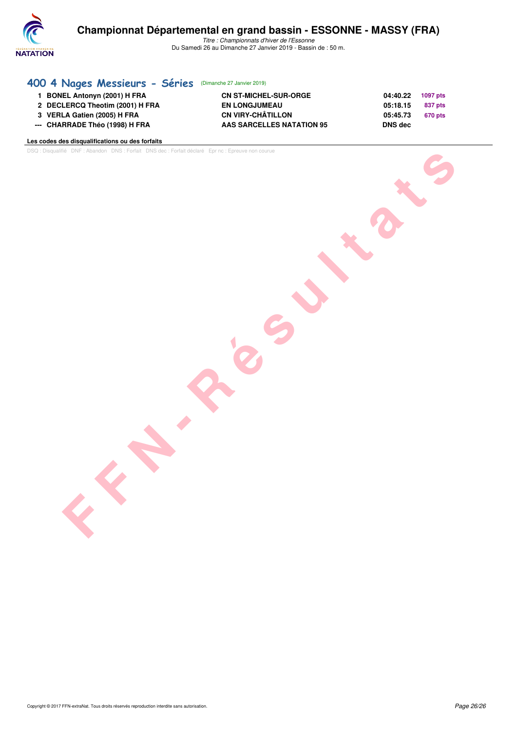# Championnat Départemental en grand bassin - ESSONNE - MASSY (FRA)

*Titre : Championnats d'hiver de l'Essonne*
Du Samedi 26 au Dimanche 27 Janvier 2019 - Bassin de : 50 m.

## 400 4 Nages Messieurs - Séries (Dimanche 27 Janvier 2019)

| | | | | |
|---|---|---|---|---|
| 1 | BONEL Antonyn (2001) H FRA | CN ST-MICHEL-SUR-ORGE | 04:40.22 | 1097 pts |
| 2 | DECLERCQ Theotim (2001) H FRA | EN LONGJUMEAU | 05:18.15 | 837 pts |
| 3 | VERLA Gatien (2005) H FRA | CN VIRY-CHÂTILLON | 05:45.73 | 670 pts |
| --- | CHARRADE Théo (1998) H FRA | AAS SARCELLES NATATION 95 | DNS dec | |

**Les codes des disqualifications ou des forfaits**

DSQ : Disqualifié DNF : Abandon DNS : Forfait DNS dec : Forfait déclaré Epr nc : Epreuve non courue

Copyright © 2017 FFN-extraNat. Tous droits réservés reproduction interdite sans autorisation.